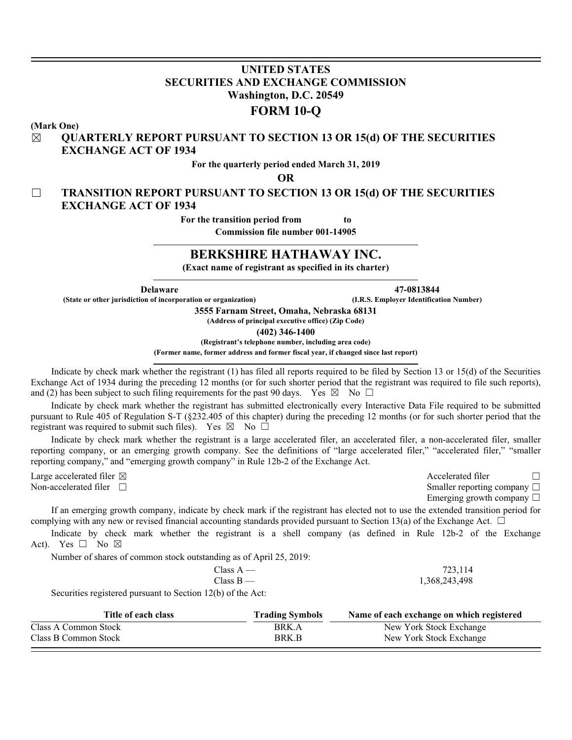# UNITED STATES
# SECURITIES AND EXCHANGE COMMISSION
**Washington, D.C. 20549**

# FORM 10-Q

**(Mark One)**

☒ **QUARTERLY REPORT PURSUANT TO SECTION 13 OR 15(d) OF THE SECURITIES EXCHANGE ACT OF 1934**

**For the quarterly period ended March 31, 2019**

**OR**

☐ **TRANSITION REPORT PURSUANT TO SECTION 13 OR 15(d) OF THE SECURITIES EXCHANGE ACT OF 1934**

**For the transition period from to**

**Commission file number 001-14905**

# BERKSHIRE HATHAWAY INC.

**(Exact name of registrant as specified in its charter)**

| **Delaware** | **47-0813844** |
|---|---|
| **(State or other jurisdiction of incorporation or organization)** | **(I.R.S. Employer Identification Number)** |

**3555 Farnam Street, Omaha, Nebraska 68131**

**(Address of principal executive office) (Zip Code)**

**(402) 346-1400**

**(Registrant's telephone number, including area code)**

**(Former name, former address and former fiscal year, if changed since last report)**

Indicate by check mark whether the registrant (1) has filed all reports required to be filed by Section 13 or 15(d) of the Securities Exchange Act of 1934 during the preceding 12 months (or for such shorter period that the registrant was required to file such reports), and (2) has been subject to such filing requirements for the past 90 days. Yes ☒ No ☐

Indicate by check mark whether the registrant has submitted electronically every Interactive Data File required to be submitted pursuant to Rule 405 of Regulation S-T (§232.405 of this chapter) during the preceding 12 months (or for such shorter period that the registrant was required to submit such files). Yes ☒ No ☐

Indicate by check mark whether the registrant is a large accelerated filer, an accelerated filer, a non-accelerated filer, smaller reporting company, or an emerging growth company. See the definitions of "large accelerated filer," "accelerated filer," "smaller reporting company," and "emerging growth company" in Rule 12b-2 of the Exchange Act.

| | |
|---|---|
| Large accelerated filer ☒ | Accelerated filer ☐ |
| Non-accelerated filer ☐ | Smaller reporting company ☐ |
| | Emerging growth company ☐ |

If an emerging growth company, indicate by check mark if the registrant has elected not to use the extended transition period for complying with any new or revised financial accounting standards provided pursuant to Section 13(a) of the Exchange Act. ☐

Indicate by check mark whether the registrant is a shell company (as defined in Rule 12b-2 of the Exchange Act). Yes ☐ No ☒

Number of shares of common stock outstanding as of April 25, 2019:

| | |
|---|---|
| Class A — | 723,114 |
| Class B — | 1,368,243,498 |

Securities registered pursuant to Section 12(b) of the Act:

| Title of each class | Trading Symbols | Name of each exchange on which registered |
|---|---|---|
| Class A Common Stock | BRK.A | New York Stock Exchange |
| Class B Common Stock | BRK.B | New York Stock Exchange |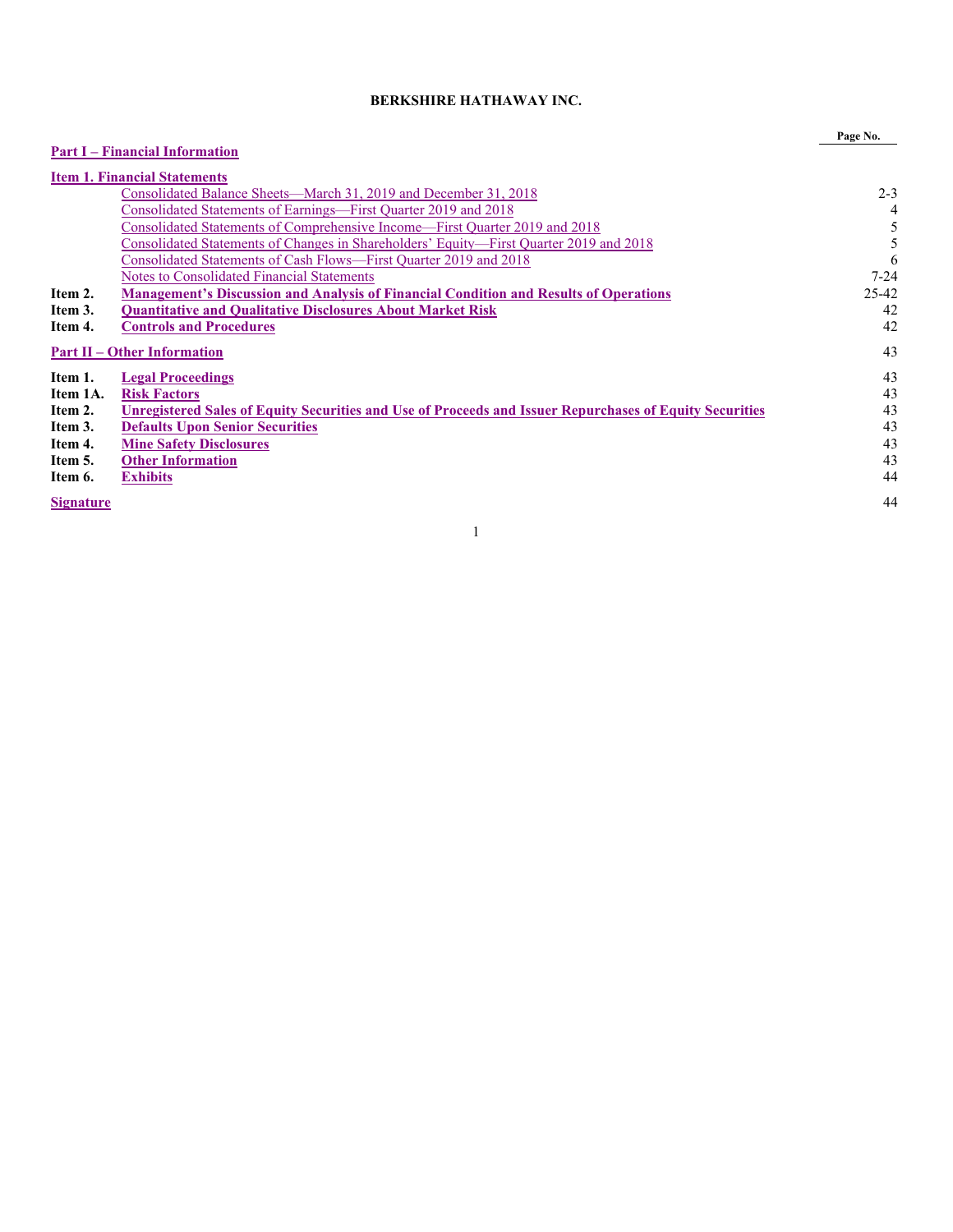**BERKSHIRE HATHAWAY INC.**

| | | Page No. |
|---|---|---|
| **Part I – Financial Information** | | |
| **Item 1. Financial Statements** | | |
| | Consolidated Balance Sheets—March 31, 2019 and December 31, 2018 | 2-3 |
| | Consolidated Statements of Earnings—First Quarter 2019 and 2018 | 4 |
| | Consolidated Statements of Comprehensive Income—First Quarter 2019 and 2018 | 5 |
| | Consolidated Statements of Changes in Shareholders' Equity—First Quarter 2019 and 2018 | 5 |
| | Consolidated Statements of Cash Flows—First Quarter 2019 and 2018 | 6 |
| | Notes to Consolidated Financial Statements | 7-24 |
| **Item 2.** | **Management's Discussion and Analysis of Financial Condition and Results of Operations** | 25-42 |
| **Item 3.** | **Quantitative and Qualitative Disclosures About Market Risk** | 42 |
| **Item 4.** | **Controls and Procedures** | 42 |
| **Part II – Other Information** | | 43 |
| **Item 1.** | **Legal Proceedings** | 43 |
| **Item 1A.** | **Risk Factors** | 43 |
| **Item 2.** | **Unregistered Sales of Equity Securities and Use of Proceeds and Issuer Repurchases of Equity Securities** | 43 |
| **Item 3.** | **Defaults Upon Senior Securities** | 43 |
| **Item 4.** | **Mine Safety Disclosures** | 43 |
| **Item 5.** | **Other Information** | 43 |
| **Item 6.** | **Exhibits** | 44 |
| **Signature** | | 44 |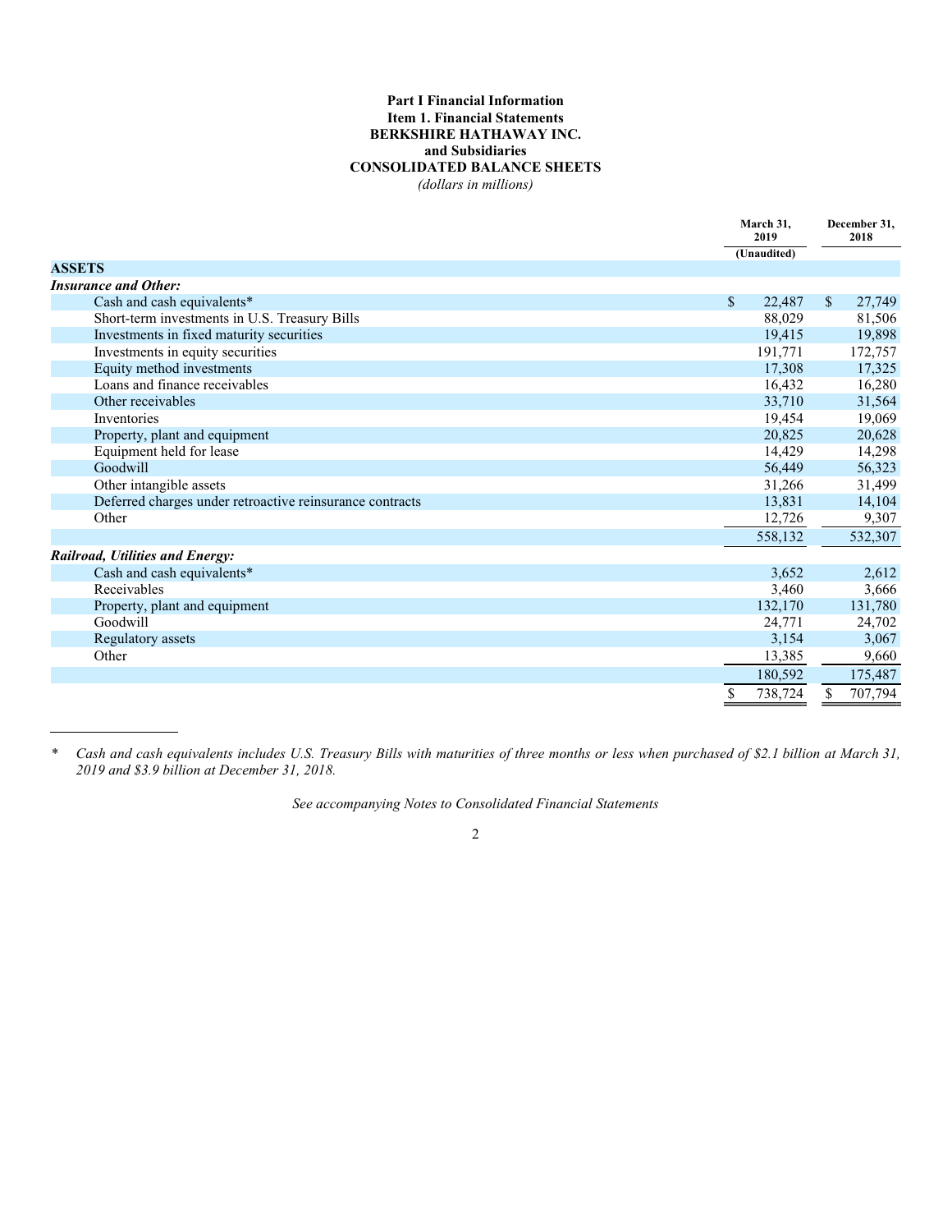**Part I Financial Information**
**Item 1. Financial Statements**
**BERKSHIRE HATHAWAY INC.**
**and Subsidiaries**
**CONSOLIDATED BALANCE SHEETS**
*(dollars in millions)*

| | March 31, 2019 (Unaudited) | December 31, 2018 |
|---|---|---|
| **ASSETS** | | |
| ***Insurance and Other:*** | | |
| Cash and cash equivalents* | $ 22,487 | $ 27,749 |
| Short-term investments in U.S. Treasury Bills | 88,029 | 81,506 |
| Investments in fixed maturity securities | 19,415 | 19,898 |
| Investments in equity securities | 191,771 | 172,757 |
| Equity method investments | 17,308 | 17,325 |
| Loans and finance receivables | 16,432 | 16,280 |
| Other receivables | 33,710 | 31,564 |
| Inventories | 19,454 | 19,069 |
| Property, plant and equipment | 20,825 | 20,628 |
| Equipment held for lease | 14,429 | 14,298 |
| Goodwill | 56,449 | 56,323 |
| Other intangible assets | 31,266 | 31,499 |
| Deferred charges under retroactive reinsurance contracts | 13,831 | 14,104 |
| Other | 12,726 | 9,307 |
| | 558,132 | 532,307 |
| ***Railroad, Utilities and Energy:*** | | |
| Cash and cash equivalents* | 3,652 | 2,612 |
| Receivables | 3,460 | 3,666 |
| Property, plant and equipment | 132,170 | 131,780 |
| Goodwill | 24,771 | 24,702 |
| Regulatory assets | 3,154 | 3,067 |
| Other | 13,385 | 9,660 |
| | 180,592 | 175,487 |
| | $ 738,724 | $ 707,794 |

\* *Cash and cash equivalents includes U.S. Treasury Bills with maturities of three months or less when purchased of $2.1 billion at March 31, 2019 and $3.9 billion at December 31, 2018.*

*See accompanying Notes to Consolidated Financial Statements*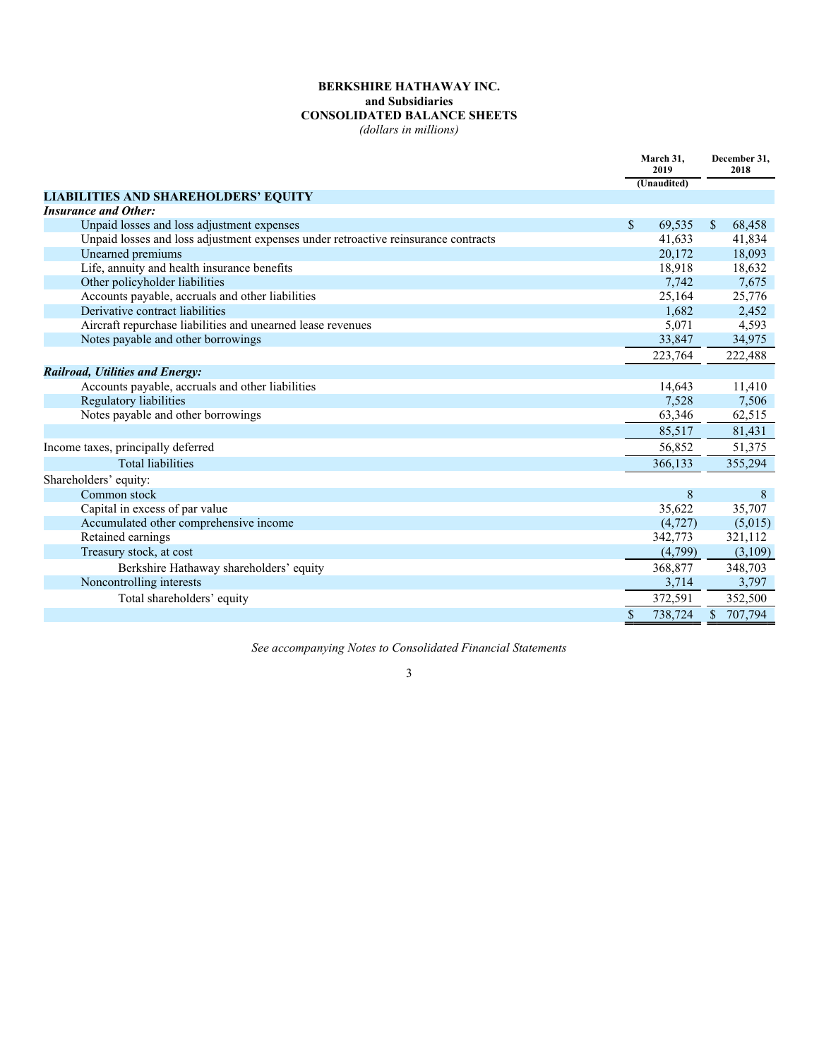**BERKSHIRE HATHAWAY INC.**
**and Subsidiaries**
**CONSOLIDATED BALANCE SHEETS**
*(dollars in millions)*

| | March 31, 2019 (Unaudited) | December 31, 2018 |
|---|---|---|
| **LIABILITIES AND SHAREHOLDERS' EQUITY** | | |
| ***Insurance and Other:*** | | |
| Unpaid losses and loss adjustment expenses | $ 69,535 | $ 68,458 |
| Unpaid losses and loss adjustment expenses under retroactive reinsurance contracts | 41,633 | 41,834 |
| Unearned premiums | 20,172 | 18,093 |
| Life, annuity and health insurance benefits | 18,918 | 18,632 |
| Other policyholder liabilities | 7,742 | 7,675 |
| Accounts payable, accruals and other liabilities | 25,164 | 25,776 |
| Derivative contract liabilities | 1,682 | 2,452 |
| Aircraft repurchase liabilities and unearned lease revenues | 5,071 | 4,593 |
| Notes payable and other borrowings | 33,847 | 34,975 |
| | 223,764 | 222,488 |
| ***Railroad, Utilities and Energy:*** | | |
| Accounts payable, accruals and other liabilities | 14,643 | 11,410 |
| Regulatory liabilities | 7,528 | 7,506 |
| Notes payable and other borrowings | 63,346 | 62,515 |
| | 85,517 | 81,431 |
| Income taxes, principally deferred | 56,852 | 51,375 |
| Total liabilities | 366,133 | 355,294 |
| Shareholders' equity: | | |
| Common stock | 8 | 8 |
| Capital in excess of par value | 35,622 | 35,707 |
| Accumulated other comprehensive income | (4,727) | (5,015) |
| Retained earnings | 342,773 | 321,112 |
| Treasury stock, at cost | (4,799) | (3,109) |
| Berkshire Hathaway shareholders' equity | 368,877 | 348,703 |
| Noncontrolling interests | 3,714 | 3,797 |
| Total shareholders' equity | 372,591 | 352,500 |
| | $ 738,724 | $ 707,794 |

*See accompanying Notes to Consolidated Financial Statements*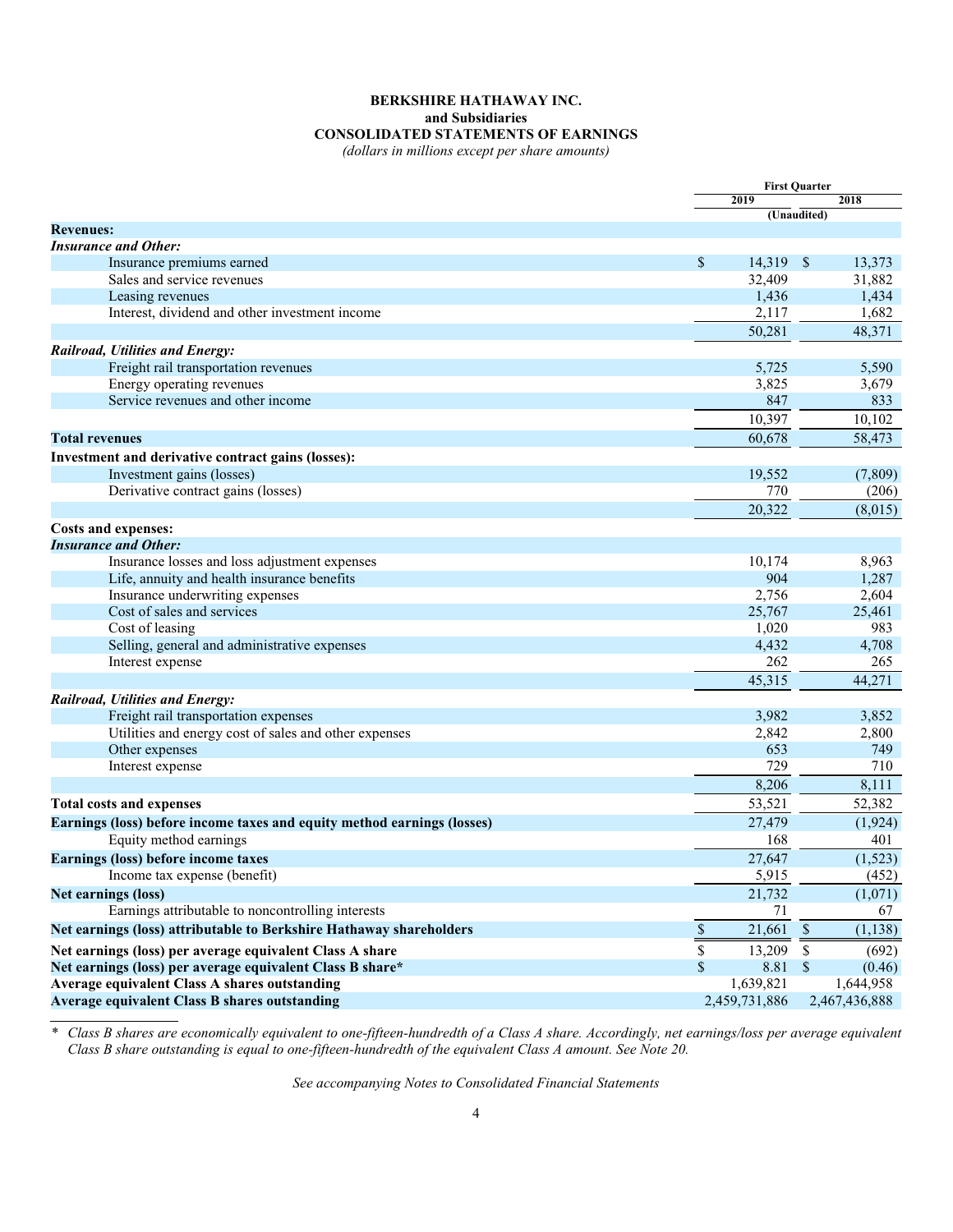# BERKSHIRE HATHAWAY INC.
## and Subsidiaries
## CONSOLIDATED STATEMENTS OF EARNINGS
*(dollars in millions except per share amounts)*

| | First Quarter | |
|---|---|---|
| | 2019 | 2018 |
| | (Unaudited) | |
| **Revenues:** | | |
| ***Insurance and Other:*** | | |
| Insurance premiums earned | $ 14,319 | $ 13,373 |
| Sales and service revenues | 32,409 | 31,882 |
| Leasing revenues | 1,436 | 1,434 |
| Interest, dividend and other investment income | 2,117 | 1,682 |
| | 50,281 | 48,371 |
| ***Railroad, Utilities and Energy:*** | | |
| Freight rail transportation revenues | 5,725 | 5,590 |
| Energy operating revenues | 3,825 | 3,679 |
| Service revenues and other income | 847 | 833 |
| | 10,397 | 10,102 |
| **Total revenues** | 60,678 | 58,473 |
| **Investment and derivative contract gains (losses):** | | |
| Investment gains (losses) | 19,552 | (7,809) |
| Derivative contract gains (losses) | 770 | (206) |
| | 20,322 | (8,015) |
| **Costs and expenses:** | | |
| ***Insurance and Other:*** | | |
| Insurance losses and loss adjustment expenses | 10,174 | 8,963 |
| Life, annuity and health insurance benefits | 904 | 1,287 |
| Insurance underwriting expenses | 2,756 | 2,604 |
| Cost of sales and services | 25,767 | 25,461 |
| Cost of leasing | 1,020 | 983 |
| Selling, general and administrative expenses | 4,432 | 4,708 |
| Interest expense | 262 | 265 |
| | 45,315 | 44,271 |
| ***Railroad, Utilities and Energy:*** | | |
| Freight rail transportation expenses | 3,982 | 3,852 |
| Utilities and energy cost of sales and other expenses | 2,842 | 2,800 |
| Other expenses | 653 | 749 |
| Interest expense | 729 | 710 |
| | 8,206 | 8,111 |
| **Total costs and expenses** | 53,521 | 52,382 |
| **Earnings (loss) before income taxes and equity method earnings (losses)** | 27,479 | (1,924) |
| Equity method earnings | 168 | 401 |
| **Earnings (loss) before income taxes** | 27,647 | (1,523) |
| Income tax expense (benefit) | 5,915 | (452) |
| **Net earnings (loss)** | 21,732 | (1,071) |
| Earnings attributable to noncontrolling interests | 71 | 67 |
| **Net earnings (loss) attributable to Berkshire Hathaway shareholders** | $ 21,661 | $ (1,138) |
| **Net earnings (loss) per average equivalent Class A share** | $ 13,209 | $ (692) |
| **Net earnings (loss) per average equivalent Class B share*** | $ 8.81 | $ (0.46) |
| **Average equivalent Class A shares outstanding** | 1,639,821 | 1,644,958 |
| **Average equivalent Class B shares outstanding** | 2,459,731,886 | 2,467,436,888 |

\* *Class B shares are economically equivalent to one-fifteen-hundredth of a Class A share. Accordingly, net earnings/loss per average equivalent Class B share outstanding is equal to one-fifteen-hundredth of the equivalent Class A amount. See Note 20.*

*See accompanying Notes to Consolidated Financial Statements*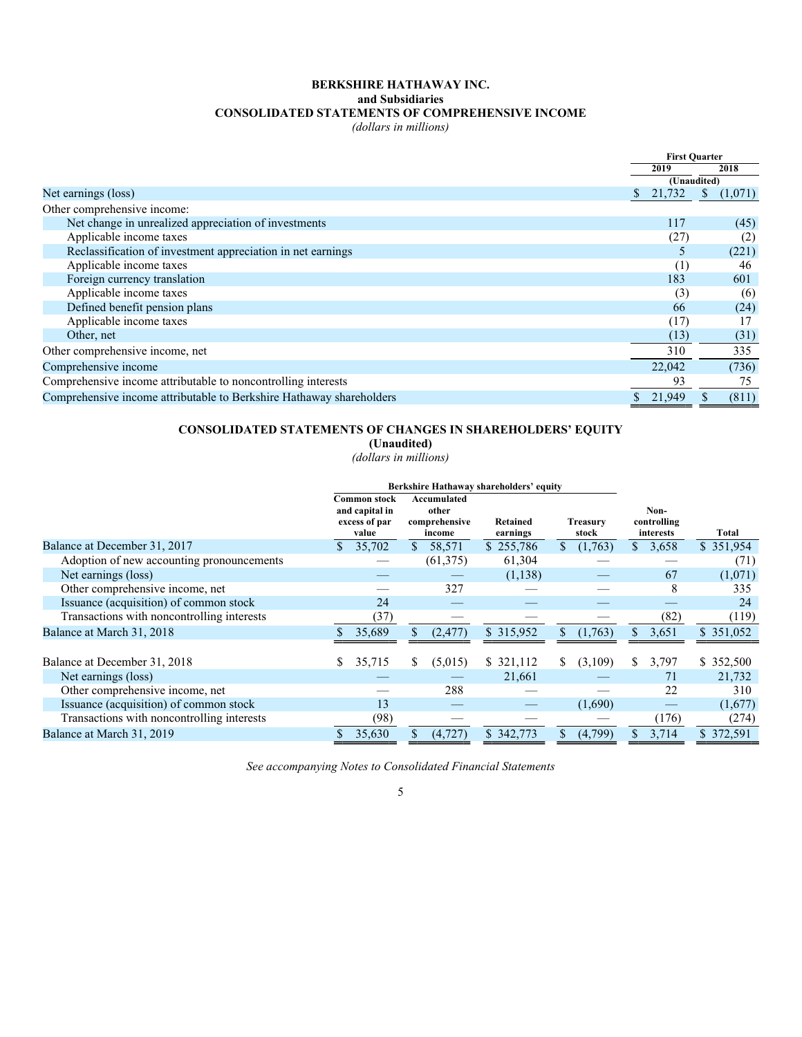# BERKSHIRE HATHAWAY INC.
## and Subsidiaries
## CONSOLIDATED STATEMENTS OF COMPREHENSIVE INCOME
*(dollars in millions)*

| | First Quarter | |
|---|---|---|
| | 2019 | 2018 |
| | (Unaudited) | |
| Net earnings (loss) | $ 21,732 | $ (1,071) |
| Other comprehensive income: | | |
| Net change in unrealized appreciation of investments | 117 | (45) |
| Applicable income taxes | (27) | (2) |
| Reclassification of investment appreciation in net earnings | 5 | (221) |
| Applicable income taxes | (1) | 46 |
| Foreign currency translation | 183 | 601 |
| Applicable income taxes | (3) | (6) |
| Defined benefit pension plans | 66 | (24) |
| Applicable income taxes | (17) | 17 |
| Other, net | (13) | (31) |
| Other comprehensive income, net | 310 | 335 |
| Comprehensive income | 22,042 | (736) |
| Comprehensive income attributable to noncontrolling interests | 93 | 75 |
| Comprehensive income attributable to Berkshire Hathaway shareholders | $ 21,949 | $ (811) |

## CONSOLIDATED STATEMENTS OF CHANGES IN SHAREHOLDERS' EQUITY
**(Unaudited)**
*(dollars in millions)*

| | Berkshire Hathaway shareholders' equity | | | | | |
|---|---|---|---|---|---|---|
| | Common stock and capital in excess of par value | Accumulated other comprehensive income | Retained earnings | Treasury stock | Non-controlling interests | Total |
| Balance at December 31, 2017 | $ 35,702 | $ 58,571 | $ 255,786 | $ (1,763) | $ 3,658 | $ 351,954 |
| Adoption of new accounting pronouncements | — | (61,375) | 61,304 | — | — | (71) |
| Net earnings (loss) | — | — | (1,138) | — | 67 | (1,071) |
| Other comprehensive income, net | — | 327 | — | — | 8 | 335 |
| Issuance (acquisition) of common stock | 24 | — | — | — | — | 24 |
| Transactions with noncontrolling interests | (37) | — | — | — | (82) | (119) |
| Balance at March 31, 2018 | $ 35,689 | $ (2,477) | $ 315,952 | $ (1,763) | $ 3,651 | $ 351,052 |
| | | | | | | |
| Balance at December 31, 2018 | $ 35,715 | $ (5,015) | $ 321,112 | $ (3,109) | $ 3,797 | $ 352,500 |
| Net earnings (loss) | — | — | 21,661 | — | 71 | 21,732 |
| Other comprehensive income, net | — | 288 | — | — | 22 | 310 |
| Issuance (acquisition) of common stock | 13 | — | — | (1,690) | — | (1,677) |
| Transactions with noncontrolling interests | (98) | — | — | — | (176) | (274) |
| Balance at March 31, 2019 | $ 35,630 | $ (4,727) | $ 342,773 | $ (4,799) | $ 3,714 | $ 372,591 |

*See accompanying Notes to Consolidated Financial Statements*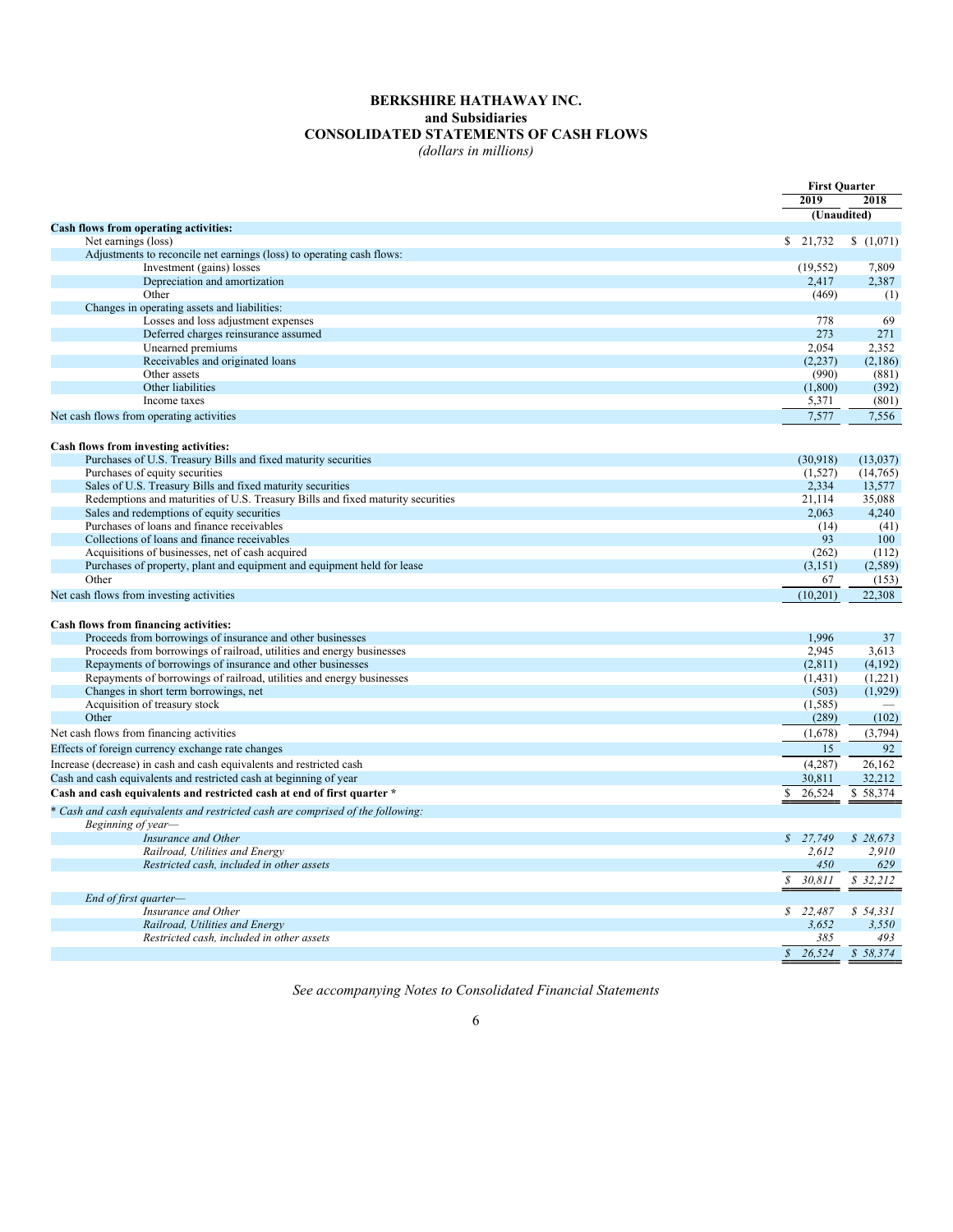**BERKSHIRE HATHAWAY INC.**
**and Subsidiaries**
**CONSOLIDATED STATEMENTS OF CASH FLOWS**
*(dollars in millions)*

| | First Quarter | |
|---|---|---|
| | 2019 | 2018 |
| | (Unaudited) | |
| **Cash flows from operating activities:** | | |
| Net earnings (loss) | $ 21,732 | $ (1,071) |
| Adjustments to reconcile net earnings (loss) to operating cash flows: | | |
| Investment (gains) losses | (19,552) | 7,809 |
| Depreciation and amortization | 2,417 | 2,387 |
| Other | (469) | (1) |
| Changes in operating assets and liabilities: | | |
| Losses and loss adjustment expenses | 778 | 69 |
| Deferred charges reinsurance assumed | 273 | 271 |
| Unearned premiums | 2,054 | 2,352 |
| Receivables and originated loans | (2,237) | (2,186) |
| Other assets | (990) | (881) |
| Other liabilities | (1,800) | (392) |
| Income taxes | 5,371 | (801) |
| Net cash flows from operating activities | 7,577 | 7,556 |
| **Cash flows from investing activities:** | | |
| Purchases of U.S. Treasury Bills and fixed maturity securities | (30,918) | (13,037) |
| Purchases of equity securities | (1,527) | (14,765) |
| Sales of U.S. Treasury Bills and fixed maturity securities | 2,334 | 13,577 |
| Redemptions and maturities of U.S. Treasury Bills and fixed maturity securities | 21,114 | 35,088 |
| Sales and redemptions of equity securities | 2,063 | 4,240 |
| Purchases of loans and finance receivables | (14) | (41) |
| Collections of loans and finance receivables | 93 | 100 |
| Acquisitions of businesses, net of cash acquired | (262) | (112) |
| Purchases of property, plant and equipment and equipment held for lease | (3,151) | (2,589) |
| Other | 67 | (153) |
| Net cash flows from investing activities | (10,201) | 22,308 |
| **Cash flows from financing activities:** | | |
| Proceeds from borrowings of insurance and other businesses | 1,996 | 37 |
| Proceeds from borrowings of railroad, utilities and energy businesses | 2,945 | 3,613 |
| Repayments of borrowings of insurance and other businesses | (2,811) | (4,192) |
| Repayments of borrowings of railroad, utilities and energy businesses | (1,431) | (1,221) |
| Changes in short term borrowings, net | (503) | (1,929) |
| Acquisition of treasury stock | (1,585) | — |
| Other | (289) | (102) |
| Net cash flows from financing activities | (1,678) | (3,794) |
| Effects of foreign currency exchange rate changes | 15 | 92 |
| Increase (decrease) in cash and cash equivalents and restricted cash | (4,287) | 26,162 |
| Cash and cash equivalents and restricted cash at beginning of year | 30,811 | 32,212 |
| **Cash and cash equivalents and restricted cash at end of first quarter \*** | $ 26,524 | $ 58,374 |
| *\* Cash and cash equivalents and restricted cash are comprised of the following:* | | |
| *Beginning of year—* | | |
| *Insurance and Other* | *$ 27,749* | *$ 28,673* |
| *Railroad, Utilities and Energy* | *2,612* | *2,910* |
| *Restricted cash, included in other assets* | *450* | *629* |
| | *$ 30,811* | *$ 32,212* |
| *End of first quarter—* | | |
| *Insurance and Other* | *$ 22,487* | *$ 54,331* |
| *Railroad, Utilities and Energy* | *3,652* | *3,550* |
| *Restricted cash, included in other assets* | *385* | *493* |
| | *$ 26,524* | *$ 58,374* |

*See accompanying Notes to Consolidated Financial Statements*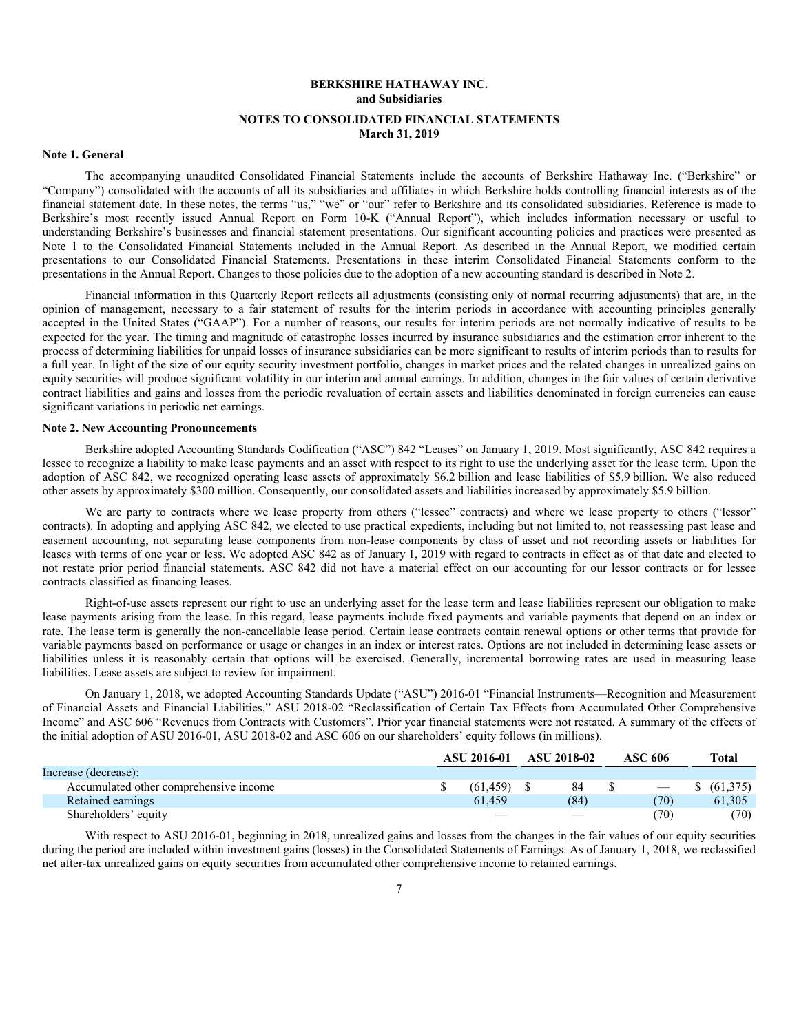**BERKSHIRE HATHAWAY INC.**
**and Subsidiaries**

**NOTES TO CONSOLIDATED FINANCIAL STATEMENTS**
**March 31, 2019**

**Note 1. General**

The accompanying unaudited Consolidated Financial Statements include the accounts of Berkshire Hathaway Inc. ("Berkshire" or "Company") consolidated with the accounts of all its subsidiaries and affiliates in which Berkshire holds controlling financial interests as of the financial statement date. In these notes, the terms "us," "we" or "our" refer to Berkshire and its consolidated subsidiaries. Reference is made to Berkshire's most recently issued Annual Report on Form 10-K ("Annual Report"), which includes information necessary or useful to understanding Berkshire's businesses and financial statement presentations. Our significant accounting policies and practices were presented as Note 1 to the Consolidated Financial Statements included in the Annual Report. As described in the Annual Report, we modified certain presentations to our Consolidated Financial Statements. Presentations in these interim Consolidated Financial Statements conform to the presentations in the Annual Report. Changes to those policies due to the adoption of a new accounting standard is described in Note 2.

Financial information in this Quarterly Report reflects all adjustments (consisting only of normal recurring adjustments) that are, in the opinion of management, necessary to a fair statement of results for the interim periods in accordance with accounting principles generally accepted in the United States ("GAAP"). For a number of reasons, our results for interim periods are not normally indicative of results to be expected for the year. The timing and magnitude of catastrophe losses incurred by insurance subsidiaries and the estimation error inherent to the process of determining liabilities for unpaid losses of insurance subsidiaries can be more significant to results of interim periods than to results for a full year. In light of the size of our equity security investment portfolio, changes in market prices and the related changes in unrealized gains on equity securities will produce significant volatility in our interim and annual earnings. In addition, changes in the fair values of certain derivative contract liabilities and gains and losses from the periodic revaluation of certain assets and liabilities denominated in foreign currencies can cause significant variations in periodic net earnings.

**Note 2. New Accounting Pronouncements**

Berkshire adopted Accounting Standards Codification ("ASC") 842 "Leases" on January 1, 2019. Most significantly, ASC 842 requires a lessee to recognize a liability to make lease payments and an asset with respect to its right to use the underlying asset for the lease term. Upon the adoption of ASC 842, we recognized operating lease assets of approximately $6.2 billion and lease liabilities of $5.9 billion. We also reduced other assets by approximately $300 million. Consequently, our consolidated assets and liabilities increased by approximately $5.9 billion.

We are party to contracts where we lease property from others ("lessee" contracts) and where we lease property to others ("lessor" contracts). In adopting and applying ASC 842, we elected to use practical expedients, including but not limited to, not reassessing past lease and easement accounting, not separating lease components from non-lease components by class of asset and not recording assets or liabilities for leases with terms of one year or less. We adopted ASC 842 as of January 1, 2019 with regard to contracts in effect as of that date and elected to not restate prior period financial statements. ASC 842 did not have a material effect on our accounting for our lessor contracts or for lessee contracts classified as financing leases.

Right-of-use assets represent our right to use an underlying asset for the lease term and lease liabilities represent our obligation to make lease payments arising from the lease. In this regard, lease payments include fixed payments and variable payments that depend on an index or rate. The lease term is generally the non-cancellable lease period. Certain lease contracts contain renewal options or other terms that provide for variable payments based on performance or usage or changes in an index or interest rates. Options are not included in determining lease assets or liabilities unless it is reasonably certain that options will be exercised. Generally, incremental borrowing rates are used in measuring lease liabilities. Lease assets are subject to review for impairment.

On January 1, 2018, we adopted Accounting Standards Update ("ASU") 2016-01 "Financial Instruments—Recognition and Measurement of Financial Assets and Financial Liabilities," ASU 2018-02 "Reclassification of Certain Tax Effects from Accumulated Other Comprehensive Income" and ASC 606 "Revenues from Contracts with Customers". Prior year financial statements were not restated. A summary of the effects of the initial adoption of ASU 2016-01, ASU 2018-02 and ASC 606 on our shareholders' equity follows (in millions).

| | ASU 2016-01 | ASU 2018-02 | ASC 606 | Total |
|---|---|---|---|---|
| Increase (decrease): | | | | |
| Accumulated other comprehensive income | $ (61,459) | $ 84 | $ — | $ (61,375) |
| Retained earnings | 61,459 | (84) | (70) | 61,305 |
| Shareholders' equity | — | — | (70) | (70) |

With respect to ASU 2016-01, beginning in 2018, unrealized gains and losses from the changes in the fair values of our equity securities during the period are included within investment gains (losses) in the Consolidated Statements of Earnings. As of January 1, 2018, we reclassified net after-tax unrealized gains on equity securities from accumulated other comprehensive income to retained earnings.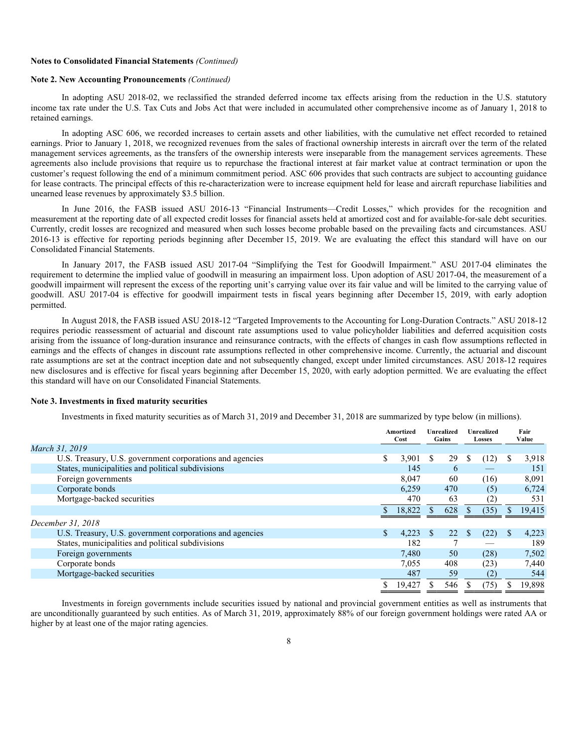**Notes to Consolidated Financial Statements** *(Continued)*

**Note 2. New Accounting Pronouncements** *(Continued)*

In adopting ASU 2018-02, we reclassified the stranded deferred income tax effects arising from the reduction in the U.S. statutory income tax rate under the U.S. Tax Cuts and Jobs Act that were included in accumulated other comprehensive income as of January 1, 2018 to retained earnings.

In adopting ASC 606, we recorded increases to certain assets and other liabilities, with the cumulative net effect recorded to retained earnings. Prior to January 1, 2018, we recognized revenues from the sales of fractional ownership interests in aircraft over the term of the related management services agreements, as the transfers of the ownership interests were inseparable from the management services agreements. These agreements also include provisions that require us to repurchase the fractional interest at fair market value at contract termination or upon the customer's request following the end of a minimum commitment period. ASC 606 provides that such contracts are subject to accounting guidance for lease contracts. The principal effects of this re-characterization were to increase equipment held for lease and aircraft repurchase liabilities and unearned lease revenues by approximately $3.5 billion.

In June 2016, the FASB issued ASU 2016-13 "Financial Instruments—Credit Losses," which provides for the recognition and measurement at the reporting date of all expected credit losses for financial assets held at amortized cost and for available-for-sale debt securities. Currently, credit losses are recognized and measured when such losses become probable based on the prevailing facts and circumstances. ASU 2016-13 is effective for reporting periods beginning after December 15, 2019. We are evaluating the effect this standard will have on our Consolidated Financial Statements.

In January 2017, the FASB issued ASU 2017-04 "Simplifying the Test for Goodwill Impairment." ASU 2017-04 eliminates the requirement to determine the implied value of goodwill in measuring an impairment loss. Upon adoption of ASU 2017-04, the measurement of a goodwill impairment will represent the excess of the reporting unit's carrying value over its fair value and will be limited to the carrying value of goodwill. ASU 2017-04 is effective for goodwill impairment tests in fiscal years beginning after December 15, 2019, with early adoption permitted.

In August 2018, the FASB issued ASU 2018-12 "Targeted Improvements to the Accounting for Long-Duration Contracts." ASU 2018-12 requires periodic reassessment of actuarial and discount rate assumptions used to value policyholder liabilities and deferred acquisition costs arising from the issuance of long-duration insurance and reinsurance contracts, with the effects of changes in cash flow assumptions reflected in earnings and the effects of changes in discount rate assumptions reflected in other comprehensive income. Currently, the actuarial and discount rate assumptions are set at the contract inception date and not subsequently changed, except under limited circumstances. ASU 2018-12 requires new disclosures and is effective for fiscal years beginning after December 15, 2020, with early adoption permitted. We are evaluating the effect this standard will have on our Consolidated Financial Statements.

**Note 3. Investments in fixed maturity securities**

Investments in fixed maturity securities as of March 31, 2019 and December 31, 2018 are summarized by type below (in millions).

| | Amortized Cost | Unrealized Gains | Unrealized Losses | Fair Value |
|---|---|---|---|---|
| *March 31, 2019* | | | | |
| U.S. Treasury, U.S. government corporations and agencies | $ 3,901 | $ 29 | $ (12) | $ 3,918 |
| States, municipalities and political subdivisions | 145 | 6 | — | 151 |
| Foreign governments | 8,047 | 60 | (16) | 8,091 |
| Corporate bonds | 6,259 | 470 | (5) | 6,724 |
| Mortgage-backed securities | 470 | 63 | (2) | 531 |
| | $ 18,822 | $ 628 | $ (35) | $ 19,415 |
| *December 31, 2018* | | | | |
| U.S. Treasury, U.S. government corporations and agencies | $ 4,223 | $ 22 | $ (22) | $ 4,223 |
| States, municipalities and political subdivisions | 182 | 7 | — | 189 |
| Foreign governments | 7,480 | 50 | (28) | 7,502 |
| Corporate bonds | 7,055 | 408 | (23) | 7,440 |
| Mortgage-backed securities | 487 | 59 | (2) | 544 |
| | $ 19,427 | $ 546 | $ (75) | $ 19,898 |

Investments in foreign governments include securities issued by national and provincial government entities as well as instruments that are unconditionally guaranteed by such entities. As of March 31, 2019, approximately 88% of our foreign government holdings were rated AA or higher by at least one of the major rating agencies.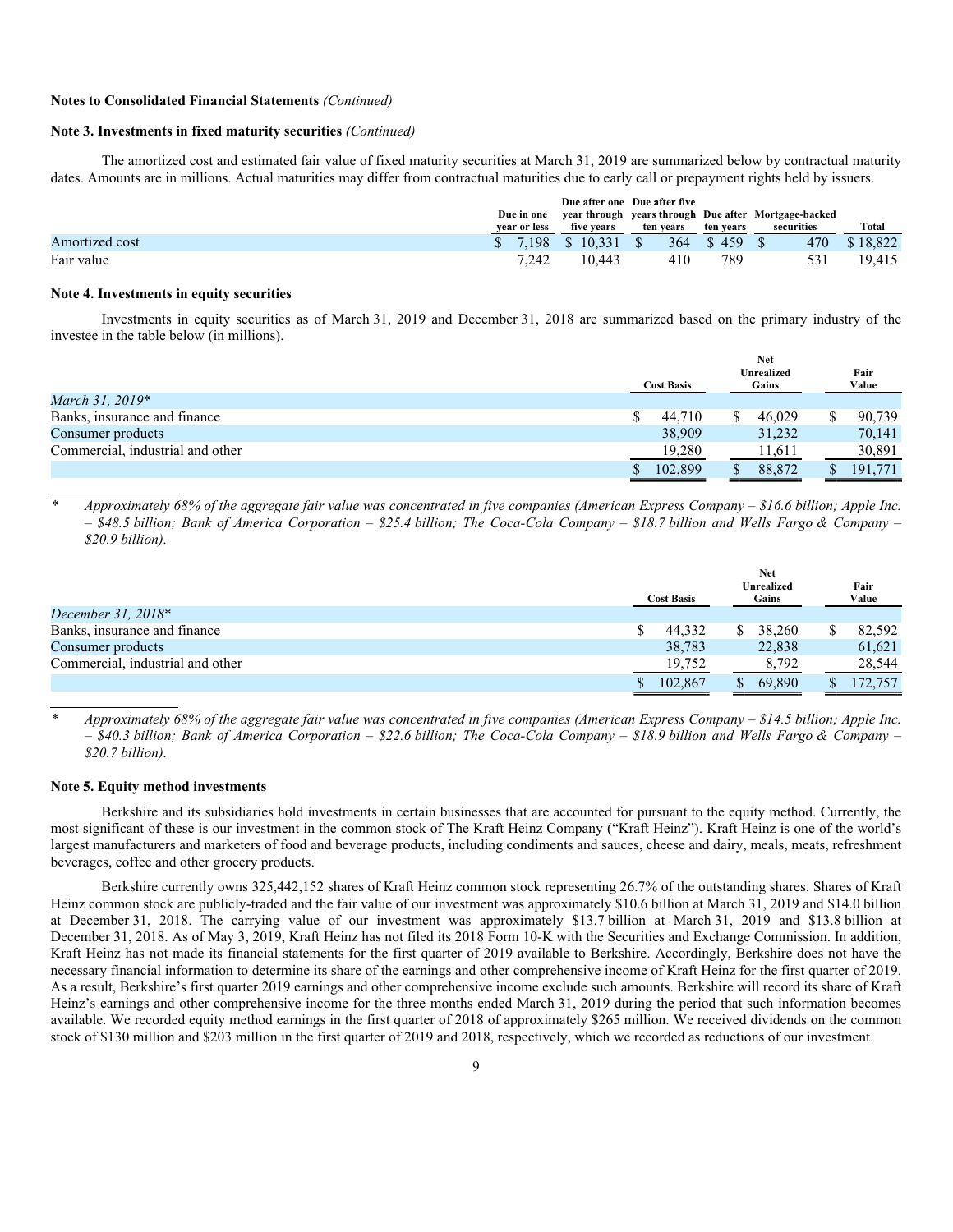**Notes to Consolidated Financial Statements** *(Continued)*

**Note 3. Investments in fixed maturity securities** *(Continued)*

The amortized cost and estimated fair value of fixed maturity securities at March 31, 2019 are summarized below by contractual maturity dates. Amounts are in millions. Actual maturities may differ from contractual maturities due to early call or prepayment rights held by issuers.

| | Due in one year or less | Due after one year through five years | Due after five years through ten years | Due after ten years | Mortgage-backed securities | Total |
|---|---|---|---|---|---|---|
| Amortized cost | $ 7,198 | $ 10,331 | $ 364 | $ 459 | $ 470 | $ 18,822 |
| Fair value | 7,242 | 10,443 | 410 | 789 | 531 | 19,415 |

**Note 4. Investments in equity securities**

Investments in equity securities as of March 31, 2019 and December 31, 2018 are summarized based on the primary industry of the investee in the table below (in millions).

| | Cost Basis | Net Unrealized Gains | Fair Value |
|---|---|---|---|
| *March 31, 2019\** | | | |
| Banks, insurance and finance | $ 44,710 | $ 46,029 | $ 90,739 |
| Consumer products | 38,909 | 31,232 | 70,141 |
| Commercial, industrial and other | 19,280 | 11,611 | 30,891 |
| | $ 102,899 | $ 88,872 | $ 191,771 |

\* *Approximately 68% of the aggregate fair value was concentrated in five companies (American Express Company – $16.6 billion; Apple Inc. – $48.5 billion; Bank of America Corporation – $25.4 billion; The Coca-Cola Company – $18.7 billion and Wells Fargo & Company – $20.9 billion).*

| | Cost Basis | Net Unrealized Gains | Fair Value |
|---|---|---|---|
| *December 31, 2018\** | | | |
| Banks, insurance and finance | $ 44,332 | $ 38,260 | $ 82,592 |
| Consumer products | 38,783 | 22,838 | 61,621 |
| Commercial, industrial and other | 19,752 | 8,792 | 28,544 |
| | $ 102,867 | $ 69,890 | $ 172,757 |

\* *Approximately 68% of the aggregate fair value was concentrated in five companies (American Express Company – $14.5 billion; Apple Inc. – $40.3 billion; Bank of America Corporation – $22.6 billion; The Coca-Cola Company – $18.9 billion and Wells Fargo & Company – $20.7 billion).*

**Note 5. Equity method investments**

Berkshire and its subsidiaries hold investments in certain businesses that are accounted for pursuant to the equity method. Currently, the most significant of these is our investment in the common stock of The Kraft Heinz Company ("Kraft Heinz"). Kraft Heinz is one of the world's largest manufacturers and marketers of food and beverage products, including condiments and sauces, cheese and dairy, meals, meats, refreshment beverages, coffee and other grocery products.

Berkshire currently owns 325,442,152 shares of Kraft Heinz common stock representing 26.7% of the outstanding shares. Shares of Kraft Heinz common stock are publicly-traded and the fair value of our investment was approximately $10.6 billion at March 31, 2019 and $14.0 billion at December 31, 2018. The carrying value of our investment was approximately $13.7 billion at March 31, 2019 and $13.8 billion at December 31, 2018. As of May 3, 2019, Kraft Heinz has not filed its 2018 Form 10-K with the Securities and Exchange Commission. In addition, Kraft Heinz has not made its financial statements for the first quarter of 2019 available to Berkshire. Accordingly, Berkshire does not have the necessary financial information to determine its share of the earnings and other comprehensive income of Kraft Heinz for the first quarter of 2019. As a result, Berkshire's first quarter 2019 earnings and other comprehensive income exclude such amounts. Berkshire will record its share of Kraft Heinz's earnings and other comprehensive income for the three months ended March 31, 2019 during the period that such information becomes available. We recorded equity method earnings in the first quarter of 2018 of approximately $265 million. We received dividends on the common stock of $130 million and $203 million in the first quarter of 2019 and 2018, respectively, which we recorded as reductions of our investment.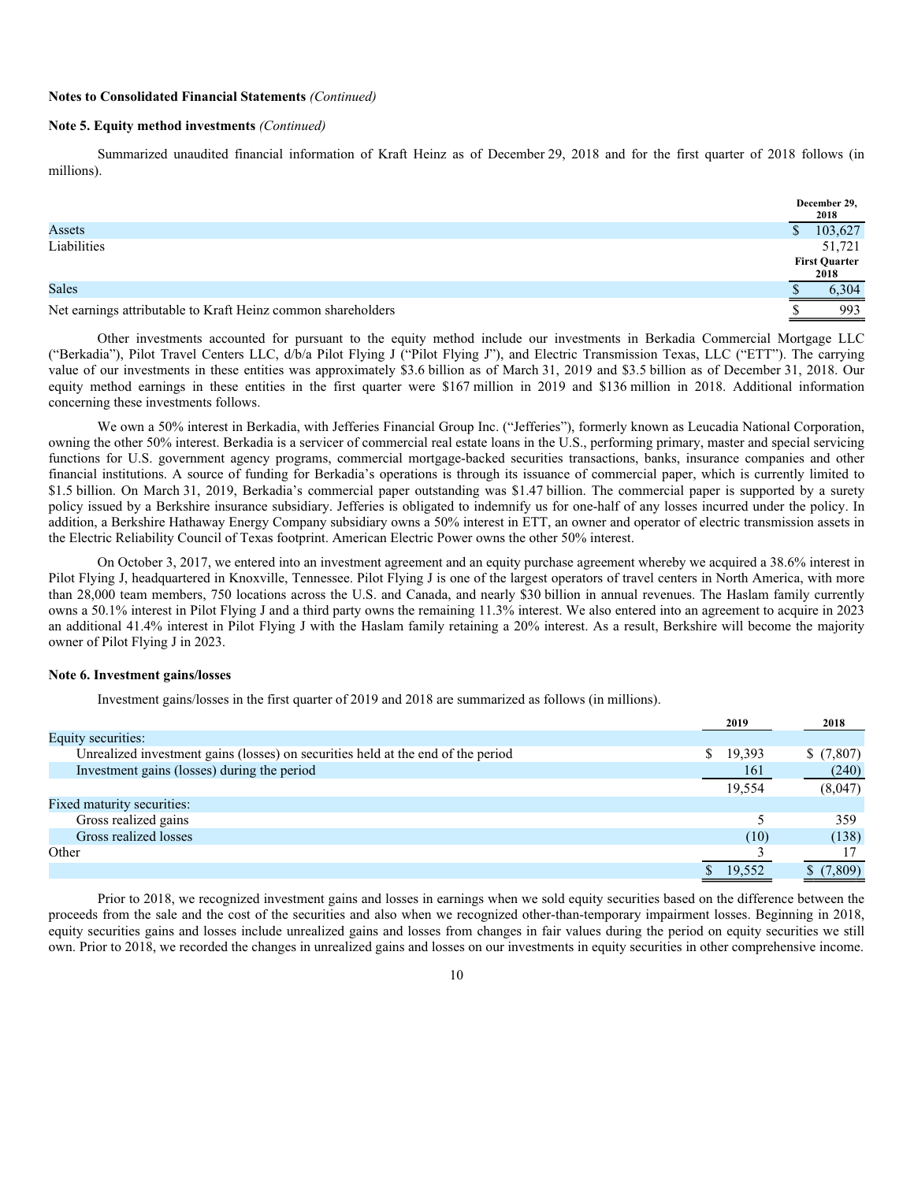**Notes to Consolidated Financial Statements** *(Continued)*

**Note 5. Equity method investments** *(Continued)*

Summarized unaudited financial information of Kraft Heinz as of December 29, 2018 and for the first quarter of 2018 follows (in millions).

| | December 29, 2018 |
|---|---|
| Assets | $ 103,627 |
| Liabilities | 51,721 |
| | **First Quarter 2018** |
| Sales | $ 6,304 |
| Net earnings attributable to Kraft Heinz common shareholders | $ 993 |

Other investments accounted for pursuant to the equity method include our investments in Berkadia Commercial Mortgage LLC ("Berkadia"), Pilot Travel Centers LLC, d/b/a Pilot Flying J ("Pilot Flying J"), and Electric Transmission Texas, LLC ("ETT"). The carrying value of our investments in these entities was approximately $3.6 billion as of March 31, 2019 and $3.5 billion as of December 31, 2018. Our equity method earnings in these entities in the first quarter were $167 million in 2019 and $136 million in 2018. Additional information concerning these investments follows.

We own a 50% interest in Berkadia, with Jefferies Financial Group Inc. ("Jefferies"), formerly known as Leucadia National Corporation, owning the other 50% interest. Berkadia is a servicer of commercial real estate loans in the U.S., performing primary, master and special servicing functions for U.S. government agency programs, commercial mortgage-backed securities transactions, banks, insurance companies and other financial institutions. A source of funding for Berkadia's operations is through its issuance of commercial paper, which is currently limited to $1.5 billion. On March 31, 2019, Berkadia's commercial paper outstanding was $1.47 billion. The commercial paper is supported by a surety policy issued by a Berkshire insurance subsidiary. Jefferies is obligated to indemnify us for one-half of any losses incurred under the policy. In addition, a Berkshire Hathaway Energy Company subsidiary owns a 50% interest in ETT, an owner and operator of electric transmission assets in the Electric Reliability Council of Texas footprint. American Electric Power owns the other 50% interest.

On October 3, 2017, we entered into an investment agreement and an equity purchase agreement whereby we acquired a 38.6% interest in Pilot Flying J, headquartered in Knoxville, Tennessee. Pilot Flying J is one of the largest operators of travel centers in North America, with more than 28,000 team members, 750 locations across the U.S. and Canada, and nearly $30 billion in annual revenues. The Haslam family currently owns a 50.1% interest in Pilot Flying J and a third party owns the remaining 11.3% interest. We also entered into an agreement to acquire in 2023 an additional 41.4% interest in Pilot Flying J with the Haslam family retaining a 20% interest. As a result, Berkshire will become the majority owner of Pilot Flying J in 2023.

**Note 6. Investment gains/losses**

Investment gains/losses in the first quarter of 2019 and 2018 are summarized as follows (in millions).

| | 2019 | 2018 |
|---|---|---|
| Equity securities: | | |
| Unrealized investment gains (losses) on securities held at the end of the period | $ 19,393 | $ (7,807) |
| Investment gains (losses) during the period | 161 | (240) |
| | 19,554 | (8,047) |
| Fixed maturity securities: | | |
| Gross realized gains | 5 | 359 |
| Gross realized losses | (10) | (138) |
| Other | 3 | 17 |
| | $ 19,552 | $ (7,809) |

Prior to 2018, we recognized investment gains and losses in earnings when we sold equity securities based on the difference between the proceeds from the sale and the cost of the securities and also when we recognized other-than-temporary impairment losses. Beginning in 2018, equity securities gains and losses include unrealized gains and losses from changes in fair values during the period on equity securities we still own. Prior to 2018, we recorded the changes in unrealized gains and losses on our investments in equity securities in other comprehensive income.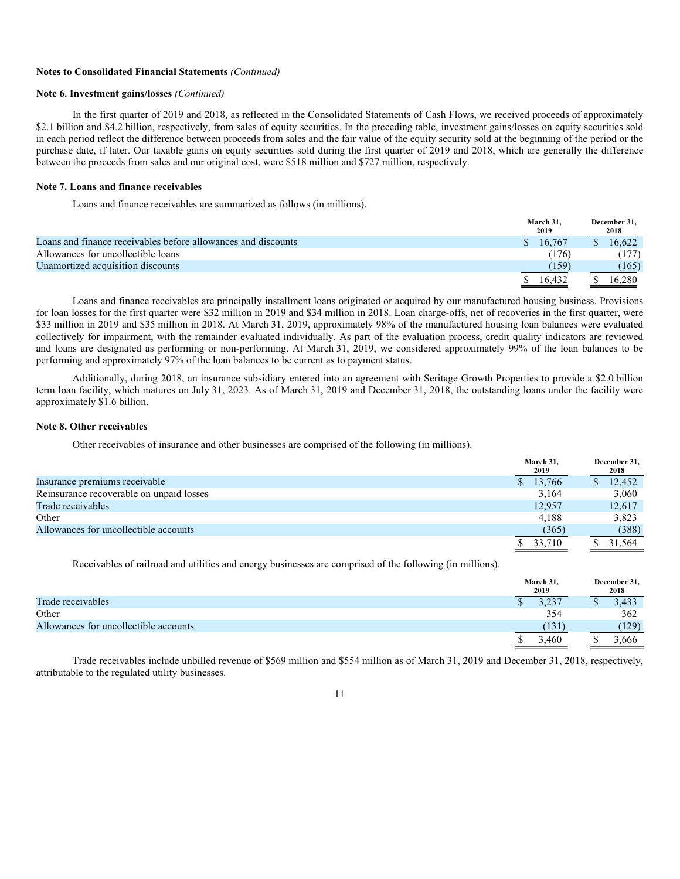**Notes to Consolidated Financial Statements** *(Continued)*

**Note 6. Investment gains/losses** *(Continued)*

In the first quarter of 2019 and 2018, as reflected in the Consolidated Statements of Cash Flows, we received proceeds of approximately $2.1 billion and $4.2 billion, respectively, from sales of equity securities. In the preceding table, investment gains/losses on equity securities sold in each period reflect the difference between proceeds from sales and the fair value of the equity security sold at the beginning of the period or the purchase date, if later. Our taxable gains on equity securities sold during the first quarter of 2019 and 2018, which are generally the difference between the proceeds from sales and our original cost, were $518 million and $727 million, respectively.

**Note 7. Loans and finance receivables**

Loans and finance receivables are summarized as follows (in millions).

| | March 31, 2019 | December 31, 2018 |
|---|---|---|
| Loans and finance receivables before allowances and discounts | $ 16,767 | $ 16,622 |
| Allowances for uncollectible loans | (176) | (177) |
| Unamortized acquisition discounts | (159) | (165) |
| | $ 16,432 | $ 16,280 |

Loans and finance receivables are principally installment loans originated or acquired by our manufactured housing business. Provisions for loan losses for the first quarter were $32 million in 2019 and $34 million in 2018. Loan charge-offs, net of recoveries in the first quarter, were $33 million in 2019 and $35 million in 2018. At March 31, 2019, approximately 98% of the manufactured housing loan balances were evaluated collectively for impairment, with the remainder evaluated individually. As part of the evaluation process, credit quality indicators are reviewed and loans are designated as performing or non-performing. At March 31, 2019, we considered approximately 99% of the loan balances to be performing and approximately 97% of the loan balances to be current as to payment status.

Additionally, during 2018, an insurance subsidiary entered into an agreement with Seritage Growth Properties to provide a $2.0 billion term loan facility, which matures on July 31, 2023. As of March 31, 2019 and December 31, 2018, the outstanding loans under the facility were approximately $1.6 billion.

**Note 8. Other receivables**

Other receivables of insurance and other businesses are comprised of the following (in millions).

| | March 31, 2019 | December 31, 2018 |
|---|---|---|
| Insurance premiums receivable | $ 13,766 | $ 12,452 |
| Reinsurance recoverable on unpaid losses | 3,164 | 3,060 |
| Trade receivables | 12,957 | 12,617 |
| Other | 4,188 | 3,823 |
| Allowances for uncollectible accounts | (365) | (388) |
| | $ 33,710 | $ 31,564 |

Receivables of railroad and utilities and energy businesses are comprised of the following (in millions).

| | March 31, 2019 | December 31, 2018 |
|---|---|---|
| Trade receivables | $ 3,237 | $ 3,433 |
| Other | 354 | 362 |
| Allowances for uncollectible accounts | (131) | (129) |
| | $ 3,460 | $ 3,666 |

Trade receivables include unbilled revenue of $569 million and $554 million as of March 31, 2019 and December 31, 2018, respectively, attributable to the regulated utility businesses.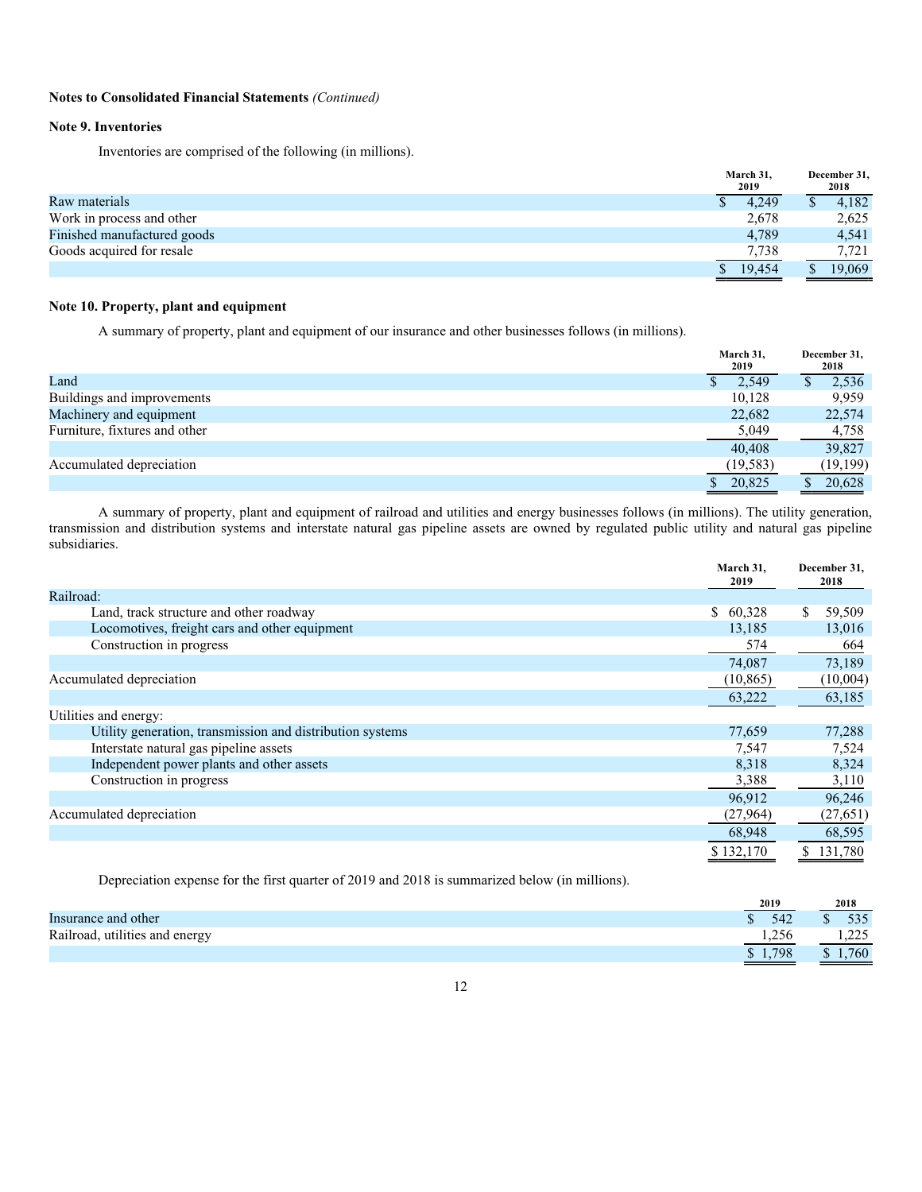**Notes to Consolidated Financial Statements** *(Continued)*

**Note 9. Inventories**

Inventories are comprised of the following (in millions).

| | March 31, 2019 | December 31, 2018 |
|---|---|---|
| Raw materials | $ 4,249 | $ 4,182 |
| Work in process and other | 2,678 | 2,625 |
| Finished manufactured goods | 4,789 | 4,541 |
| Goods acquired for resale | 7,738 | 7,721 |
| | $ 19,454 | $ 19,069 |

**Note 10. Property, plant and equipment**

A summary of property, plant and equipment of our insurance and other businesses follows (in millions).

| | March 31, 2019 | December 31, 2018 |
|---|---|---|
| Land | $ 2,549 | $ 2,536 |
| Buildings and improvements | 10,128 | 9,959 |
| Machinery and equipment | 22,682 | 22,574 |
| Furniture, fixtures and other | 5,049 | 4,758 |
| | 40,408 | 39,827 |
| Accumulated depreciation | (19,583) | (19,199) |
| | $ 20,825 | $ 20,628 |

A summary of property, plant and equipment of railroad and utilities and energy businesses follows (in millions). The utility generation, transmission and distribution systems and interstate natural gas pipeline assets are owned by regulated public utility and natural gas pipeline subsidiaries.

| | March 31, 2019 | December 31, 2018 |
|---|---|---|
| Railroad: | | |
| Land, track structure and other roadway | $ 60,328 | $ 59,509 |
| Locomotives, freight cars and other equipment | 13,185 | 13,016 |
| Construction in progress | 574 | 664 |
| | 74,087 | 73,189 |
| Accumulated depreciation | (10,865) | (10,004) |
| | 63,222 | 63,185 |
| Utilities and energy: | | |
| Utility generation, transmission and distribution systems | 77,659 | 77,288 |
| Interstate natural gas pipeline assets | 7,547 | 7,524 |
| Independent power plants and other assets | 8,318 | 8,324 |
| Construction in progress | 3,388 | 3,110 |
| | 96,912 | 96,246 |
| Accumulated depreciation | (27,964) | (27,651) |
| | 68,948 | 68,595 |
| | $ 132,170 | $ 131,780 |

Depreciation expense for the first quarter of 2019 and 2018 is summarized below (in millions).

| | 2019 | 2018 |
|---|---|---|
| Insurance and other | $ 542 | $ 535 |
| Railroad, utilities and energy | 1,256 | 1,225 |
| | $ 1,798 | $ 1,760 |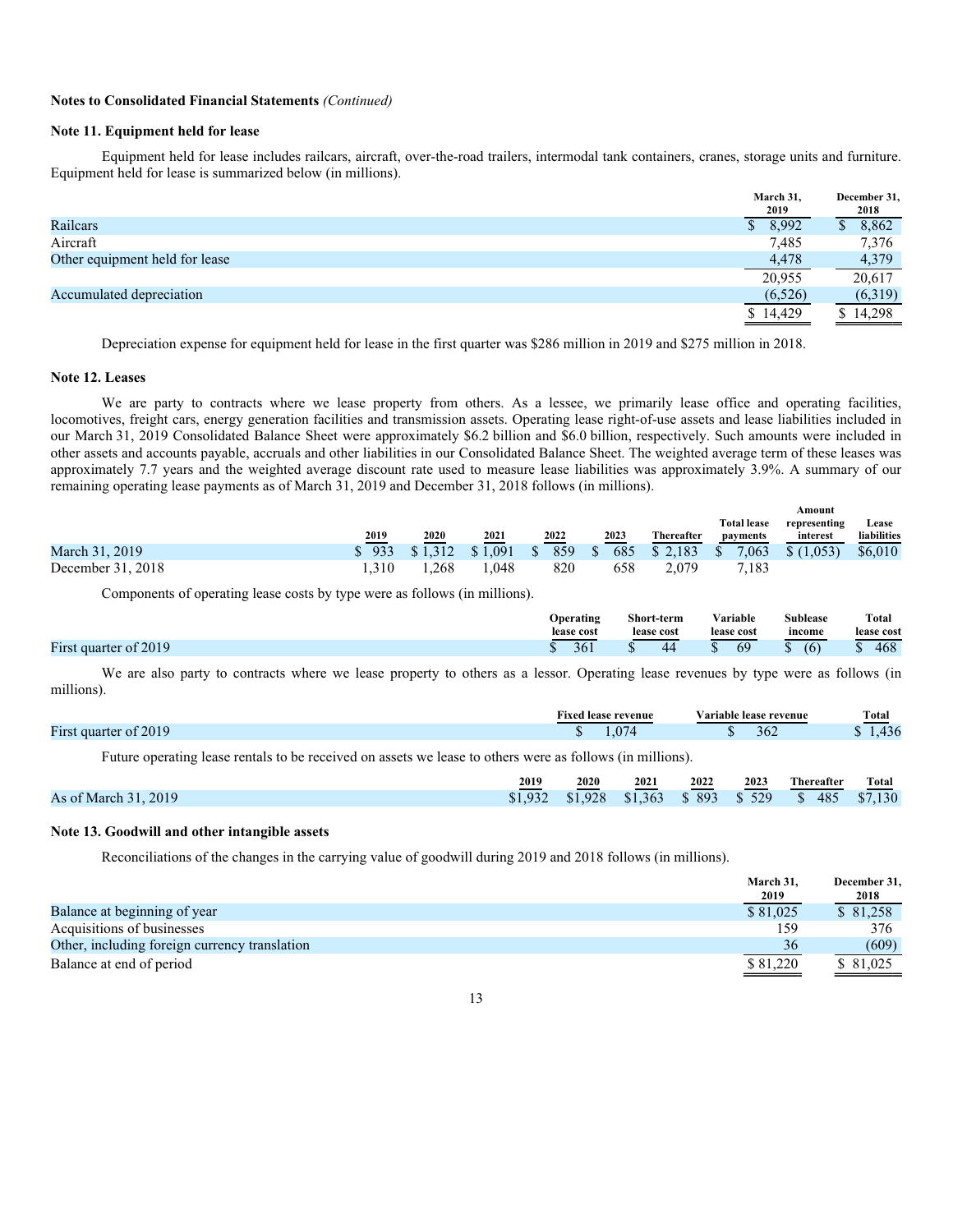**Notes to Consolidated Financial Statements** *(Continued)*

**Note 11. Equipment held for lease**

Equipment held for lease includes railcars, aircraft, over-the-road trailers, intermodal tank containers, cranes, storage units and furniture. Equipment held for lease is summarized below (in millions).

| | March 31, 2019 | December 31, 2018 |
|---|---|---|
| Railcars | $ 8,992 | $ 8,862 |
| Aircraft | 7,485 | 7,376 |
| Other equipment held for lease | 4,478 | 4,379 |
| | 20,955 | 20,617 |
| Accumulated depreciation | (6,526) | (6,319) |
| | $ 14,429 | $ 14,298 |

Depreciation expense for equipment held for lease in the first quarter was $286 million in 2019 and $275 million in 2018.

**Note 12. Leases**

We are party to contracts where we lease property from others. As a lessee, we primarily lease office and operating facilities, locomotives, freight cars, energy generation facilities and transmission assets. Operating lease right-of-use assets and lease liabilities included in our March 31, 2019 Consolidated Balance Sheet were approximately $6.2 billion and $6.0 billion, respectively. Such amounts were included in other assets and accounts payable, accruals and other liabilities in our Consolidated Balance Sheet. The weighted average term of these leases was approximately 7.7 years and the weighted average discount rate used to measure lease liabilities was approximately 3.9%. A summary of our remaining operating lease payments as of March 31, 2019 and December 31, 2018 follows (in millions).

| | 2019 | 2020 | 2021 | 2022 | 2023 | Thereafter | Total lease payments | Amount representing interest | Lease liabilities |
|---|---|---|---|---|---|---|---|---|---|
| March 31, 2019 | $ 933 | $ 1,312 | $ 1,091 | $ 859 | $ 685 | $ 2,183 | $ 7,063 | $ (1,053) | $6,010 |
| December 31, 2018 | 1,310 | 1,268 | 1,048 | 820 | 658 | 2,079 | 7,183 | | |

Components of operating lease costs by type were as follows (in millions).

| | Operating lease cost | Short-term lease cost | Variable lease cost | Sublease income | Total lease cost |
|---|---|---|---|---|---|
| First quarter of 2019 | $ 361 | $ 44 | $ 69 | $ (6) | $ 468 |

We are also party to contracts where we lease property to others as a lessor. Operating lease revenues by type were as follows (in millions).

| | Fixed lease revenue | Variable lease revenue | Total |
|---|---|---|---|
| First quarter of 2019 | $ 1,074 | $ 362 | $ 1,436 |

Future operating lease rentals to be received on assets we lease to others were as follows (in millions).

| | 2019 | 2020 | 2021 | 2022 | 2023 | Thereafter | Total |
|---|---|---|---|---|---|---|---|
| As of March 31, 2019 | $1,932 | $1,928 | $1,363 | $ 893 | $ 529 | $ 485 | $7,130 |

**Note 13. Goodwill and other intangible assets**

Reconciliations of the changes in the carrying value of goodwill during 2019 and 2018 follows (in millions).

| | March 31, 2019 | December 31, 2018 |
|---|---|---|
| Balance at beginning of year | $ 81,025 | $ 81,258 |
| Acquisitions of businesses | 159 | 376 |
| Other, including foreign currency translation | 36 | (609) |
| Balance at end of period | $ 81,220 | $ 81,025 |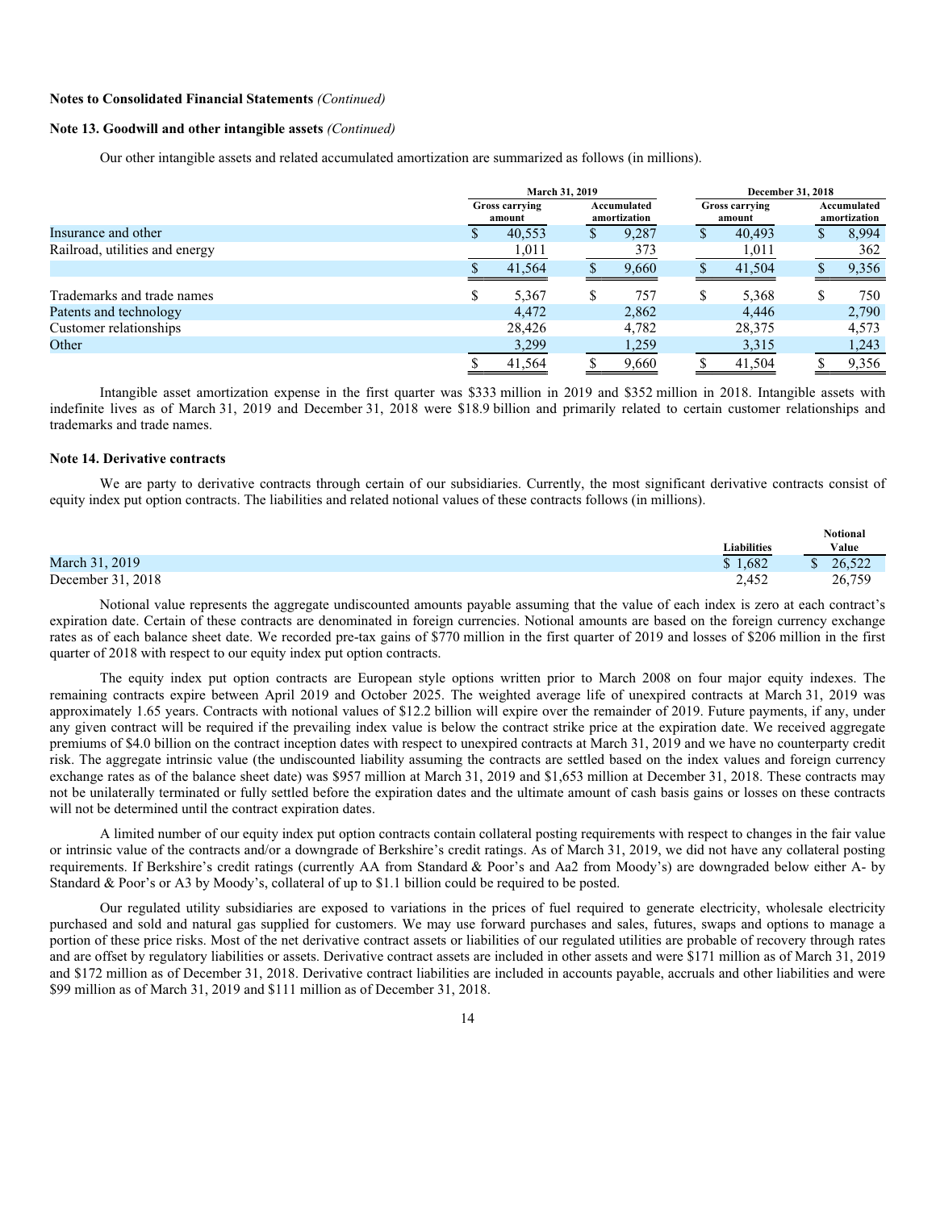**Notes to Consolidated Financial Statements** *(Continued)*

**Note 13. Goodwill and other intangible assets** *(Continued)*

Our other intangible assets and related accumulated amortization are summarized as follows (in millions).

| | March 31, 2019 | | December 31, 2018 | |
|---|---|---|---|---|
| | Gross carrying amount | Accumulated amortization | Gross carrying amount | Accumulated amortization |
| Insurance and other | $ 40,553 | $ 9,287 | $ 40,493 | $ 8,994 |
| Railroad, utilities and energy | 1,011 | 373 | 1,011 | 362 |
| | $ 41,564 | $ 9,660 | $ 41,504 | $ 9,356 |
| Trademarks and trade names | $ 5,367 | $ 757 | $ 5,368 | $ 750 |
| Patents and technology | 4,472 | 2,862 | 4,446 | 2,790 |
| Customer relationships | 28,426 | 4,782 | 28,375 | 4,573 |
| Other | 3,299 | 1,259 | 3,315 | 1,243 |
| | $ 41,564 | $ 9,660 | $ 41,504 | $ 9,356 |

Intangible asset amortization expense in the first quarter was $333 million in 2019 and $352 million in 2018. Intangible assets with indefinite lives as of March 31, 2019 and December 31, 2018 were $18.9 billion and primarily related to certain customer relationships and trademarks and trade names.

**Note 14. Derivative contracts**

We are party to derivative contracts through certain of our subsidiaries. Currently, the most significant derivative contracts consist of equity index put option contracts. The liabilities and related notional values of these contracts follows (in millions).

| | Liabilities | Notional Value |
|---|---|---|
| March 31, 2019 | $ 1,682 | $ 26,522 |
| December 31, 2018 | 2,452 | 26,759 |

Notional value represents the aggregate undiscounted amounts payable assuming that the value of each index is zero at each contract's expiration date. Certain of these contracts are denominated in foreign currencies. Notional amounts are based on the foreign currency exchange rates as of each balance sheet date. We recorded pre-tax gains of $770 million in the first quarter of 2019 and losses of $206 million in the first quarter of 2018 with respect to our equity index put option contracts.

The equity index put option contracts are European style options written prior to March 2008 on four major equity indexes. The remaining contracts expire between April 2019 and October 2025. The weighted average life of unexpired contracts at March 31, 2019 was approximately 1.65 years. Contracts with notional values of $12.2 billion will expire over the remainder of 2019. Future payments, if any, under any given contract will be required if the prevailing index value is below the contract strike price at the expiration date. We received aggregate premiums of $4.0 billion on the contract inception dates with respect to unexpired contracts at March 31, 2019 and we have no counterparty credit risk. The aggregate intrinsic value (the undiscounted liability assuming the contracts are settled based on the index values and foreign currency exchange rates as of the balance sheet date) was $957 million at March 31, 2019 and $1,653 million at December 31, 2018. These contracts may not be unilaterally terminated or fully settled before the expiration dates and the ultimate amount of cash basis gains or losses on these contracts will not be determined until the contract expiration dates.

A limited number of our equity index put option contracts contain collateral posting requirements with respect to changes in the fair value or intrinsic value of the contracts and/or a downgrade of Berkshire's credit ratings. As of March 31, 2019, we did not have any collateral posting requirements. If Berkshire's credit ratings (currently AA from Standard & Poor's and Aa2 from Moody's) are downgraded below either A- by Standard & Poor's or A3 by Moody's, collateral of up to $1.1 billion could be required to be posted.

Our regulated utility subsidiaries are exposed to variations in the prices of fuel required to generate electricity, wholesale electricity purchased and sold and natural gas supplied for customers. We may use forward purchases and sales, futures, swaps and options to manage a portion of these price risks. Most of the net derivative contract assets or liabilities of our regulated utilities are probable of recovery through rates and are offset by regulatory liabilities or assets. Derivative contract assets are included in other assets and were $171 million as of March 31, 2019 and $172 million as of December 31, 2018. Derivative contract liabilities are included in accounts payable, accruals and other liabilities and were $99 million as of March 31, 2019 and $111 million as of December 31, 2018.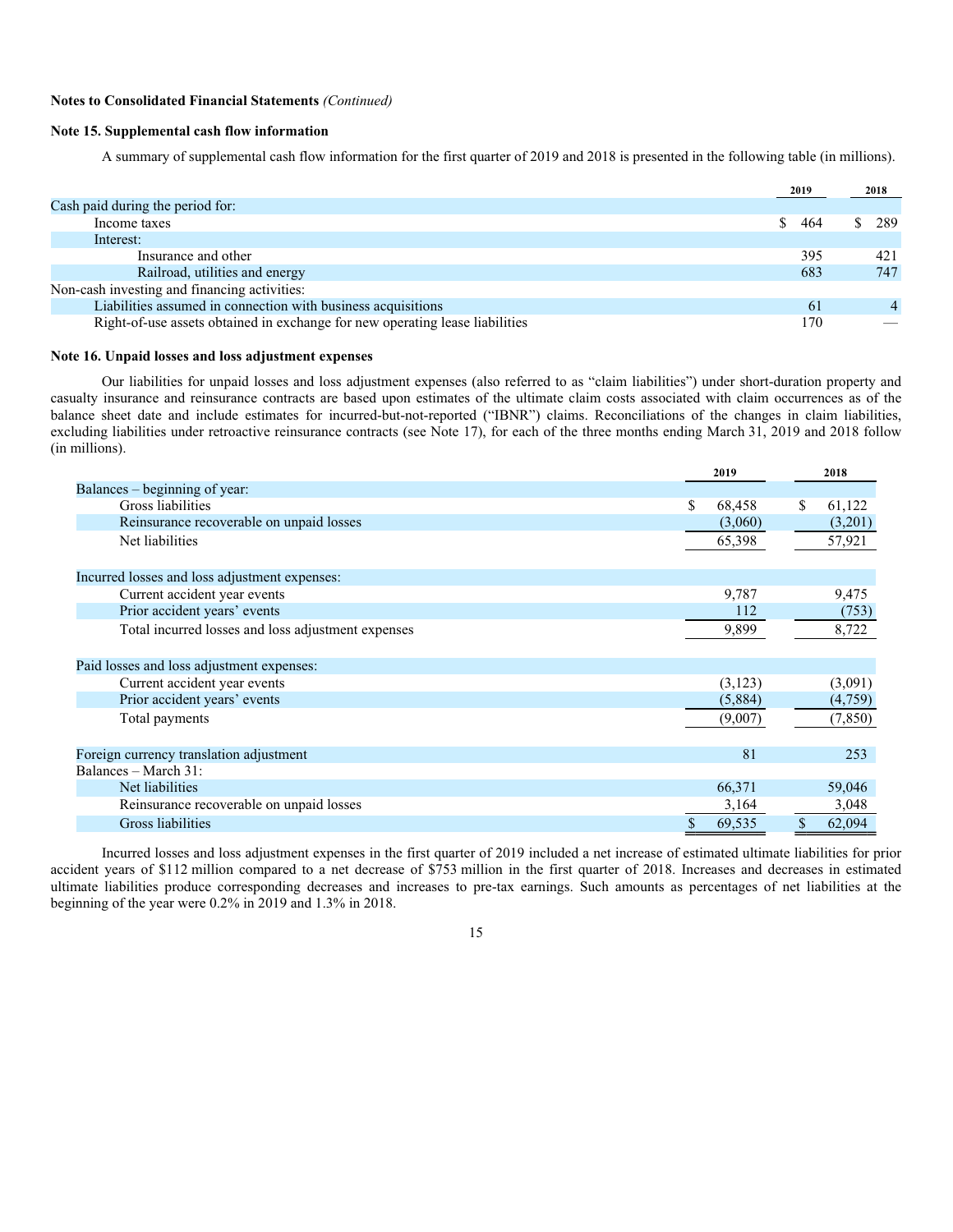**Notes to Consolidated Financial Statements** *(Continued)*

### Note 15. Supplemental cash flow information

A summary of supplemental cash flow information for the first quarter of 2019 and 2018 is presented in the following table (in millions).

| | 2019 | 2018 |
|---|---|---|
| Cash paid during the period for: | | |
| Income taxes | $ 464 | $ 289 |
| Interest: | | |
| Insurance and other | 395 | 421 |
| Railroad, utilities and energy | 683 | 747 |
| Non-cash investing and financing activities: | | |
| Liabilities assumed in connection with business acquisitions | 61 | 4 |
| Right-of-use assets obtained in exchange for new operating lease liabilities | 170 | — |

### Note 16. Unpaid losses and loss adjustment expenses

Our liabilities for unpaid losses and loss adjustment expenses (also referred to as "claim liabilities") under short-duration property and casualty insurance and reinsurance contracts are based upon estimates of the ultimate claim costs associated with claim occurrences as of the balance sheet date and include estimates for incurred-but-not-reported ("IBNR") claims. Reconciliations of the changes in claim liabilities, excluding liabilities under retroactive reinsurance contracts (see Note 17), for each of the three months ending March 31, 2019 and 2018 follow (in millions).

| | 2019 | 2018 |
|---|---|---|
| Balances – beginning of year: | | |
| Gross liabilities | $ 68,458 | $ 61,122 |
| Reinsurance recoverable on unpaid losses | (3,060) | (3,201) |
| Net liabilities | 65,398 | 57,921 |
| | | |
| Incurred losses and loss adjustment expenses: | | |
| Current accident year events | 9,787 | 9,475 |
| Prior accident years' events | 112 | (753) |
| Total incurred losses and loss adjustment expenses | 9,899 | 8,722 |
| | | |
| Paid losses and loss adjustment expenses: | | |
| Current accident year events | (3,123) | (3,091) |
| Prior accident years' events | (5,884) | (4,759) |
| Total payments | (9,007) | (7,850) |
| | | |
| Foreign currency translation adjustment | 81 | 253 |
| Balances – March 31: | | |
| Net liabilities | 66,371 | 59,046 |
| Reinsurance recoverable on unpaid losses | 3,164 | 3,048 |
| Gross liabilities | $ 69,535 | $ 62,094 |

Incurred losses and loss adjustment expenses in the first quarter of 2019 included a net increase of estimated ultimate liabilities for prior accident years of $112 million compared to a net decrease of $753 million in the first quarter of 2018. Increases and decreases in estimated ultimate liabilities produce corresponding decreases and increases to pre-tax earnings. Such amounts as percentages of net liabilities at the beginning of the year were 0.2% in 2019 and 1.3% in 2018.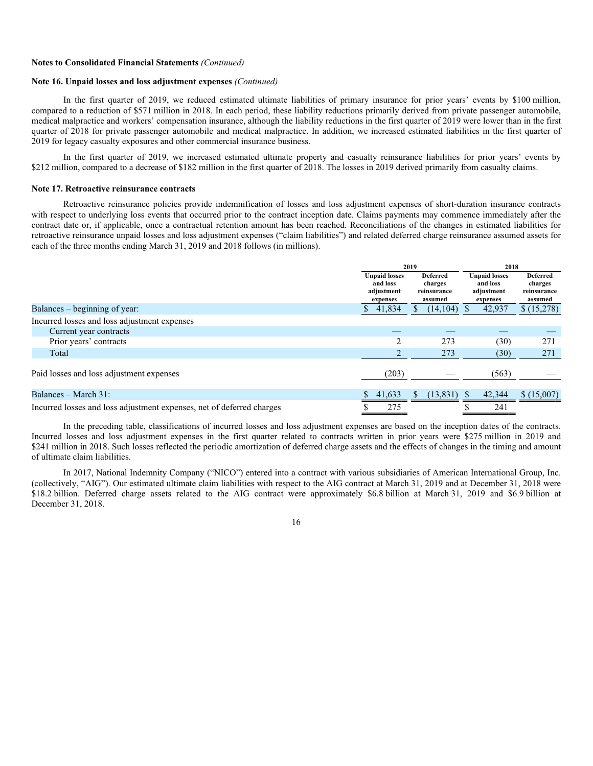**Notes to Consolidated Financial Statements** *(Continued)*

**Note 16. Unpaid losses and loss adjustment expenses** *(Continued)*

In the first quarter of 2019, we reduced estimated ultimate liabilities of primary insurance for prior years' events by $100 million, compared to a reduction of $571 million in 2018. In each period, these liability reductions primarily derived from private passenger automobile, medical malpractice and workers' compensation insurance, although the liability reductions in the first quarter of 2019 were lower than in the first quarter of 2018 for private passenger automobile and medical malpractice. In addition, we increased estimated liabilities in the first quarter of 2019 for legacy casualty exposures and other commercial insurance business.

In the first quarter of 2019, we increased estimated ultimate property and casualty reinsurance liabilities for prior years' events by $212 million, compared to a decrease of $182 million in the first quarter of 2018. The losses in 2019 derived primarily from casualty claims.

**Note 17. Retroactive reinsurance contracts**

Retroactive reinsurance policies provide indemnification of losses and loss adjustment expenses of short-duration insurance contracts with respect to underlying loss events that occurred prior to the contract inception date. Claims payments may commence immediately after the contract date or, if applicable, once a contractual retention amount has been reached. Reconciliations of the changes in estimated liabilities for retroactive reinsurance unpaid losses and loss adjustment expenses ("claim liabilities") and related deferred charge reinsurance assumed assets for each of the three months ending March 31, 2019 and 2018 follows (in millions).

| | 2019 | | 2018 | |
|---|---|---|---|---|
| | Unpaid losses and loss adjustment expenses | Deferred charges reinsurance assumed | Unpaid losses and loss adjustment expenses | Deferred charges reinsurance assumed |
| Balances – beginning of year: | $ 41,834 | $ (14,104) | $ 42,937 | $ (15,278) |
| Incurred losses and loss adjustment expenses | | | | |
| Current year contracts | — | — | — | — |
| Prior years' contracts | 2 | 273 | (30) | 271 |
| Total | 2 | 273 | (30) | 271 |
| Paid losses and loss adjustment expenses | (203) | — | (563) | — |
| Balances – March 31: | $ 41,633 | $ (13,831) | $ 42,344 | $ (15,007) |
| Incurred losses and loss adjustment expenses, net of deferred charges | $ 275 | | $ 241 | |

In the preceding table, classifications of incurred losses and loss adjustment expenses are based on the inception dates of the contracts. Incurred losses and loss adjustment expenses in the first quarter related to contracts written in prior years were $275 million in 2019 and $241 million in 2018. Such losses reflected the periodic amortization of deferred charge assets and the effects of changes in the timing and amount of ultimate claim liabilities.

In 2017, National Indemnity Company ("NICO") entered into a contract with various subsidiaries of American International Group, Inc. (collectively, "AIG"). Our estimated ultimate claim liabilities with respect to the AIG contract at March 31, 2019 and at December 31, 2018 were $18.2 billion. Deferred charge assets related to the AIG contract were approximately $6.8 billion at March 31, 2019 and $6.9 billion at December 31, 2018.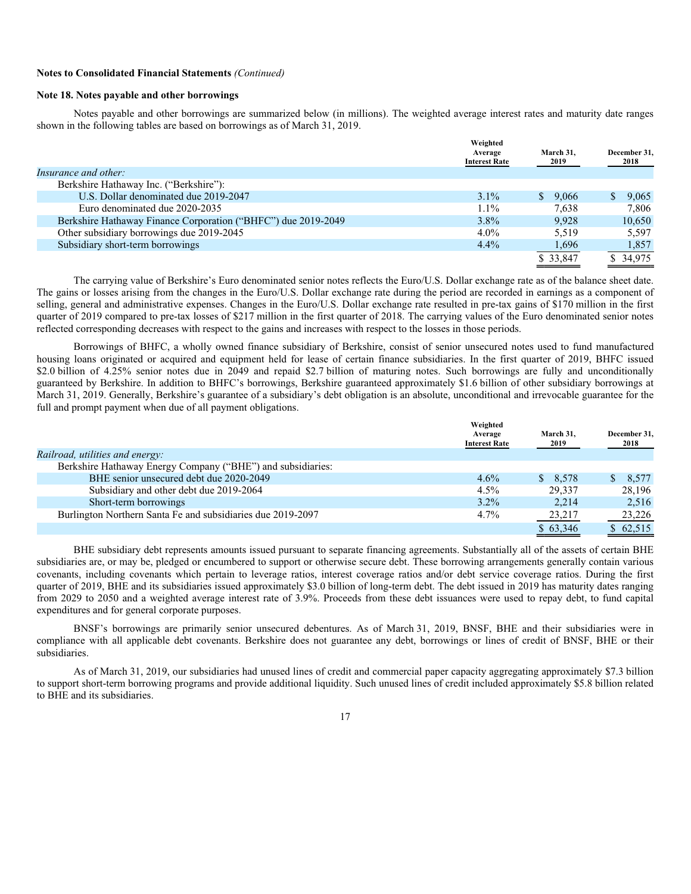**Notes to Consolidated Financial Statements** *(Continued)*

**Note 18. Notes payable and other borrowings**

Notes payable and other borrowings are summarized below (in millions). The weighted average interest rates and maturity date ranges shown in the following tables are based on borrowings as of March 31, 2019.

| | Weighted Average Interest Rate | March 31, 2019 | December 31, 2018 |
|---|---|---|---|
| *Insurance and other:* | | | |
| Berkshire Hathaway Inc. ("Berkshire"): | | | |
| U.S. Dollar denominated due 2019-2047 | 3.1% | $ 9,066 | $ 9,065 |
| Euro denominated due 2020-2035 | 1.1% | 7,638 | 7,806 |
| Berkshire Hathaway Finance Corporation ("BHFC") due 2019-2049 | 3.8% | 9,928 | 10,650 |
| Other subsidiary borrowings due 2019-2045 | 4.0% | 5,519 | 5,597 |
| Subsidiary short-term borrowings | 4.4% | 1,696 | 1,857 |
| | | $ 33,847 | $ 34,975 |

The carrying value of Berkshire's Euro denominated senior notes reflects the Euro/U.S. Dollar exchange rate as of the balance sheet date. The gains or losses arising from the changes in the Euro/U.S. Dollar exchange rate during the period are recorded in earnings as a component of selling, general and administrative expenses. Changes in the Euro/U.S. Dollar exchange rate resulted in pre-tax gains of $170 million in the first quarter of 2019 compared to pre-tax losses of $217 million in the first quarter of 2018. The carrying values of the Euro denominated senior notes reflected corresponding decreases with respect to the gains and increases with respect to the losses in those periods.

Borrowings of BHFC, a wholly owned finance subsidiary of Berkshire, consist of senior unsecured notes used to fund manufactured housing loans originated or acquired and equipment held for lease of certain finance subsidiaries. In the first quarter of 2019, BHFC issued $2.0 billion of 4.25% senior notes due in 2049 and repaid $2.7 billion of maturing notes. Such borrowings are fully and unconditionally guaranteed by Berkshire. In addition to BHFC's borrowings, Berkshire guaranteed approximately $1.6 billion of other subsidiary borrowings at March 31, 2019. Generally, Berkshire's guarantee of a subsidiary's debt obligation is an absolute, unconditional and irrevocable guarantee for the full and prompt payment when due of all payment obligations.

| | Weighted Average Interest Rate | March 31, 2019 | December 31, 2018 |
|---|---|---|---|
| *Railroad, utilities and energy:* | | | |
| Berkshire Hathaway Energy Company ("BHE") and subsidiaries: | | | |
| BHE senior unsecured debt due 2020-2049 | 4.6% | $ 8,578 | $ 8,577 |
| Subsidiary and other debt due 2019-2064 | 4.5% | 29,337 | 28,196 |
| Short-term borrowings | 3.2% | 2,214 | 2,516 |
| Burlington Northern Santa Fe and subsidiaries due 2019-2097 | 4.7% | 23,217 | 23,226 |
| | | $ 63,346 | $ 62,515 |

BHE subsidiary debt represents amounts issued pursuant to separate financing agreements. Substantially all of the assets of certain BHE subsidiaries are, or may be, pledged or encumbered to support or otherwise secure debt. These borrowing arrangements generally contain various covenants, including covenants which pertain to leverage ratios, interest coverage ratios and/or debt service coverage ratios. During the first quarter of 2019, BHE and its subsidiaries issued approximately $3.0 billion of long-term debt. The debt issued in 2019 has maturity dates ranging from 2029 to 2050 and a weighted average interest rate of 3.9%. Proceeds from these debt issuances were used to repay debt, to fund capital expenditures and for general corporate purposes.

BNSF's borrowings are primarily senior unsecured debentures. As of March 31, 2019, BNSF, BHE and their subsidiaries were in compliance with all applicable debt covenants. Berkshire does not guarantee any debt, borrowings or lines of credit of BNSF, BHE or their subsidiaries.

As of March 31, 2019, our subsidiaries had unused lines of credit and commercial paper capacity aggregating approximately $7.3 billion to support short-term borrowing programs and provide additional liquidity. Such unused lines of credit included approximately $5.8 billion related to BHE and its subsidiaries.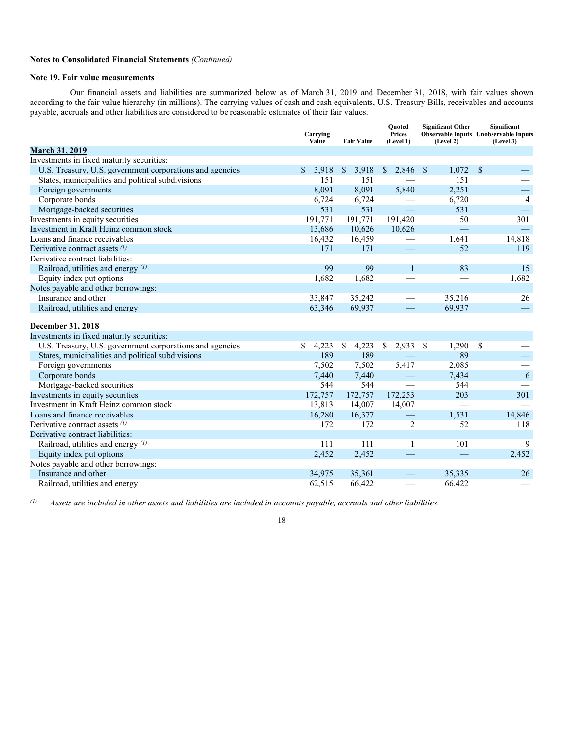**Notes to Consolidated Financial Statements** *(Continued)*

**Note 19. Fair value measurements**

Our financial assets and liabilities are summarized below as of March 31, 2019 and December 31, 2018, with fair values shown according to the fair value hierarchy (in millions). The carrying values of cash and cash equivalents, U.S. Treasury Bills, receivables and accounts payable, accruals and other liabilities are considered to be reasonable estimates of their fair values.

| | Carrying Value | Fair Value | Quoted Prices (Level 1) | Significant Other Observable Inputs (Level 2) | Significant Unobservable Inputs (Level 3) |
|---|---|---|---|---|---|
| **March 31, 2019** | | | | | |
| Investments in fixed maturity securities: | | | | | |
| U.S. Treasury, U.S. government corporations and agencies | $ 3,918 | $ 3,918 | $ 2,846 | $ 1,072 | $ — |
| States, municipalities and political subdivisions | 151 | 151 | — | 151 | — |
| Foreign governments | 8,091 | 8,091 | 5,840 | 2,251 | — |
| Corporate bonds | 6,724 | 6,724 | — | 6,720 | 4 |
| Mortgage-backed securities | 531 | 531 | — | 531 | — |
| Investments in equity securities | 191,771 | 191,771 | 191,420 | 50 | 301 |
| Investment in Kraft Heinz common stock | 13,686 | 10,626 | 10,626 | — | — |
| Loans and finance receivables | 16,432 | 16,459 | — | 1,641 | 14,818 |
| Derivative contract assets (1) | 171 | 171 | — | 52 | 119 |
| Derivative contract liabilities: | | | | | |
| Railroad, utilities and energy (1) | 99 | 99 | 1 | 83 | 15 |
| Equity index put options | 1,682 | 1,682 | — | — | 1,682 |
| Notes payable and other borrowings: | | | | | |
| Insurance and other | 33,847 | 35,242 | — | 35,216 | 26 |
| Railroad, utilities and energy | 63,346 | 69,937 | — | 69,937 | — |
| **December 31, 2018** | | | | | |
| Investments in fixed maturity securities: | | | | | |
| U.S. Treasury, U.S. government corporations and agencies | $ 4,223 | $ 4,223 | $ 2,933 | $ 1,290 | $ — |
| States, municipalities and political subdivisions | 189 | 189 | — | 189 | — |
| Foreign governments | 7,502 | 7,502 | 5,417 | 2,085 | — |
| Corporate bonds | 7,440 | 7,440 | — | 7,434 | 6 |
| Mortgage-backed securities | 544 | 544 | — | 544 | — |
| Investments in equity securities | 172,757 | 172,757 | 172,253 | 203 | 301 |
| Investment in Kraft Heinz common stock | 13,813 | 14,007 | 14,007 | — | — |
| Loans and finance receivables | 16,280 | 16,377 | — | 1,531 | 14,846 |
| Derivative contract assets (1) | 172 | 172 | 2 | 52 | 118 |
| Derivative contract liabilities: | | | | | |
| Railroad, utilities and energy (1) | 111 | 111 | 1 | 101 | 9 |
| Equity index put options | 2,452 | 2,452 | — | — | 2,452 |
| Notes payable and other borrowings: | | | | | |
| Insurance and other | 34,975 | 35,361 | — | 35,335 | 26 |
| Railroad, utilities and energy | 62,515 | 66,422 | — | 66,422 | — |

(1) *Assets are included in other assets and liabilities are included in accounts payable, accruals and other liabilities.*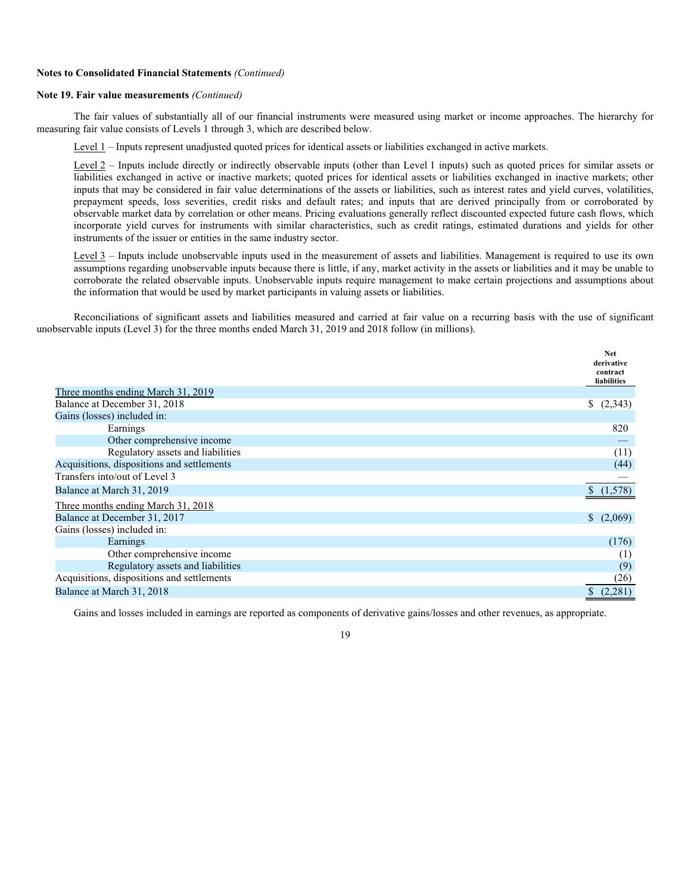**Notes to Consolidated Financial Statements** *(Continued)*

**Note 19. Fair value measurements** *(Continued)*

The fair values of substantially all of our financial instruments were measured using market or income approaches. The hierarchy for measuring fair value consists of Levels 1 through 3, which are described below.

Level 1 – Inputs represent unadjusted quoted prices for identical assets or liabilities exchanged in active markets.

Level 2 – Inputs include directly or indirectly observable inputs (other than Level 1 inputs) such as quoted prices for similar assets or liabilities exchanged in active or inactive markets; quoted prices for identical assets or liabilities exchanged in inactive markets; other inputs that may be considered in fair value determinations of the assets or liabilities, such as interest rates and yield curves, volatilities, prepayment speeds, loss severities, credit risks and default rates; and inputs that are derived principally from or corroborated by observable market data by correlation or other means. Pricing evaluations generally reflect discounted expected future cash flows, which incorporate yield curves for instruments with similar characteristics, such as credit ratings, estimated durations and yields for other instruments of the issuer or entities in the same industry sector.

Level 3 – Inputs include unobservable inputs used in the measurement of assets and liabilities. Management is required to use its own assumptions regarding unobservable inputs because there is little, if any, market activity in the assets or liabilities and it may be unable to corroborate the related observable inputs. Unobservable inputs require management to make certain projections and assumptions about the information that would be used by market participants in valuing assets or liabilities.

Reconciliations of significant assets and liabilities measured and carried at fair value on a recurring basis with the use of significant unobservable inputs (Level 3) for the three months ended March 31, 2019 and 2018 follow (in millions).

| | Net derivative contract liabilities |
|---|---|
| Three months ending March 31, 2019 | |
| Balance at December 31, 2018 | $ (2,343) |
| Gains (losses) included in: | |
| Earnings | 820 |
| Other comprehensive income | — |
| Regulatory assets and liabilities | (11) |
| Acquisitions, dispositions and settlements | (44) |
| Transfers into/out of Level 3 | — |
| Balance at March 31, 2019 | $ (1,578) |
| Three months ending March 31, 2018 | |
| Balance at December 31, 2017 | $ (2,069) |
| Gains (losses) included in: | |
| Earnings | (176) |
| Other comprehensive income | (1) |
| Regulatory assets and liabilities | (9) |
| Acquisitions, dispositions and settlements | (26) |
| Balance at March 31, 2018 | $ (2,281) |

Gains and losses included in earnings are reported as components of derivative gains/losses and other revenues, as appropriate.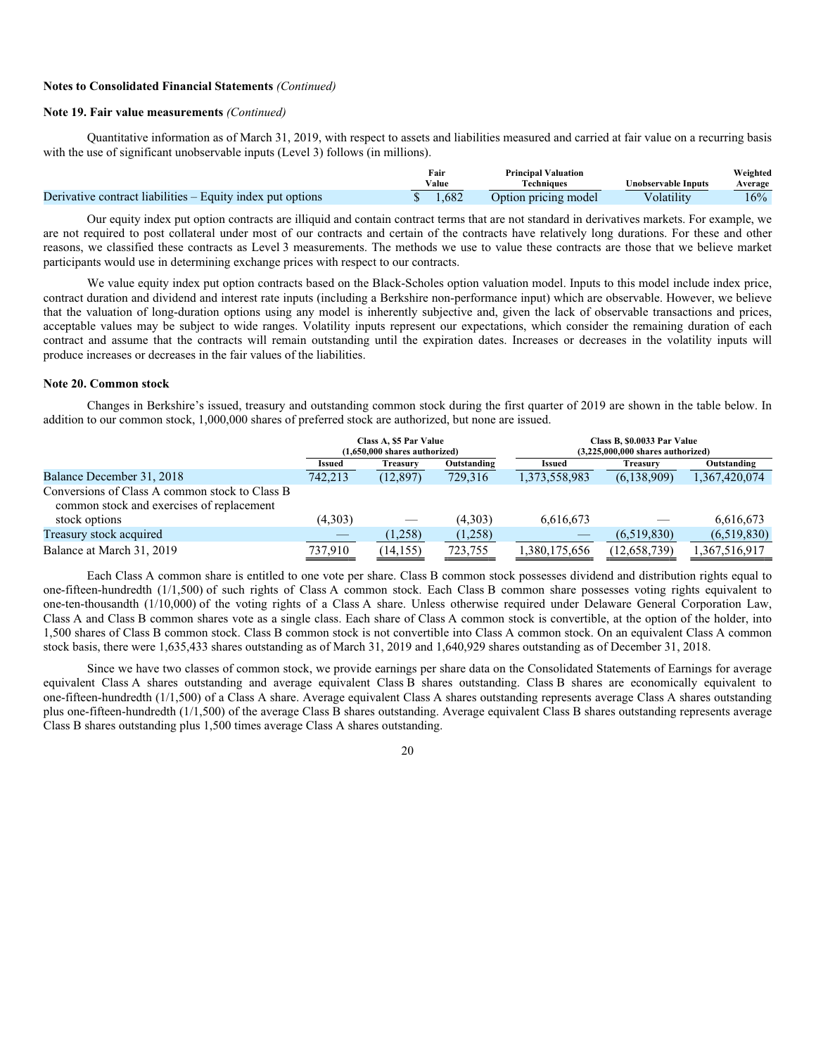**Notes to Consolidated Financial Statements** *(Continued)*

**Note 19. Fair value measurements** *(Continued)*

Quantitative information as of March 31, 2019, with respect to assets and liabilities measured and carried at fair value on a recurring basis with the use of significant unobservable inputs (Level 3) follows (in millions).

| | Fair Value | Principal Valuation Techniques | Unobservable Inputs | Weighted Average |
|---|---|---|---|---|
| Derivative contract liabilities – Equity index put options | $ 1,682 | Option pricing model | Volatility | 16% |

Our equity index put option contracts are illiquid and contain contract terms that are not standard in derivatives markets. For example, we are not required to post collateral under most of our contracts and certain of the contracts have relatively long durations. For these and other reasons, we classified these contracts as Level 3 measurements. The methods we use to value these contracts are those that we believe market participants would use in determining exchange prices with respect to our contracts.

We value equity index put option contracts based on the Black-Scholes option valuation model. Inputs to this model include index price, contract duration and dividend and interest rate inputs (including a Berkshire non-performance input) which are observable. However, we believe that the valuation of long-duration options using any model is inherently subjective and, given the lack of observable transactions and prices, acceptable values may be subject to wide ranges. Volatility inputs represent our expectations, which consider the remaining duration of each contract and assume that the contracts will remain outstanding until the expiration dates. Increases or decreases in the volatility inputs will produce increases or decreases in the fair values of the liabilities.

**Note 20. Common stock**

Changes in Berkshire's issued, treasury and outstanding common stock during the first quarter of 2019 are shown in the table below. In addition to our common stock, 1,000,000 shares of preferred stock are authorized, but none are issued.

| | Class A, $5 Par Value (1,650,000 shares authorized) | | | Class B, $0.0033 Par Value (3,225,000,000 shares authorized) | | |
|---|---|---|---|---|---|---|
| | Issued | Treasury | Outstanding | Issued | Treasury | Outstanding |
| Balance December 31, 2018 | 742,213 | (12,897) | 729,316 | 1,373,558,983 | (6,138,909) | 1,367,420,074 |
| Conversions of Class A common stock to Class B common stock and exercises of replacement stock options | (4,303) | — | (4,303) | 6,616,673 | — | 6,616,673 |
| Treasury stock acquired | — | (1,258) | (1,258) | — | (6,519,830) | (6,519,830) |
| Balance at March 31, 2019 | 737,910 | (14,155) | 723,755 | 1,380,175,656 | (12,658,739) | 1,367,516,917 |

Each Class A common share is entitled to one vote per share. Class B common stock possesses dividend and distribution rights equal to one-fifteen-hundredth (1/1,500) of such rights of Class A common stock. Each Class B common share possesses voting rights equivalent to one-ten-thousandth (1/10,000) of the voting rights of a Class A share. Unless otherwise required under Delaware General Corporation Law, Class A and Class B common shares vote as a single class. Each share of Class A common stock is convertible, at the option of the holder, into 1,500 shares of Class B common stock. Class B common stock is not convertible into Class A common stock. On an equivalent Class A common stock basis, there were 1,635,433 shares outstanding as of March 31, 2019 and 1,640,929 shares outstanding as of December 31, 2018.

Since we have two classes of common stock, we provide earnings per share data on the Consolidated Statements of Earnings for average equivalent Class A shares outstanding and average equivalent Class B shares outstanding. Class B shares are economically equivalent to one-fifteen-hundredth (1/1,500) of a Class A share. Average equivalent Class A shares outstanding represents average Class A shares outstanding plus one-fifteen-hundredth (1/1,500) of the average Class B shares outstanding. Average equivalent Class B shares outstanding represents average Class B shares outstanding plus 1,500 times average Class A shares outstanding.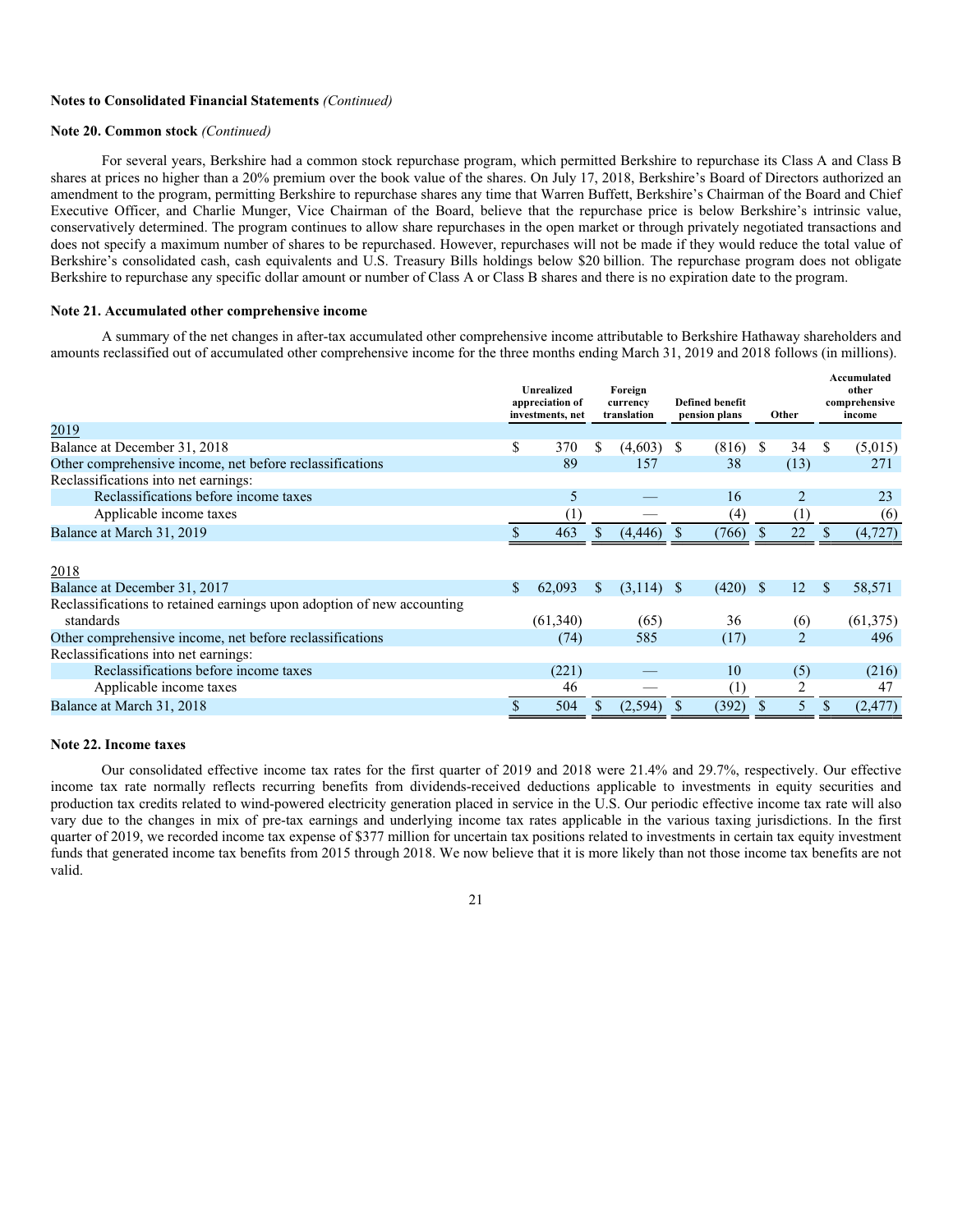**Notes to Consolidated Financial Statements** *(Continued)*

**Note 20. Common stock** *(Continued)*

For several years, Berkshire had a common stock repurchase program, which permitted Berkshire to repurchase its Class A and Class B shares at prices no higher than a 20% premium over the book value of the shares. On July 17, 2018, Berkshire's Board of Directors authorized an amendment to the program, permitting Berkshire to repurchase shares any time that Warren Buffett, Berkshire's Chairman of the Board and Chief Executive Officer, and Charlie Munger, Vice Chairman of the Board, believe that the repurchase price is below Berkshire's intrinsic value, conservatively determined. The program continues to allow share repurchases in the open market or through privately negotiated transactions and does not specify a maximum number of shares to be repurchased. However, repurchases will not be made if they would reduce the total value of Berkshire's consolidated cash, cash equivalents and U.S. Treasury Bills holdings below $20 billion. The repurchase program does not obligate Berkshire to repurchase any specific dollar amount or number of Class A or Class B shares and there is no expiration date to the program.

**Note 21. Accumulated other comprehensive income**

A summary of the net changes in after-tax accumulated other comprehensive income attributable to Berkshire Hathaway shareholders and amounts reclassified out of accumulated other comprehensive income for the three months ending March 31, 2019 and 2018 follows (in millions).

| | Unrealized appreciation of investments, net | Foreign currency translation | Defined benefit pension plans | Other | Accumulated other comprehensive income |
|---|---|---|---|---|---|
| 2019 | | | | | |
| Balance at December 31, 2018 | $ 370 | $ (4,603) | $ (816) | $ 34 | $ (5,015) |
| Other comprehensive income, net before reclassifications | 89 | 157 | 38 | (13) | 271 |
| Reclassifications into net earnings: | | | | | |
| Reclassifications before income taxes | 5 | — | 16 | 2 | 23 |
| Applicable income taxes | (1) | — | (4) | (1) | (6) |
| Balance at March 31, 2019 | $ 463 | $ (4,446) | $ (766) | $ 22 | $ (4,727) |
| 2018 | | | | | |
| Balance at December 31, 2017 | $ 62,093 | $ (3,114) | $ (420) | $ 12 | $ 58,571 |
| Reclassifications to retained earnings upon adoption of new accounting standards | (61,340) | (65) | 36 | (6) | (61,375) |
| Other comprehensive income, net before reclassifications | (74) | 585 | (17) | 2 | 496 |
| Reclassifications into net earnings: | | | | | |
| Reclassifications before income taxes | (221) | — | 10 | (5) | (216) |
| Applicable income taxes | 46 | — | (1) | 2 | 47 |
| Balance at March 31, 2018 | $ 504 | $ (2,594) | $ (392) | $ 5 | $ (2,477) |

**Note 22. Income taxes**

Our consolidated effective income tax rates for the first quarter of 2019 and 2018 were 21.4% and 29.7%, respectively. Our effective income tax rate normally reflects recurring benefits from dividends-received deductions applicable to investments in equity securities and production tax credits related to wind-powered electricity generation placed in service in the U.S. Our periodic effective income tax rate will also vary due to the changes in mix of pre-tax earnings and underlying income tax rates applicable in the various taxing jurisdictions. In the first quarter of 2019, we recorded income tax expense of $377 million for uncertain tax positions related to investments in certain tax equity investment funds that generated income tax benefits from 2015 through 2018. We now believe that it is more likely than not those income tax benefits are not valid.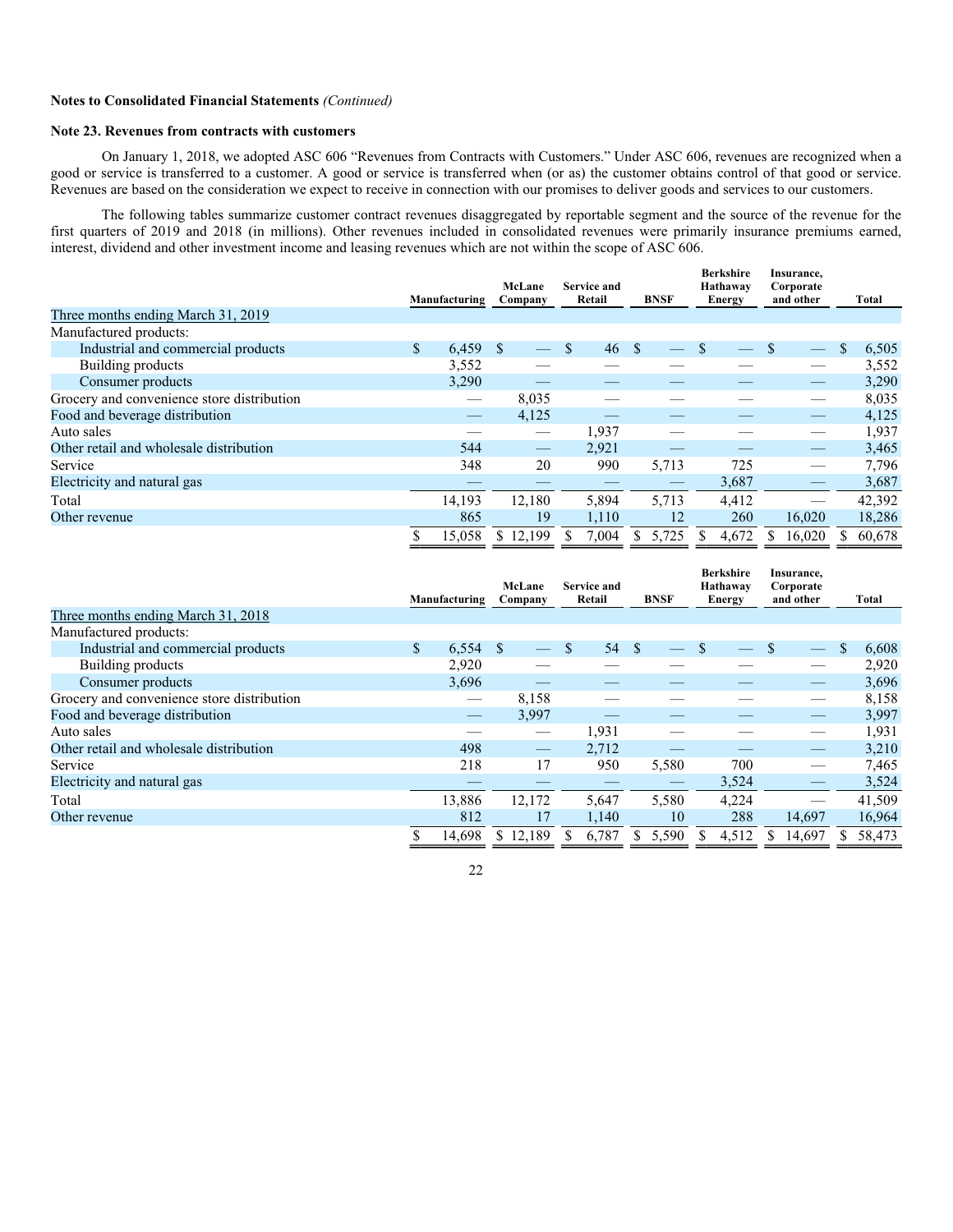**Notes to Consolidated Financial Statements** *(Continued)*

**Note 23. Revenues from contracts with customers**

On January 1, 2018, we adopted ASC 606 "Revenues from Contracts with Customers." Under ASC 606, revenues are recognized when a good or service is transferred to a customer. A good or service is transferred when (or as) the customer obtains control of that good or service. Revenues are based on the consideration we expect to receive in connection with our promises to deliver goods and services to our customers.

The following tables summarize customer contract revenues disaggregated by reportable segment and the source of the revenue for the first quarters of 2019 and 2018 (in millions). Other revenues included in consolidated revenues were primarily insurance premiums earned, interest, dividend and other investment income and leasing revenues which are not within the scope of ASC 606.

| | Manufacturing | McLane Company | Service and Retail | BNSF | Berkshire Hathaway Energy | Insurance, Corporate and other | Total |
|---|---|---|---|---|---|---|---|
| Three months ending March 31, 2019 | | | | | | | |
| Manufactured products: | | | | | | | |
| Industrial and commercial products | $ 6,459 | $ — | $ 46 | $ — | $ — | $ — | $ 6,505 |
| Building products | 3,552 | — | — | — | — | — | 3,552 |
| Consumer products | 3,290 | — | — | — | — | — | 3,290 |
| Grocery and convenience store distribution | — | 8,035 | — | — | — | — | 8,035 |
| Food and beverage distribution | — | 4,125 | — | — | — | — | 4,125 |
| Auto sales | — | — | 1,937 | — | — | — | 1,937 |
| Other retail and wholesale distribution | 544 | — | 2,921 | — | — | — | 3,465 |
| Service | 348 | 20 | 990 | 5,713 | 725 | — | 7,796 |
| Electricity and natural gas | — | — | — | — | 3,687 | — | 3,687 |
| Total | 14,193 | 12,180 | 5,894 | 5,713 | 4,412 | — | 42,392 |
| Other revenue | 865 | 19 | 1,110 | 12 | 260 | 16,020 | 18,286 |
| | $ 15,058 | $ 12,199 | $ 7,004 | $ 5,725 | $ 4,672 | $ 16,020 | $ 60,678 |

| | Manufacturing | McLane Company | Service and Retail | BNSF | Berkshire Hathaway Energy | Insurance, Corporate and other | Total |
|---|---|---|---|---|---|---|---|
| Three months ending March 31, 2018 | | | | | | | |
| Manufactured products: | | | | | | | |
| Industrial and commercial products | $ 6,554 | $ — | $ 54 | $ — | $ — | $ — | $ 6,608 |
| Building products | 2,920 | — | — | — | — | — | 2,920 |
| Consumer products | 3,696 | — | — | — | — | — | 3,696 |
| Grocery and convenience store distribution | — | 8,158 | — | — | — | — | 8,158 |
| Food and beverage distribution | — | 3,997 | — | — | — | — | 3,997 |
| Auto sales | — | — | 1,931 | — | — | — | 1,931 |
| Other retail and wholesale distribution | 498 | — | 2,712 | — | — | — | 3,210 |
| Service | 218 | 17 | 950 | 5,580 | 700 | — | 7,465 |
| Electricity and natural gas | — | — | — | — | 3,524 | — | 3,524 |
| Total | 13,886 | 12,172 | 5,647 | 5,580 | 4,224 | — | 41,509 |
| Other revenue | 812 | 17 | 1,140 | 10 | 288 | 14,697 | 16,964 |
| | $ 14,698 | $ 12,189 | $ 6,787 | $ 5,590 | $ 4,512 | $ 14,697 | $ 58,473 |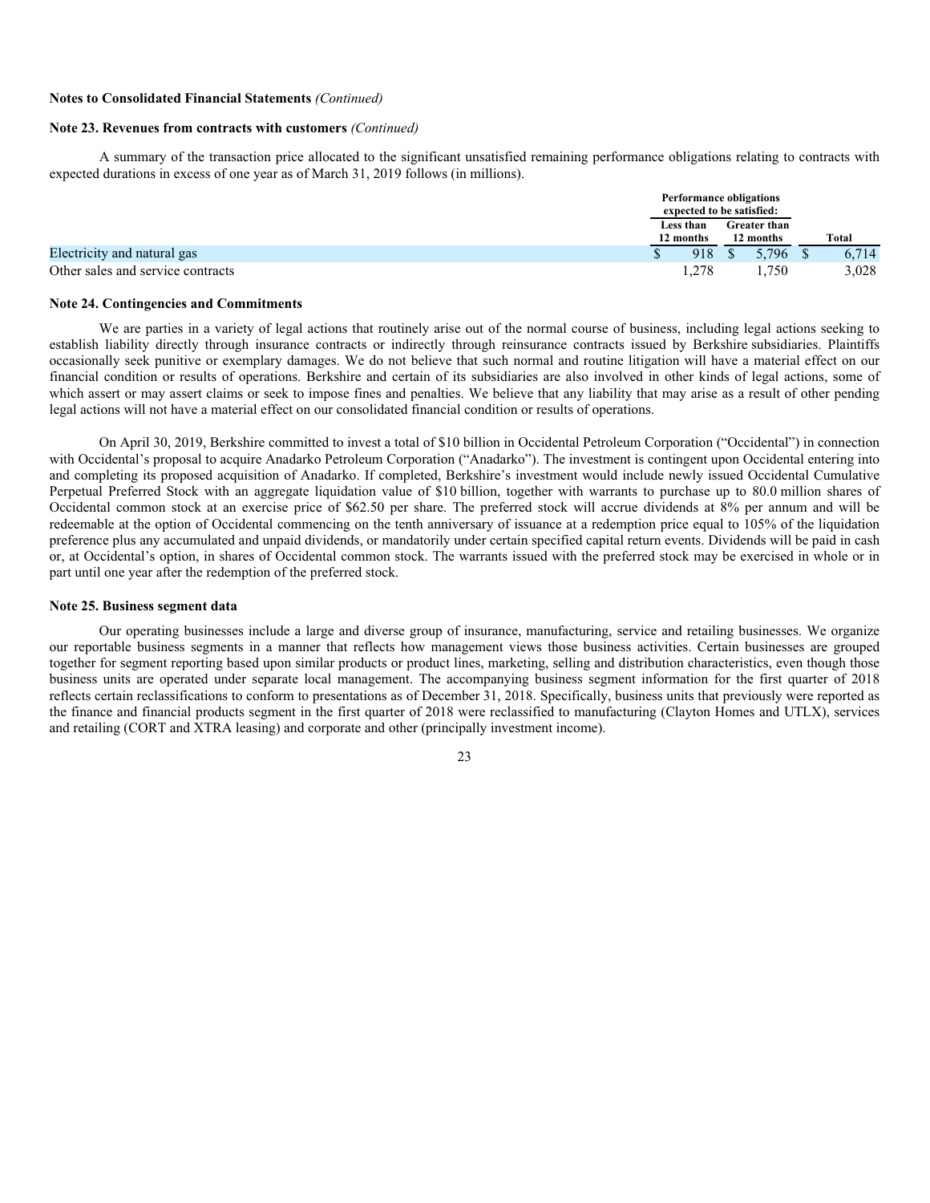**Notes to Consolidated Financial Statements** *(Continued)*

**Note 23. Revenues from contracts with customers** *(Continued)*

A summary of the transaction price allocated to the significant unsatisfied remaining performance obligations relating to contracts with expected durations in excess of one year as of March 31, 2019 follows (in millions).

| | Performance obligations expected to be satisfied: | | |
|---|---|---|---|
| | Less than 12 months | Greater than 12 months | Total |
| Electricity and natural gas | $ 918 | $ 5,796 | $ 6,714 |
| Other sales and service contracts | 1,278 | 1,750 | 3,028 |

**Note 24. Contingencies and Commitments**

We are parties in a variety of legal actions that routinely arise out of the normal course of business, including legal actions seeking to establish liability directly through insurance contracts or indirectly through reinsurance contracts issued by Berkshire subsidiaries. Plaintiffs occasionally seek punitive or exemplary damages. We do not believe that such normal and routine litigation will have a material effect on our financial condition or results of operations. Berkshire and certain of its subsidiaries are also involved in other kinds of legal actions, some of which assert or may assert claims or seek to impose fines and penalties. We believe that any liability that may arise as a result of other pending legal actions will not have a material effect on our consolidated financial condition or results of operations.

On April 30, 2019, Berkshire committed to invest a total of $10 billion in Occidental Petroleum Corporation ("Occidental") in connection with Occidental's proposal to acquire Anadarko Petroleum Corporation ("Anadarko"). The investment is contingent upon Occidental entering into and completing its proposed acquisition of Anadarko. If completed, Berkshire's investment would include newly issued Occidental Cumulative Perpetual Preferred Stock with an aggregate liquidation value of $10 billion, together with warrants to purchase up to 80.0 million shares of Occidental common stock at an exercise price of $62.50 per share. The preferred stock will accrue dividends at 8% per annum and will be redeemable at the option of Occidental commencing on the tenth anniversary of issuance at a redemption price equal to 105% of the liquidation preference plus any accumulated and unpaid dividends, or mandatorily under certain specified capital return events. Dividends will be paid in cash or, at Occidental's option, in shares of Occidental common stock. The warrants issued with the preferred stock may be exercised in whole or in part until one year after the redemption of the preferred stock.

**Note 25. Business segment data**

Our operating businesses include a large and diverse group of insurance, manufacturing, service and retailing businesses. We organize our reportable business segments in a manner that reflects how management views those business activities. Certain businesses are grouped together for segment reporting based upon similar products or product lines, marketing, selling and distribution characteristics, even though those business units are operated under separate local management. The accompanying business segment information for the first quarter of 2018 reflects certain reclassifications to conform to presentations as of December 31, 2018. Specifically, business units that previously were reported as the finance and financial products segment in the first quarter of 2018 were reclassified to manufacturing (Clayton Homes and UTLX), services and retailing (CORT and XTRA leasing) and corporate and other (principally investment income).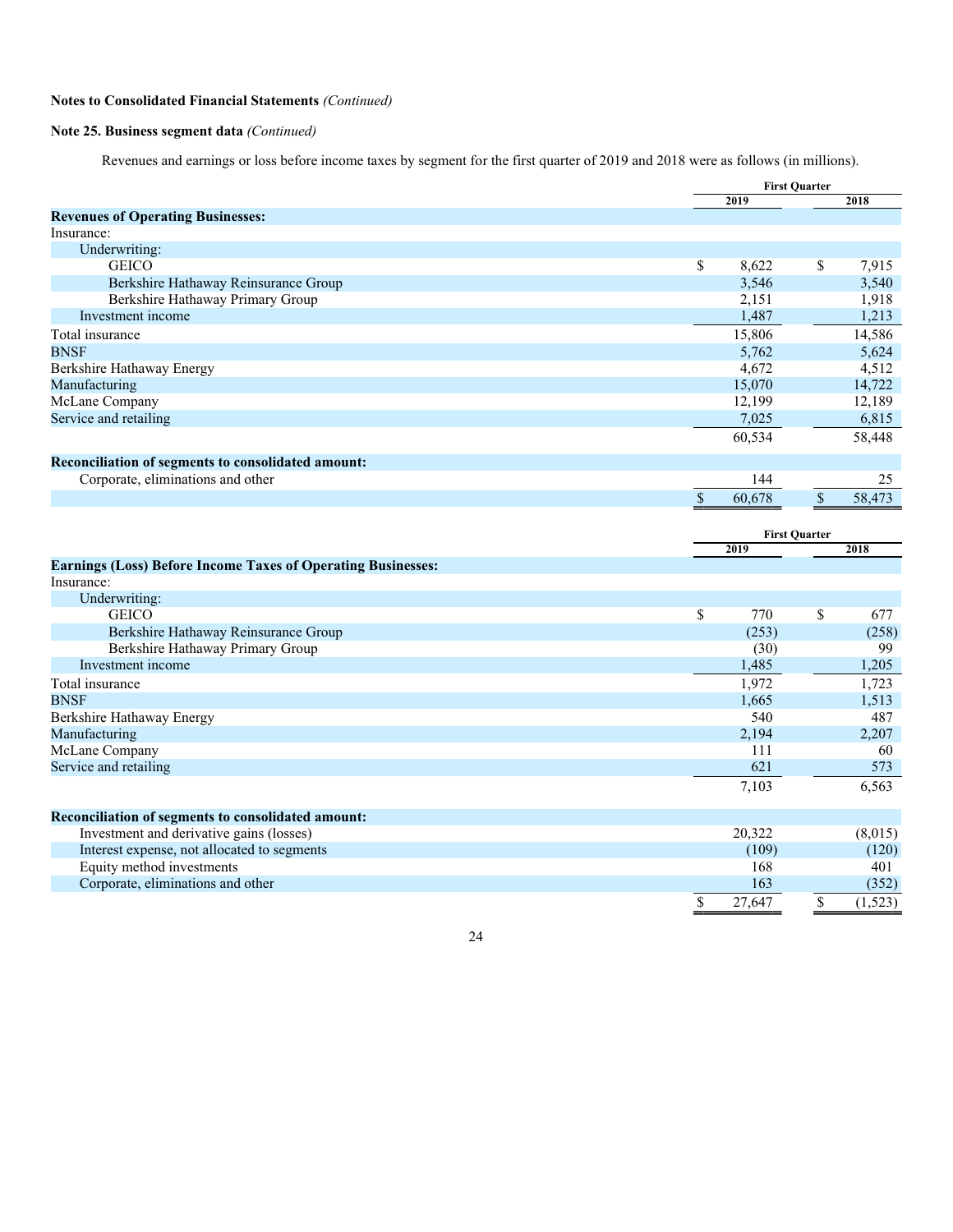**Notes to Consolidated Financial Statements** *(Continued)*

**Note 25. Business segment data** *(Continued)*

Revenues and earnings or loss before income taxes by segment for the first quarter of 2019 and 2018 were as follows (in millions).

| | First Quarter | |
|---|---|---|
| | 2019 | 2018 |
| **Revenues of Operating Businesses:** | | |
| Insurance: | | |
| Underwriting: | | |
| GEICO | $ 8,622 | $ 7,915 |
| Berkshire Hathaway Reinsurance Group | 3,546 | 3,540 |
| Berkshire Hathaway Primary Group | 2,151 | 1,918 |
| Investment income | 1,487 | 1,213 |
| Total insurance | 15,806 | 14,586 |
| BNSF | 5,762 | 5,624 |
| Berkshire Hathaway Energy | 4,672 | 4,512 |
| Manufacturing | 15,070 | 14,722 |
| McLane Company | 12,199 | 12,189 |
| Service and retailing | 7,025 | 6,815 |
| | 60,534 | 58,448 |
| **Reconciliation of segments to consolidated amount:** | | |
| Corporate, eliminations and other | 144 | 25 |
| | $ 60,678 | $ 58,473 |

| | First Quarter | |
|---|---|---|
| | 2019 | 2018 |
| **Earnings (Loss) Before Income Taxes of Operating Businesses:** | | |
| Insurance: | | |
| Underwriting: | | |
| GEICO | $ 770 | $ 677 |
| Berkshire Hathaway Reinsurance Group | (253) | (258) |
| Berkshire Hathaway Primary Group | (30) | 99 |
| Investment income | 1,485 | 1,205 |
| Total insurance | 1,972 | 1,723 |
| BNSF | 1,665 | 1,513 |
| Berkshire Hathaway Energy | 540 | 487 |
| Manufacturing | 2,194 | 2,207 |
| McLane Company | 111 | 60 |
| Service and retailing | 621 | 573 |
| | 7,103 | 6,563 |
| **Reconciliation of segments to consolidated amount:** | | |
| Investment and derivative gains (losses) | 20,322 | (8,015) |
| Interest expense, not allocated to segments | (109) | (120) |
| Equity method investments | 168 | 401 |
| Corporate, eliminations and other | 163 | (352) |
| | $ 27,647 | $ (1,523) |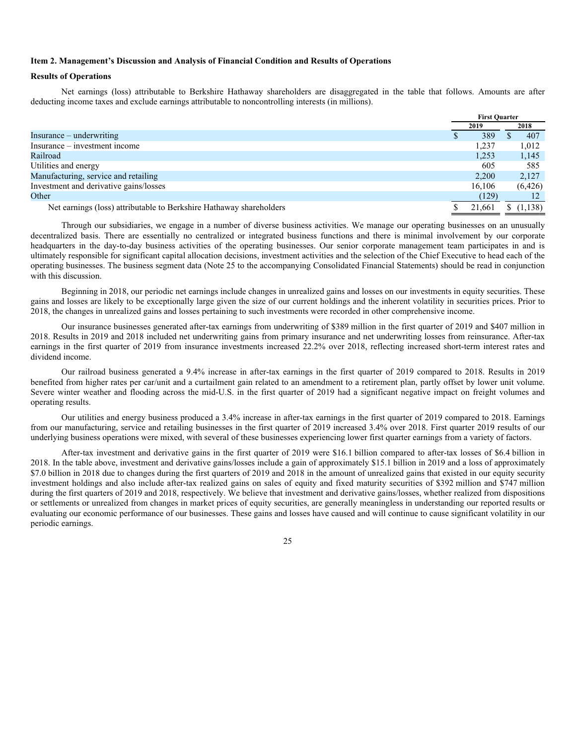**Item 2. Management's Discussion and Analysis of Financial Condition and Results of Operations**

**Results of Operations**

Net earnings (loss) attributable to Berkshire Hathaway shareholders are disaggregated in the table that follows. Amounts are after deducting income taxes and exclude earnings attributable to noncontrolling interests (in millions).

| | First Quarter | |
|---|---|---|
| | 2019 | 2018 |
| Insurance – underwriting | $ 389 | $ 407 |
| Insurance – investment income | 1,237 | 1,012 |
| Railroad | 1,253 | 1,145 |
| Utilities and energy | 605 | 585 |
| Manufacturing, service and retailing | 2,200 | 2,127 |
| Investment and derivative gains/losses | 16,106 | (6,426) |
| Other | (129) | 12 |
| Net earnings (loss) attributable to Berkshire Hathaway shareholders | $ 21,661 | $ (1,138) |

Through our subsidiaries, we engage in a number of diverse business activities. We manage our operating businesses on an unusually decentralized basis. There are essentially no centralized or integrated business functions and there is minimal involvement by our corporate headquarters in the day-to-day business activities of the operating businesses. Our senior corporate management team participates in and is ultimately responsible for significant capital allocation decisions, investment activities and the selection of the Chief Executive to head each of the operating businesses. The business segment data (Note 25 to the accompanying Consolidated Financial Statements) should be read in conjunction with this discussion.

Beginning in 2018, our periodic net earnings include changes in unrealized gains and losses on our investments in equity securities. These gains and losses are likely to be exceptionally large given the size of our current holdings and the inherent volatility in securities prices. Prior to 2018, the changes in unrealized gains and losses pertaining to such investments were recorded in other comprehensive income.

Our insurance businesses generated after-tax earnings from underwriting of $389 million in the first quarter of 2019 and $407 million in 2018. Results in 2019 and 2018 included net underwriting gains from primary insurance and net underwriting losses from reinsurance. After-tax earnings in the first quarter of 2019 from insurance investments increased 22.2% over 2018, reflecting increased short-term interest rates and dividend income.

Our railroad business generated a 9.4% increase in after-tax earnings in the first quarter of 2019 compared to 2018. Results in 2019 benefited from higher rates per car/unit and a curtailment gain related to an amendment to a retirement plan, partly offset by lower unit volume. Severe winter weather and flooding across the mid-U.S. in the first quarter of 2019 had a significant negative impact on freight volumes and operating results.

Our utilities and energy business produced a 3.4% increase in after-tax earnings in the first quarter of 2019 compared to 2018. Earnings from our manufacturing, service and retailing businesses in the first quarter of 2019 increased 3.4% over 2018. First quarter 2019 results of our underlying business operations were mixed, with several of these businesses experiencing lower first quarter earnings from a variety of factors.

After-tax investment and derivative gains in the first quarter of 2019 were $16.1 billion compared to after-tax losses of $6.4 billion in 2018. In the table above, investment and derivative gains/losses include a gain of approximately $15.1 billion in 2019 and a loss of approximately $7.0 billion in 2018 due to changes during the first quarters of 2019 and 2018 in the amount of unrealized gains that existed in our equity security investment holdings and also include after-tax realized gains on sales of equity and fixed maturity securities of $392 million and $747 million during the first quarters of 2019 and 2018, respectively. We believe that investment and derivative gains/losses, whether realized from dispositions or settlements or unrealized from changes in market prices of equity securities, are generally meaningless in understanding our reported results or evaluating our economic performance of our businesses. These gains and losses have caused and will continue to cause significant volatility in our periodic earnings.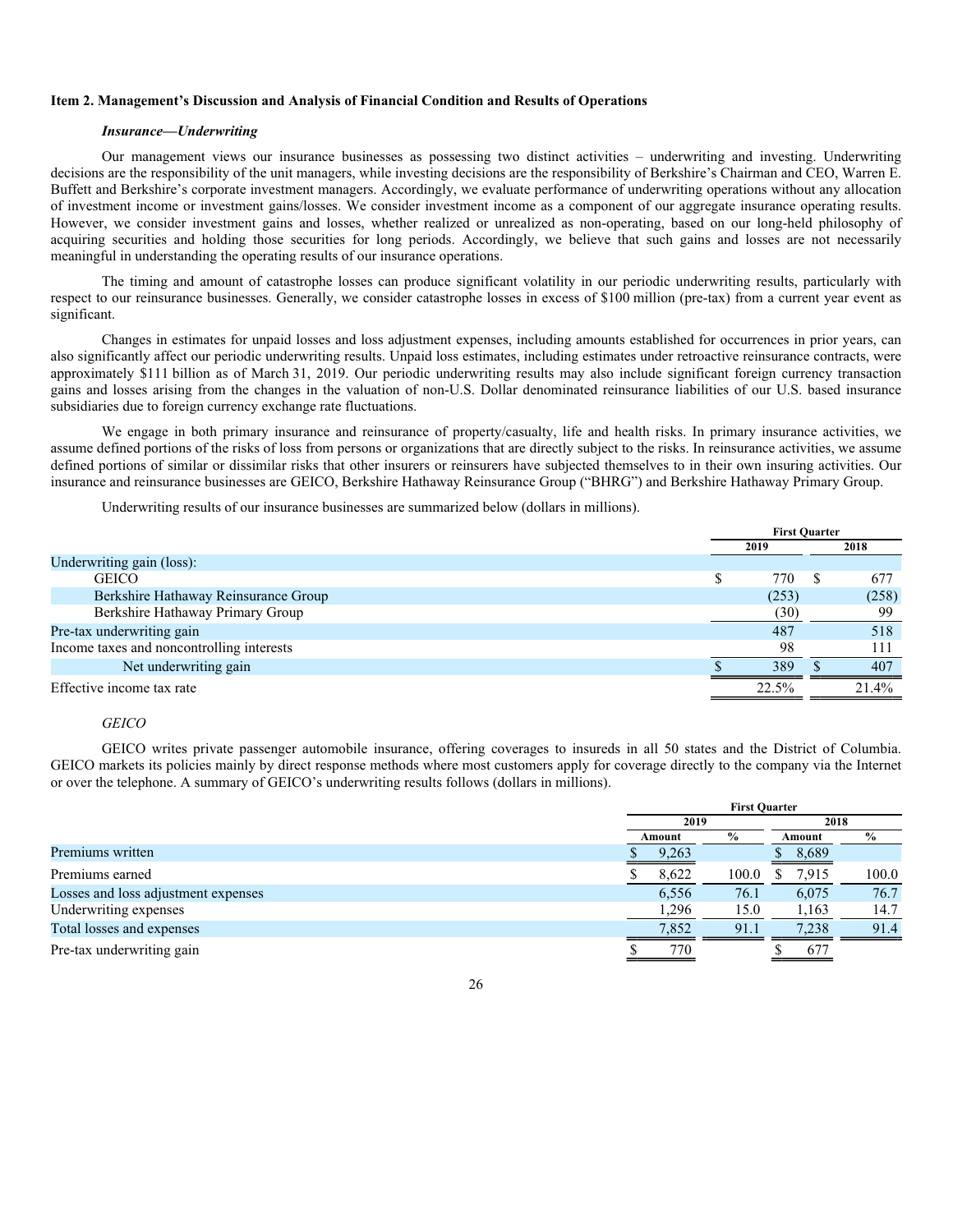**Item 2. Management's Discussion and Analysis of Financial Condition and Results of Operations**

***Insurance—Underwriting***

Our management views our insurance businesses as possessing two distinct activities – underwriting and investing. Underwriting decisions are the responsibility of the unit managers, while investing decisions are the responsibility of Berkshire's Chairman and CEO, Warren E. Buffett and Berkshire's corporate investment managers. Accordingly, we evaluate performance of underwriting operations without any allocation of investment income or investment gains/losses. We consider investment income as a component of our aggregate insurance operating results. However, we consider investment gains and losses, whether realized or unrealized as non-operating, based on our long-held philosophy of acquiring securities and holding those securities for long periods. Accordingly, we believe that such gains and losses are not necessarily meaningful in understanding the operating results of our insurance operations.

The timing and amount of catastrophe losses can produce significant volatility in our periodic underwriting results, particularly with respect to our reinsurance businesses. Generally, we consider catastrophe losses in excess of $100 million (pre-tax) from a current year event as significant.

Changes in estimates for unpaid losses and loss adjustment expenses, including amounts established for occurrences in prior years, can also significantly affect our periodic underwriting results. Unpaid loss estimates, including estimates under retroactive reinsurance contracts, were approximately $111 billion as of March 31, 2019. Our periodic underwriting results may also include significant foreign currency transaction gains and losses arising from the changes in the valuation of non-U.S. Dollar denominated reinsurance liabilities of our U.S. based insurance subsidiaries due to foreign currency exchange rate fluctuations.

We engage in both primary insurance and reinsurance of property/casualty, life and health risks. In primary insurance activities, we assume defined portions of the risks of loss from persons or organizations that are directly subject to the risks. In reinsurance activities, we assume defined portions of similar or dissimilar risks that other insurers or reinsurers have subjected themselves to in their own insuring activities. Our insurance and reinsurance businesses are GEICO, Berkshire Hathaway Reinsurance Group ("BHRG") and Berkshire Hathaway Primary Group.

Underwriting results of our insurance businesses are summarized below (dollars in millions).

| | First Quarter | |
|---|---|---|
| | 2019 | 2018 |
| Underwriting gain (loss): | | |
| GEICO | $ 770 | $ 677 |
| Berkshire Hathaway Reinsurance Group | (253) | (258) |
| Berkshire Hathaway Primary Group | (30) | 99 |
| Pre-tax underwriting gain | 487 | 518 |
| Income taxes and noncontrolling interests | 98 | 111 |
| Net underwriting gain | $ 389 | $ 407 |
| Effective income tax rate | 22.5% | 21.4% |

*GEICO*

GEICO writes private passenger automobile insurance, offering coverages to insureds in all 50 states and the District of Columbia. GEICO markets its policies mainly by direct response methods where most customers apply for coverage directly to the company via the Internet or over the telephone. A summary of GEICO's underwriting results follows (dollars in millions).

| | First Quarter | | | |
|---|---|---|---|---|
| | 2019 | | 2018 | |
| | Amount | % | Amount | % |
| Premiums written | $ 9,263 | | $ 8,689 | |
| Premiums earned | $ 8,622 | 100.0 | $ 7,915 | 100.0 |
| Losses and loss adjustment expenses | 6,556 | 76.1 | 6,075 | 76.7 |
| Underwriting expenses | 1,296 | 15.0 | 1,163 | 14.7 |
| Total losses and expenses | 7,852 | 91.1 | 7,238 | 91.4 |
| Pre-tax underwriting gain | $ 770 | | $ 677 | |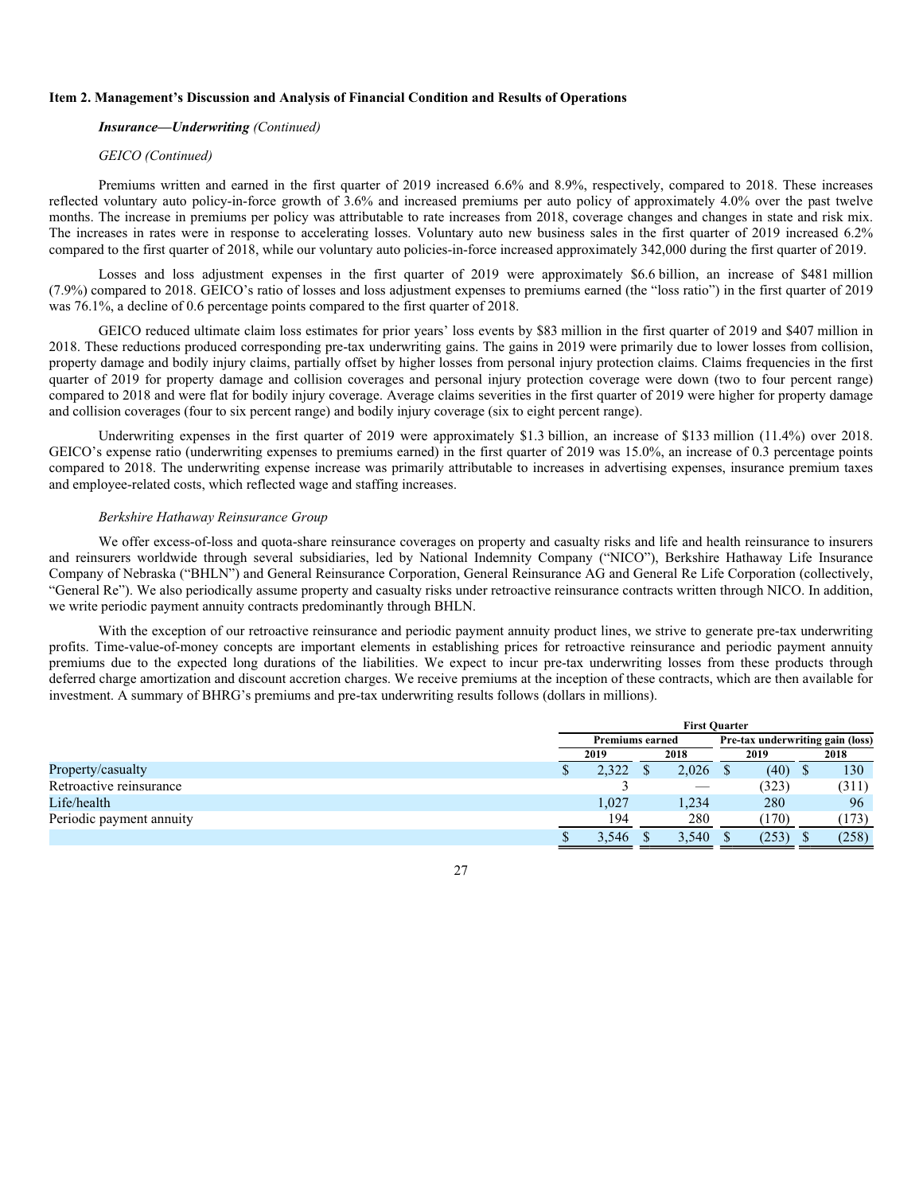### Item 2. Management's Discussion and Analysis of Financial Condition and Results of Operations

***Insurance—Underwriting*** *(Continued)*

*GEICO (Continued)*

Premiums written and earned in the first quarter of 2019 increased 6.6% and 8.9%, respectively, compared to 2018. These increases reflected voluntary auto policy-in-force growth of 3.6% and increased premiums per auto policy of approximately 4.0% over the past twelve months. The increase in premiums per policy was attributable to rate increases from 2018, coverage changes and changes in state and risk mix. The increases in rates were in response to accelerating losses. Voluntary auto new business sales in the first quarter of 2019 increased 6.2% compared to the first quarter of 2018, while our voluntary auto policies-in-force increased approximately 342,000 during the first quarter of 2019.

Losses and loss adjustment expenses in the first quarter of 2019 were approximately $6.6 billion, an increase of $481 million (7.9%) compared to 2018. GEICO's ratio of losses and loss adjustment expenses to premiums earned (the "loss ratio") in the first quarter of 2019 was 76.1%, a decline of 0.6 percentage points compared to the first quarter of 2018.

GEICO reduced ultimate claim loss estimates for prior years' loss events by $83 million in the first quarter of 2019 and $407 million in 2018. These reductions produced corresponding pre-tax underwriting gains. The gains in 2019 were primarily due to lower losses from collision, property damage and bodily injury claims, partially offset by higher losses from personal injury protection claims. Claims frequencies in the first quarter of 2019 for property damage and collision coverages and personal injury protection coverage were down (two to four percent range) compared to 2018 and were flat for bodily injury coverage. Average claims severities in the first quarter of 2019 were higher for property damage and collision coverages (four to six percent range) and bodily injury coverage (six to eight percent range).

Underwriting expenses in the first quarter of 2019 were approximately $1.3 billion, an increase of $133 million (11.4%) over 2018. GEICO's expense ratio (underwriting expenses to premiums earned) in the first quarter of 2019 was 15.0%, an increase of 0.3 percentage points compared to 2018. The underwriting expense increase was primarily attributable to increases in advertising expenses, insurance premium taxes and employee-related costs, which reflected wage and staffing increases.

*Berkshire Hathaway Reinsurance Group*

We offer excess-of-loss and quota-share reinsurance coverages on property and casualty risks and life and health reinsurance to insurers and reinsurers worldwide through several subsidiaries, led by National Indemnity Company ("NICO"), Berkshire Hathaway Life Insurance Company of Nebraska ("BHLN") and General Reinsurance Corporation, General Reinsurance AG and General Re Life Corporation (collectively, "General Re"). We also periodically assume property and casualty risks under retroactive reinsurance contracts written through NICO. In addition, we write periodic payment annuity contracts predominantly through BHLN.

With the exception of our retroactive reinsurance and periodic payment annuity product lines, we strive to generate pre-tax underwriting profits. Time-value-of-money concepts are important elements in establishing prices for retroactive reinsurance and periodic payment annuity premiums due to the expected long durations of the liabilities. We expect to incur pre-tax underwriting losses from these products through deferred charge amortization and discount accretion charges. We receive premiums at the inception of these contracts, which are then available for investment. A summary of BHRG's premiums and pre-tax underwriting results follows (dollars in millions).

| | First Quarter | | | |
|---|---|---|---|---|
| | Premiums earned | | Pre-tax underwriting gain (loss) | |
| | 2019 | 2018 | 2019 | 2018 |
| Property/casualty | $ 2,322 | $ 2,026 | $ (40) | $ 130 |
| Retroactive reinsurance | 3 | — | (323) | (311) |
| Life/health | 1,027 | 1,234 | 280 | 96 |
| Periodic payment annuity | 194 | 280 | (170) | (173) |
| | $ 3,546 | $ 3,540 | $ (253) | $ (258) |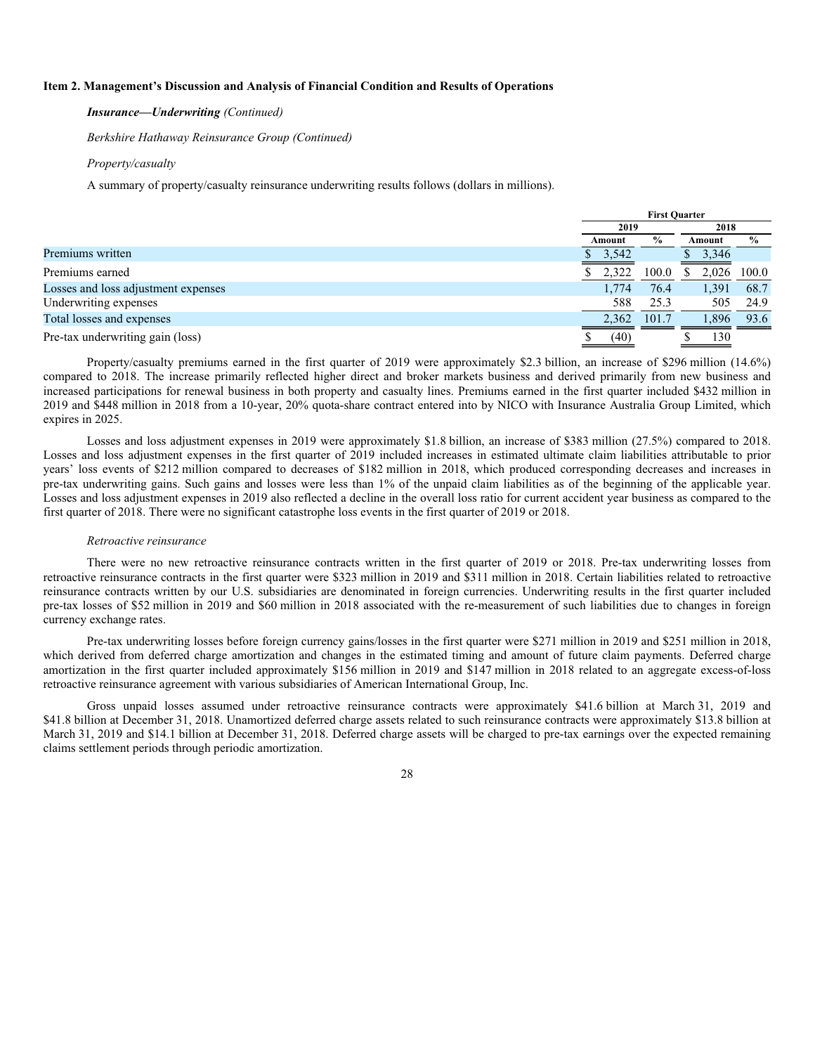**Item 2. Management's Discussion and Analysis of Financial Condition and Results of Operations**

***Insurance—Underwriting*** *(Continued)*

*Berkshire Hathaway Reinsurance Group (Continued)*

*Property/casualty*

A summary of property/casualty reinsurance underwriting results follows (dollars in millions).

| | First Quarter | | | |
|---|---|---|---|---|
| | 2019 | | 2018 | |
| | Amount | % | Amount | % |
| Premiums written | $ 3,542 | | $ 3,346 | |
| Premiums earned | $ 2,322 | 100.0 | $ 2,026 | 100.0 |
| Losses and loss adjustment expenses | 1,774 | 76.4 | 1,391 | 68.7 |
| Underwriting expenses | 588 | 25.3 | 505 | 24.9 |
| Total losses and expenses | 2,362 | 101.7 | 1,896 | 93.6 |
| Pre-tax underwriting gain (loss) | $ (40) | | $ 130 | |

Property/casualty premiums earned in the first quarter of 2019 were approximately $2.3 billion, an increase of $296 million (14.6%) compared to 2018. The increase primarily reflected higher direct and broker markets business and derived primarily from new business and increased participations for renewal business in both property and casualty lines. Premiums earned in the first quarter included $432 million in 2019 and $448 million in 2018 from a 10-year, 20% quota-share contract entered into by NICO with Insurance Australia Group Limited, which expires in 2025.

Losses and loss adjustment expenses in 2019 were approximately $1.8 billion, an increase of $383 million (27.5%) compared to 2018. Losses and loss adjustment expenses in the first quarter of 2019 included increases in estimated ultimate claim liabilities attributable to prior years' loss events of $212 million compared to decreases of $182 million in 2018, which produced corresponding decreases and increases in pre-tax underwriting gains. Such gains and losses were less than 1% of the unpaid claim liabilities as of the beginning of the applicable year. Losses and loss adjustment expenses in 2019 also reflected a decline in the overall loss ratio for current accident year business as compared to the first quarter of 2018. There were no significant catastrophe loss events in the first quarter of 2019 or 2018.

*Retroactive reinsurance*

There were no new retroactive reinsurance contracts written in the first quarter of 2019 or 2018. Pre-tax underwriting losses from retroactive reinsurance contracts in the first quarter were $323 million in 2019 and $311 million in 2018. Certain liabilities related to retroactive reinsurance contracts written by our U.S. subsidiaries are denominated in foreign currencies. Underwriting results in the first quarter included pre-tax losses of $52 million in 2019 and $60 million in 2018 associated with the re-measurement of such liabilities due to changes in foreign currency exchange rates.

Pre-tax underwriting losses before foreign currency gains/losses in the first quarter were $271 million in 2019 and $251 million in 2018, which derived from deferred charge amortization and changes in the estimated timing and amount of future claim payments. Deferred charge amortization in the first quarter included approximately $156 million in 2019 and $147 million in 2018 related to an aggregate excess-of-loss retroactive reinsurance agreement with various subsidiaries of American International Group, Inc.

Gross unpaid losses assumed under retroactive reinsurance contracts were approximately $41.6 billion at March 31, 2019 and $41.8 billion at December 31, 2018. Unamortized deferred charge assets related to such reinsurance contracts were approximately $13.8 billion at March 31, 2019 and $14.1 billion at December 31, 2018. Deferred charge assets will be charged to pre-tax earnings over the expected remaining claims settlement periods through periodic amortization.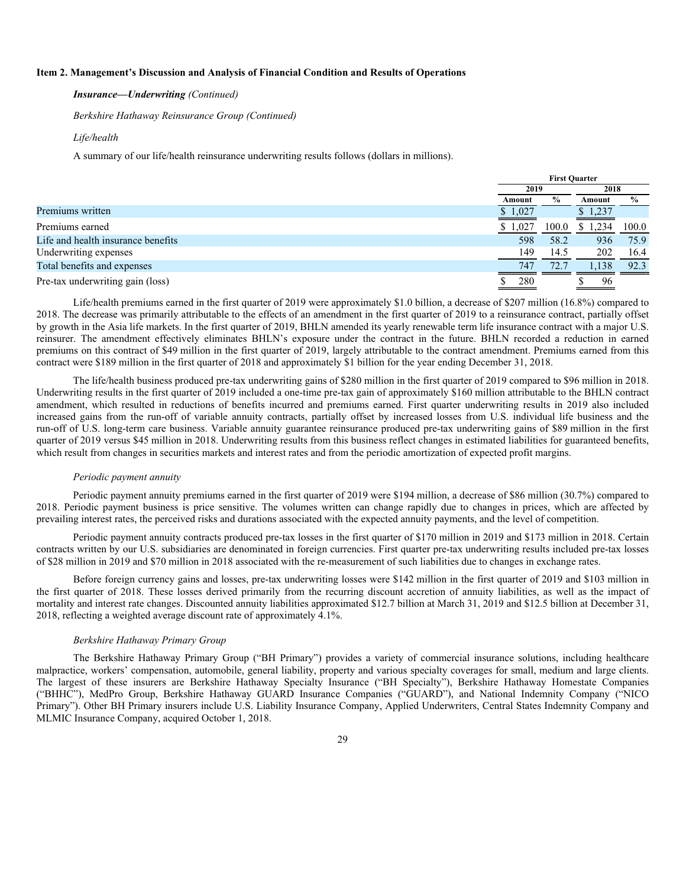**Item 2. Management's Discussion and Analysis of Financial Condition and Results of Operations**

***Insurance—Underwriting*** *(Continued)*

*Berkshire Hathaway Reinsurance Group (Continued)*

*Life/health*

A summary of our life/health reinsurance underwriting results follows (dollars in millions).

| | First Quarter | | | |
|---|---|---|---|---|
| | 2019 | | 2018 | |
| | Amount | % | Amount | % |
| Premiums written | $ 1,027 | | $ 1,237 | |
| Premiums earned | $ 1,027 | 100.0 | $ 1,234 | 100.0 |
| Life and health insurance benefits | 598 | 58.2 | 936 | 75.9 |
| Underwriting expenses | 149 | 14.5 | 202 | 16.4 |
| Total benefits and expenses | 747 | 72.7 | 1,138 | 92.3 |
| Pre-tax underwriting gain (loss) | $ 280 | | $ 96 | |

Life/health premiums earned in the first quarter of 2019 were approximately $1.0 billion, a decrease of $207 million (16.8%) compared to 2018. The decrease was primarily attributable to the effects of an amendment in the first quarter of 2019 to a reinsurance contract, partially offset by growth in the Asia life markets. In the first quarter of 2019, BHLN amended its yearly renewable term life insurance contract with a major U.S. reinsurer. The amendment effectively eliminates BHLN's exposure under the contract in the future. BHLN recorded a reduction in earned premiums on this contract of $49 million in the first quarter of 2019, largely attributable to the contract amendment. Premiums earned from this contract were $189 million in the first quarter of 2018 and approximately $1 billion for the year ending December 31, 2018.

The life/health business produced pre-tax underwriting gains of $280 million in the first quarter of 2019 compared to $96 million in 2018. Underwriting results in the first quarter of 2019 included a one-time pre-tax gain of approximately $160 million attributable to the BHLN contract amendment, which resulted in reductions of benefits incurred and premiums earned. First quarter underwriting results in 2019 also included increased gains from the run-off of variable annuity contracts, partially offset by increased losses from U.S. individual life business and the run-off of U.S. long-term care business. Variable annuity guarantee reinsurance produced pre-tax underwriting gains of $89 million in the first quarter of 2019 versus $45 million in 2018. Underwriting results from this business reflect changes in estimated liabilities for guaranteed benefits, which result from changes in securities markets and interest rates and from the periodic amortization of expected profit margins.

*Periodic payment annuity*

Periodic payment annuity premiums earned in the first quarter of 2019 were $194 million, a decrease of $86 million (30.7%) compared to 2018. Periodic payment business is price sensitive. The volumes written can change rapidly due to changes in prices, which are affected by prevailing interest rates, the perceived risks and durations associated with the expected annuity payments, and the level of competition.

Periodic payment annuity contracts produced pre-tax losses in the first quarter of $170 million in 2019 and $173 million in 2018. Certain contracts written by our U.S. subsidiaries are denominated in foreign currencies. First quarter pre-tax underwriting results included pre-tax losses of $28 million in 2019 and $70 million in 2018 associated with the re-measurement of such liabilities due to changes in exchange rates.

Before foreign currency gains and losses, pre-tax underwriting losses were $142 million in the first quarter of 2019 and $103 million in the first quarter of 2018. These losses derived primarily from the recurring discount accretion of annuity liabilities, as well as the impact of mortality and interest rate changes. Discounted annuity liabilities approximated $12.7 billion at March 31, 2019 and $12.5 billion at December 31, 2018, reflecting a weighted average discount rate of approximately 4.1%.

*Berkshire Hathaway Primary Group*

The Berkshire Hathaway Primary Group ("BH Primary") provides a variety of commercial insurance solutions, including healthcare malpractice, workers' compensation, automobile, general liability, property and various specialty coverages for small, medium and large clients. The largest of these insurers are Berkshire Hathaway Specialty Insurance ("BH Specialty"), Berkshire Hathaway Homestate Companies ("BHHC"), MedPro Group, Berkshire Hathaway GUARD Insurance Companies ("GUARD"), and National Indemnity Company ("NICO Primary"). Other BH Primary insurers include U.S. Liability Insurance Company, Applied Underwriters, Central States Indemnity Company and MLMIC Insurance Company, acquired October 1, 2018.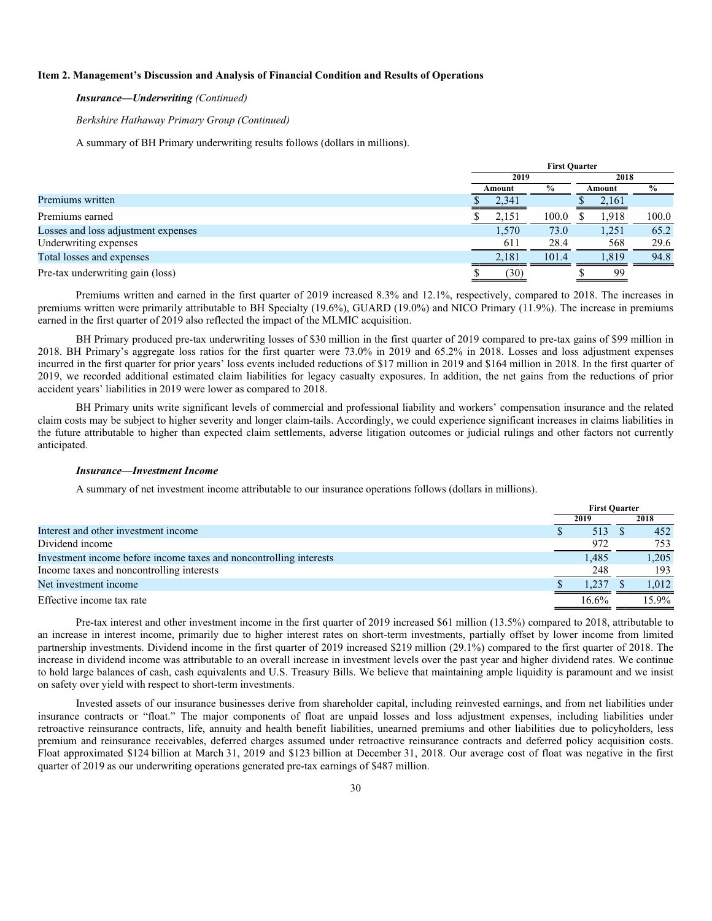**Item 2. Management's Discussion and Analysis of Financial Condition and Results of Operations**

***Insurance—Underwriting*** *(Continued)*

*Berkshire Hathaway Primary Group (Continued)*

A summary of BH Primary underwriting results follows (dollars in millions).

| | First Quarter | | | |
|---|---|---|---|---|
| | 2019 | | 2018 | |
| | Amount | % | Amount | % |
| Premiums written | $ 2,341 | | $ 2,161 | |
| Premiums earned | $ 2,151 | 100.0 | $ 1,918 | 100.0 |
| Losses and loss adjustment expenses | 1,570 | 73.0 | 1,251 | 65.2 |
| Underwriting expenses | 611 | 28.4 | 568 | 29.6 |
| Total losses and expenses | 2,181 | 101.4 | 1,819 | 94.8 |
| Pre-tax underwriting gain (loss) | $ (30) | | $ 99 | |

Premiums written and earned in the first quarter of 2019 increased 8.3% and 12.1%, respectively, compared to 2018. The increases in premiums written were primarily attributable to BH Specialty (19.6%), GUARD (19.0%) and NICO Primary (11.9%). The increase in premiums earned in the first quarter of 2019 also reflected the impact of the MLMIC acquisition.

BH Primary produced pre-tax underwriting losses of $30 million in the first quarter of 2019 compared to pre-tax gains of $99 million in 2018. BH Primary's aggregate loss ratios for the first quarter were 73.0% in 2019 and 65.2% in 2018. Losses and loss adjustment expenses incurred in the first quarter for prior years' loss events included reductions of $17 million in 2019 and $164 million in 2018. In the first quarter of 2019, we recorded additional estimated claim liabilities for legacy casualty exposures. In addition, the net gains from the reductions of prior accident years' liabilities in 2019 were lower as compared to 2018.

BH Primary units write significant levels of commercial and professional liability and workers' compensation insurance and the related claim costs may be subject to higher severity and longer claim-tails. Accordingly, we could experience significant increases in claims liabilities in the future attributable to higher than expected claim settlements, adverse litigation outcomes or judicial rulings and other factors not currently anticipated.

***Insurance—Investment Income***

A summary of net investment income attributable to our insurance operations follows (dollars in millions).

| | First Quarter | |
|---|---|---|
| | 2019 | 2018 |
| Interest and other investment income | $ 513 | $ 452 |
| Dividend income | 972 | 753 |
| Investment income before income taxes and noncontrolling interests | 1,485 | 1,205 |
| Income taxes and noncontrolling interests | 248 | 193 |
| Net investment income | $ 1,237 | $ 1,012 |
| Effective income tax rate | 16.6% | 15.9% |

Pre-tax interest and other investment income in the first quarter of 2019 increased $61 million (13.5%) compared to 2018, attributable to an increase in interest income, primarily due to higher interest rates on short-term investments, partially offset by lower income from limited partnership investments. Dividend income in the first quarter of 2019 increased $219 million (29.1%) compared to the first quarter of 2018. The increase in dividend income was attributable to an overall increase in investment levels over the past year and higher dividend rates. We continue to hold large balances of cash, cash equivalents and U.S. Treasury Bills. We believe that maintaining ample liquidity is paramount and we insist on safety over yield with respect to short-term investments.

Invested assets of our insurance businesses derive from shareholder capital, including reinvested earnings, and from net liabilities under insurance contracts or "float." The major components of float are unpaid losses and loss adjustment expenses, including liabilities under retroactive reinsurance contracts, life, annuity and health benefit liabilities, unearned premiums and other liabilities due to policyholders, less premium and reinsurance receivables, deferred charges assumed under retroactive reinsurance contracts and deferred policy acquisition costs. Float approximated $124 billion at March 31, 2019 and $123 billion at December 31, 2018. Our average cost of float was negative in the first quarter of 2019 as our underwriting operations generated pre-tax earnings of $487 million.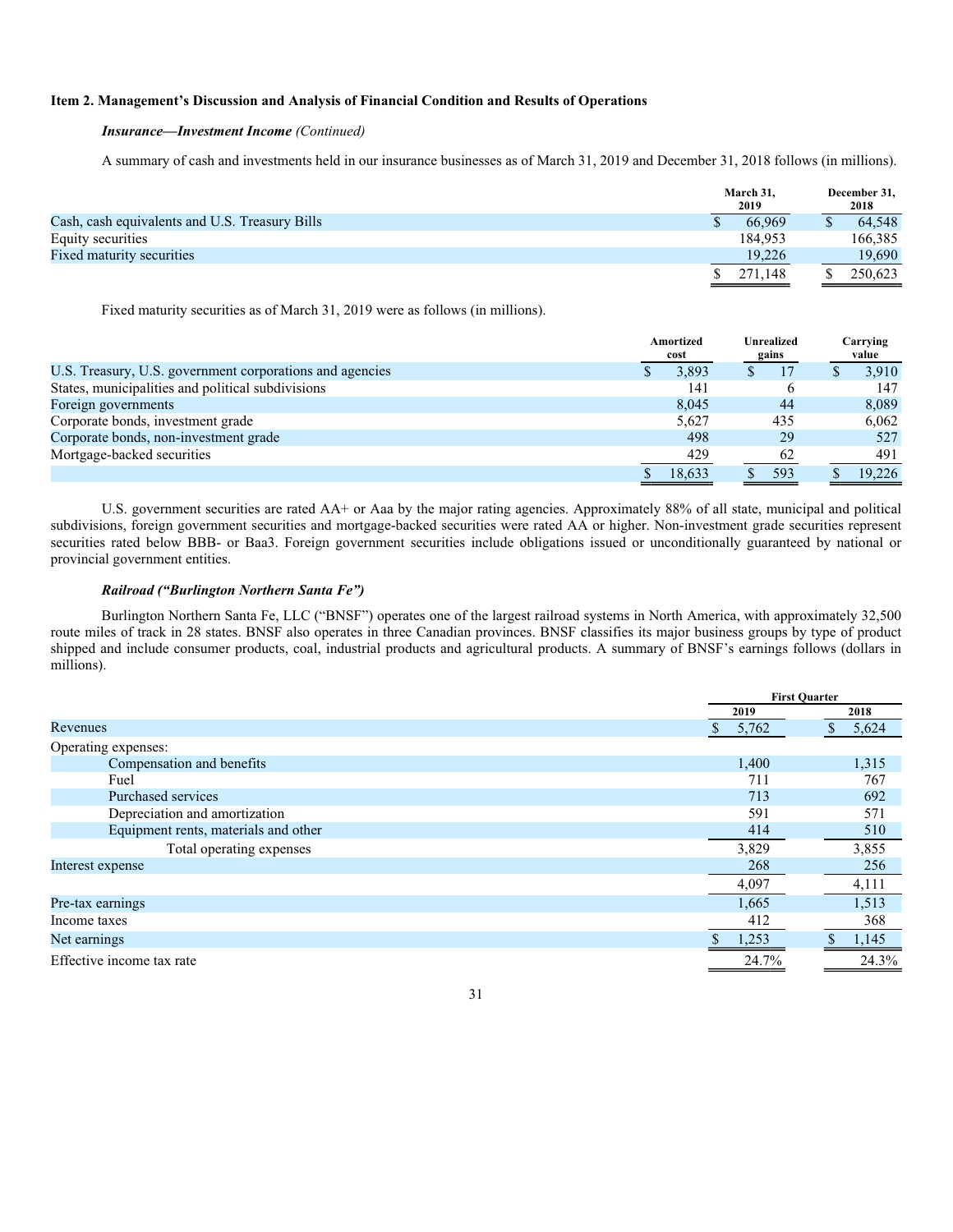### Item 2. Management's Discussion and Analysis of Financial Condition and Results of Operations

***Insurance—Investment Income*** *(Continued)*

A summary of cash and investments held in our insurance businesses as of March 31, 2019 and December 31, 2018 follows (in millions).

| | March 31, 2019 | December 31, 2018 |
|---|---|---|
| Cash, cash equivalents and U.S. Treasury Bills | $ 66,969 | $ 64,548 |
| Equity securities | 184,953 | 166,385 |
| Fixed maturity securities | 19,226 | 19,690 |
| | $ 271,148 | $ 250,623 |

Fixed maturity securities as of March 31, 2019 were as follows (in millions).

| | Amortized cost | Unrealized gains | Carrying value |
|---|---|---|---|
| U.S. Treasury, U.S. government corporations and agencies | $ 3,893 | $ 17 | $ 3,910 |
| States, municipalities and political subdivisions | 141 | 6 | 147 |
| Foreign governments | 8,045 | 44 | 8,089 |
| Corporate bonds, investment grade | 5,627 | 435 | 6,062 |
| Corporate bonds, non-investment grade | 498 | 29 | 527 |
| Mortgage-backed securities | 429 | 62 | 491 |
| | $ 18,633 | $ 593 | $ 19,226 |

U.S. government securities are rated AA+ or Aaa by the major rating agencies. Approximately 88% of all state, municipal and political subdivisions, foreign government securities and mortgage-backed securities were rated AA or higher. Non-investment grade securities represent securities rated below BBB- or Baa3. Foreign government securities include obligations issued or unconditionally guaranteed by national or provincial government entities.

***Railroad ("Burlington Northern Santa Fe")***

Burlington Northern Santa Fe, LLC ("BNSF") operates one of the largest railroad systems in North America, with approximately 32,500 route miles of track in 28 states. BNSF also operates in three Canadian provinces. BNSF classifies its major business groups by type of product shipped and include consumer products, coal, industrial products and agricultural products. A summary of BNSF's earnings follows (dollars in millions).

| | First Quarter | |
|---|---|---|
| | 2019 | 2018 |
| Revenues | $ 5,762 | $ 5,624 |
| Operating expenses: | | |
| Compensation and benefits | 1,400 | 1,315 |
| Fuel | 711 | 767 |
| Purchased services | 713 | 692 |
| Depreciation and amortization | 591 | 571 |
| Equipment rents, materials and other | 414 | 510 |
| Total operating expenses | 3,829 | 3,855 |
| Interest expense | 268 | 256 |
| | 4,097 | 4,111 |
| Pre-tax earnings | 1,665 | 1,513 |
| Income taxes | 412 | 368 |
| Net earnings | $ 1,253 | $ 1,145 |
| Effective income tax rate | 24.7% | 24.3% |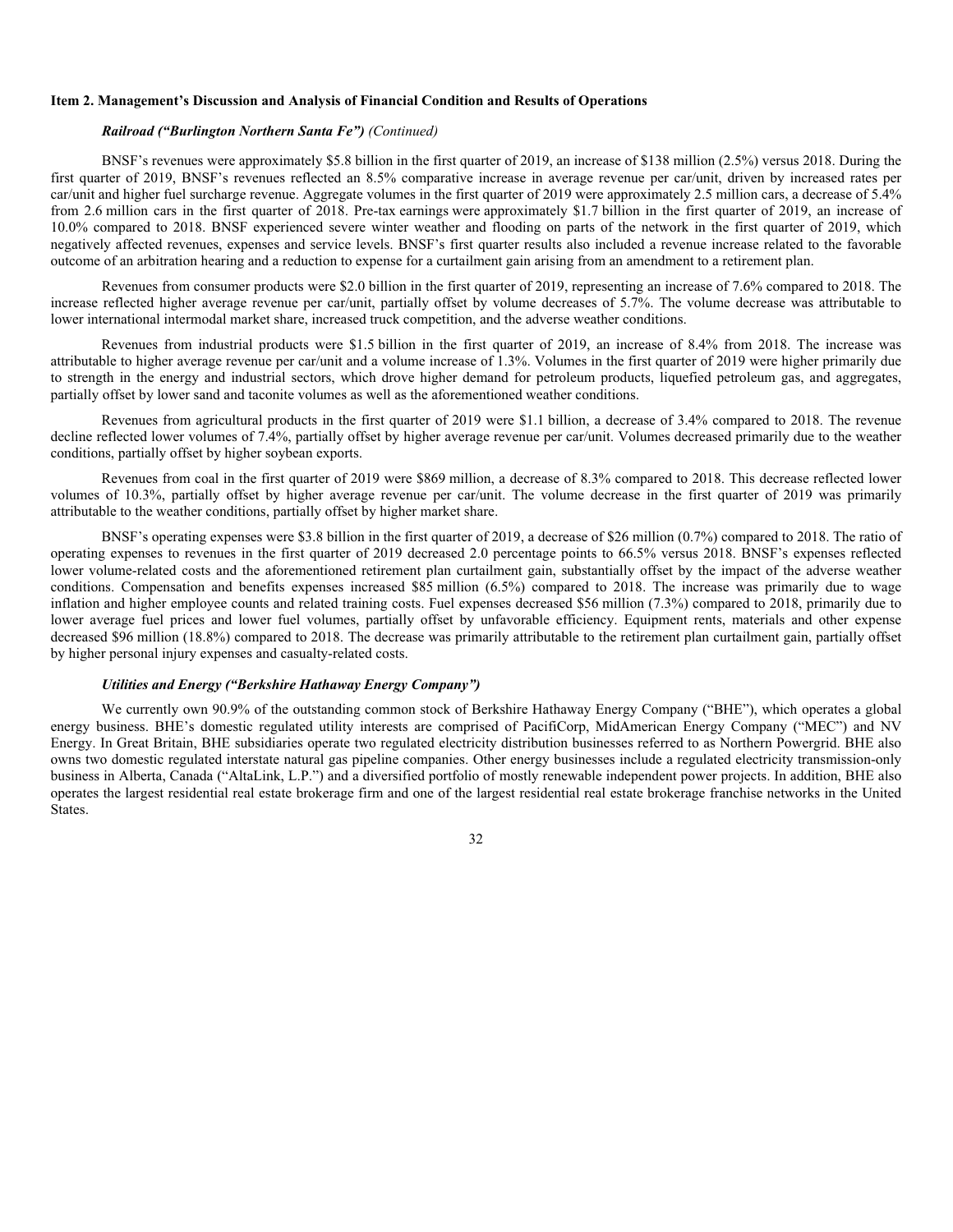**Item 2. Management's Discussion and Analysis of Financial Condition and Results of Operations**

***Railroad ("Burlington Northern Santa Fe")*** *(Continued)*

BNSF's revenues were approximately $5.8 billion in the first quarter of 2019, an increase of $138 million (2.5%) versus 2018. During the first quarter of 2019, BNSF's revenues reflected an 8.5% comparative increase in average revenue per car/unit, driven by increased rates per car/unit and higher fuel surcharge revenue. Aggregate volumes in the first quarter of 2019 were approximately 2.5 million cars, a decrease of 5.4% from 2.6 million cars in the first quarter of 2018. Pre-tax earnings were approximately $1.7 billion in the first quarter of 2019, an increase of 10.0% compared to 2018. BNSF experienced severe winter weather and flooding on parts of the network in the first quarter of 2019, which negatively affected revenues, expenses and service levels. BNSF's first quarter results also included a revenue increase related to the favorable outcome of an arbitration hearing and a reduction to expense for a curtailment gain arising from an amendment to a retirement plan.

Revenues from consumer products were $2.0 billion in the first quarter of 2019, representing an increase of 7.6% compared to 2018. The increase reflected higher average revenue per car/unit, partially offset by volume decreases of 5.7%. The volume decrease was attributable to lower international intermodal market share, increased truck competition, and the adverse weather conditions.

Revenues from industrial products were $1.5 billion in the first quarter of 2019, an increase of 8.4% from 2018. The increase was attributable to higher average revenue per car/unit and a volume increase of 1.3%. Volumes in the first quarter of 2019 were higher primarily due to strength in the energy and industrial sectors, which drove higher demand for petroleum products, liquefied petroleum gas, and aggregates, partially offset by lower sand and taconite volumes as well as the aforementioned weather conditions.

Revenues from agricultural products in the first quarter of 2019 were $1.1 billion, a decrease of 3.4% compared to 2018. The revenue decline reflected lower volumes of 7.4%, partially offset by higher average revenue per car/unit. Volumes decreased primarily due to the weather conditions, partially offset by higher soybean exports.

Revenues from coal in the first quarter of 2019 were $869 million, a decrease of 8.3% compared to 2018. This decrease reflected lower volumes of 10.3%, partially offset by higher average revenue per car/unit. The volume decrease in the first quarter of 2019 was primarily attributable to the weather conditions, partially offset by higher market share.

BNSF's operating expenses were $3.8 billion in the first quarter of 2019, a decrease of $26 million (0.7%) compared to 2018. The ratio of operating expenses to revenues in the first quarter of 2019 decreased 2.0 percentage points to 66.5% versus 2018. BNSF's expenses reflected lower volume-related costs and the aforementioned retirement plan curtailment gain, substantially offset by the impact of the adverse weather conditions. Compensation and benefits expenses increased $85 million (6.5%) compared to 2018. The increase was primarily due to wage inflation and higher employee counts and related training costs. Fuel expenses decreased $56 million (7.3%) compared to 2018, primarily due to lower average fuel prices and lower fuel volumes, partially offset by unfavorable efficiency. Equipment rents, materials and other expense decreased $96 million (18.8%) compared to 2018. The decrease was primarily attributable to the retirement plan curtailment gain, partially offset by higher personal injury expenses and casualty-related costs.

***Utilities and Energy ("Berkshire Hathaway Energy Company")***

We currently own 90.9% of the outstanding common stock of Berkshire Hathaway Energy Company ("BHE"), which operates a global energy business. BHE's domestic regulated utility interests are comprised of PacifiCorp, MidAmerican Energy Company ("MEC") and NV Energy. In Great Britain, BHE subsidiaries operate two regulated electricity distribution businesses referred to as Northern Powergrid. BHE also owns two domestic regulated interstate natural gas pipeline companies. Other energy businesses include a regulated electricity transmission-only business in Alberta, Canada ("AltaLink, L.P.") and a diversified portfolio of mostly renewable independent power projects. In addition, BHE also operates the largest residential real estate brokerage firm and one of the largest residential real estate brokerage franchise networks in the United States.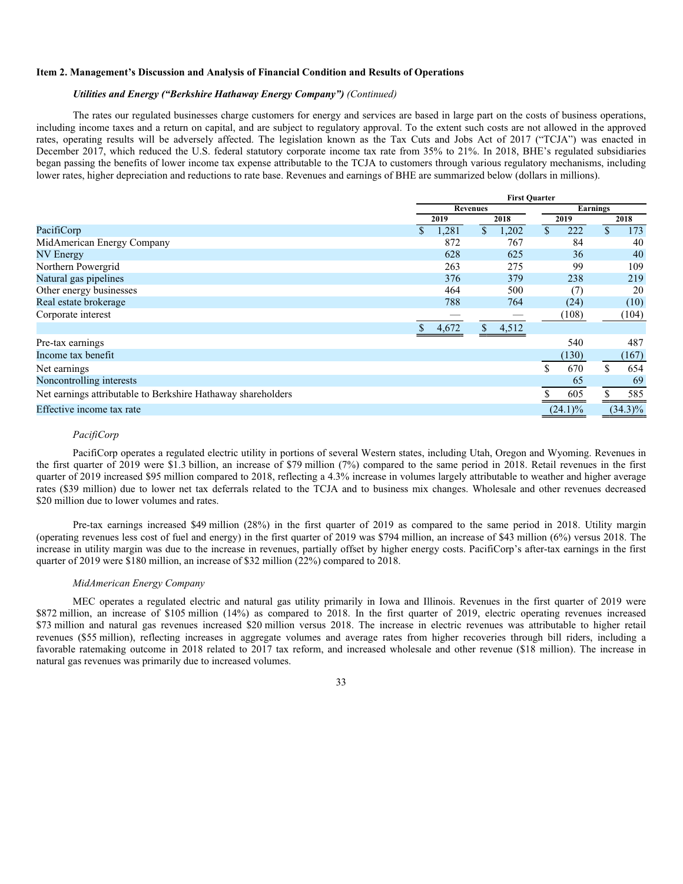### Item 2. Management's Discussion and Analysis of Financial Condition and Results of Operations

***Utilities and Energy ("Berkshire Hathaway Energy Company")*** *(Continued)*

The rates our regulated businesses charge customers for energy and services are based in large part on the costs of business operations, including income taxes and a return on capital, and are subject to regulatory approval. To the extent such costs are not allowed in the approved rates, operating results will be adversely affected. The legislation known as the Tax Cuts and Jobs Act of 2017 ("TCJA") was enacted in December 2017, which reduced the U.S. federal statutory corporate income tax rate from 35% to 21%. In 2018, BHE's regulated subsidiaries began passing the benefits of lower income tax expense attributable to the TCJA to customers through various regulatory mechanisms, including lower rates, higher depreciation and reductions to rate base. Revenues and earnings of BHE are summarized below (dollars in millions).

| | First Quarter | | | |
|---|---|---|---|---|
| | Revenues | | Earnings | |
| | 2019 | 2018 | 2019 | 2018 |
| PacifiCorp | $ 1,281 | $ 1,202 | $ 222 | $ 173 |
| MidAmerican Energy Company | 872 | 767 | 84 | 40 |
| NV Energy | 628 | 625 | 36 | 40 |
| Northern Powergrid | 263 | 275 | 99 | 109 |
| Natural gas pipelines | 376 | 379 | 238 | 219 |
| Other energy businesses | 464 | 500 | (7) | 20 |
| Real estate brokerage | 788 | 764 | (24) | (10) |
| Corporate interest | — | — | (108) | (104) |
| | $ 4,672 | $ 4,512 | | |
| Pre-tax earnings | | | 540 | 487 |
| Income tax benefit | | | (130) | (167) |
| Net earnings | | | $ 670 | $ 654 |
| Noncontrolling interests | | | 65 | 69 |
| Net earnings attributable to Berkshire Hathaway shareholders | | | $ 605 | $ 585 |
| Effective income tax rate | | | (24.1)% | (34.3)% |

*PacifiCorp*

PacifiCorp operates a regulated electric utility in portions of several Western states, including Utah, Oregon and Wyoming. Revenues in the first quarter of 2019 were $1.3 billion, an increase of $79 million (7%) compared to the same period in 2018. Retail revenues in the first quarter of 2019 increased $95 million compared to 2018, reflecting a 4.3% increase in volumes largely attributable to weather and higher average rates ($39 million) due to lower net tax deferrals related to the TCJA and to business mix changes. Wholesale and other revenues decreased $20 million due to lower volumes and rates.

Pre-tax earnings increased $49 million (28%) in the first quarter of 2019 as compared to the same period in 2018. Utility margin (operating revenues less cost of fuel and energy) in the first quarter of 2019 was $794 million, an increase of $43 million (6%) versus 2018. The increase in utility margin was due to the increase in revenues, partially offset by higher energy costs. PacifiCorp's after-tax earnings in the first quarter of 2019 were $180 million, an increase of $32 million (22%) compared to 2018.

*MidAmerican Energy Company*

MEC operates a regulated electric and natural gas utility primarily in Iowa and Illinois. Revenues in the first quarter of 2019 were $872 million, an increase of $105 million (14%) as compared to 2018. In the first quarter of 2019, electric operating revenues increased $73 million and natural gas revenues increased $20 million versus 2018. The increase in electric revenues was attributable to higher retail revenues ($55 million), reflecting increases in aggregate volumes and average rates from higher recoveries through bill riders, including a favorable ratemaking outcome in 2018 related to 2017 tax reform, and increased wholesale and other revenue ($18 million). The increase in natural gas revenues was primarily due to increased volumes.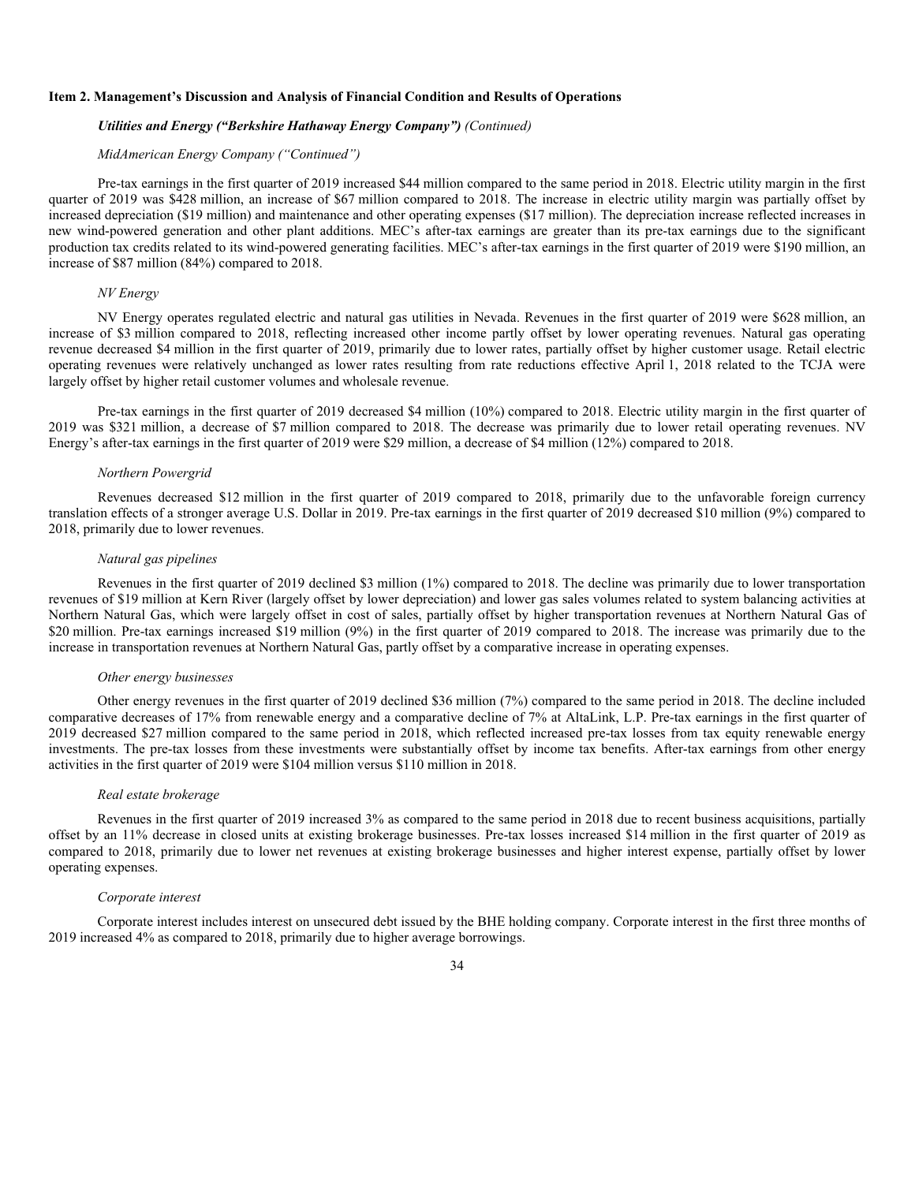**Item 2. Management's Discussion and Analysis of Financial Condition and Results of Operations**

***Utilities and Energy ("Berkshire Hathaway Energy Company")*** *(Continued)*

*MidAmerican Energy Company ("Continued")*

Pre-tax earnings in the first quarter of 2019 increased $44 million compared to the same period in 2018. Electric utility margin in the first quarter of 2019 was $428 million, an increase of $67 million compared to 2018. The increase in electric utility margin was partially offset by increased depreciation ($19 million) and maintenance and other operating expenses ($17 million). The depreciation increase reflected increases in new wind-powered generation and other plant additions. MEC's after-tax earnings are greater than its pre-tax earnings due to the significant production tax credits related to its wind-powered generating facilities. MEC's after-tax earnings in the first quarter of 2019 were $190 million, an increase of $87 million (84%) compared to 2018.

*NV Energy*

NV Energy operates regulated electric and natural gas utilities in Nevada. Revenues in the first quarter of 2019 were $628 million, an increase of $3 million compared to 2018, reflecting increased other income partly offset by lower operating revenues. Natural gas operating revenue decreased $4 million in the first quarter of 2019, primarily due to lower rates, partially offset by higher customer usage. Retail electric operating revenues were relatively unchanged as lower rates resulting from rate reductions effective April 1, 2018 related to the TCJA were largely offset by higher retail customer volumes and wholesale revenue.

Pre-tax earnings in the first quarter of 2019 decreased $4 million (10%) compared to 2018. Electric utility margin in the first quarter of 2019 was $321 million, a decrease of $7 million compared to 2018. The decrease was primarily due to lower retail operating revenues. NV Energy's after-tax earnings in the first quarter of 2019 were $29 million, a decrease of $4 million (12%) compared to 2018.

*Northern Powergrid*

Revenues decreased $12 million in the first quarter of 2019 compared to 2018, primarily due to the unfavorable foreign currency translation effects of a stronger average U.S. Dollar in 2019. Pre-tax earnings in the first quarter of 2019 decreased $10 million (9%) compared to 2018, primarily due to lower revenues.

*Natural gas pipelines*

Revenues in the first quarter of 2019 declined $3 million (1%) compared to 2018. The decline was primarily due to lower transportation revenues of $19 million at Kern River (largely offset by lower depreciation) and lower gas sales volumes related to system balancing activities at Northern Natural Gas, which were largely offset in cost of sales, partially offset by higher transportation revenues at Northern Natural Gas of $20 million. Pre-tax earnings increased $19 million (9%) in the first quarter of 2019 compared to 2018. The increase was primarily due to the increase in transportation revenues at Northern Natural Gas, partly offset by a comparative increase in operating expenses.

*Other energy businesses*

Other energy revenues in the first quarter of 2019 declined $36 million (7%) compared to the same period in 2018. The decline included comparative decreases of 17% from renewable energy and a comparative decline of 7% at AltaLink, L.P. Pre-tax earnings in the first quarter of 2019 decreased $27 million compared to the same period in 2018, which reflected increased pre-tax losses from tax equity renewable energy investments. The pre-tax losses from these investments were substantially offset by income tax benefits. After-tax earnings from other energy activities in the first quarter of 2019 were $104 million versus $110 million in 2018.

*Real estate brokerage*

Revenues in the first quarter of 2019 increased 3% as compared to the same period in 2018 due to recent business acquisitions, partially offset by an 11% decrease in closed units at existing brokerage businesses. Pre-tax losses increased $14 million in the first quarter of 2019 as compared to 2018, primarily due to lower net revenues at existing brokerage businesses and higher interest expense, partially offset by lower operating expenses.

*Corporate interest*

Corporate interest includes interest on unsecured debt issued by the BHE holding company. Corporate interest in the first three months of 2019 increased 4% as compared to 2018, primarily due to higher average borrowings.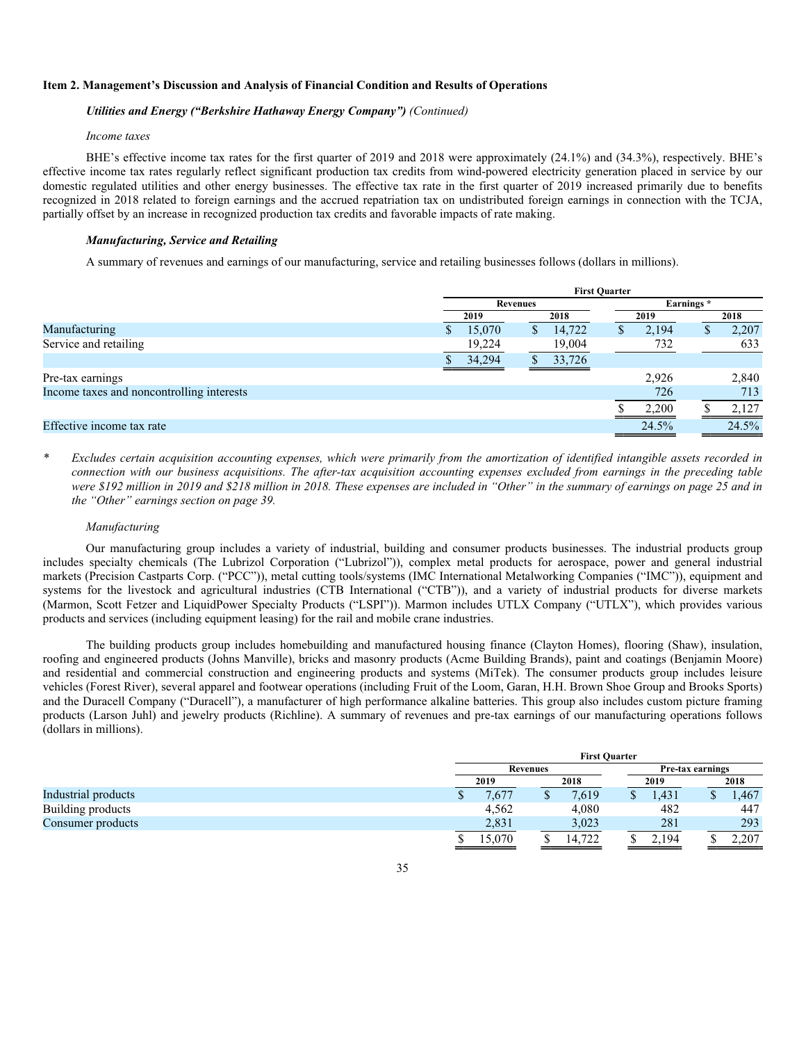### Item 2. Management's Discussion and Analysis of Financial Condition and Results of Operations

***Utilities and Energy ("Berkshire Hathaway Energy Company")*** *(Continued)*

*Income taxes*

BHE's effective income tax rates for the first quarter of 2019 and 2018 were approximately (24.1%) and (34.3%), respectively. BHE's effective income tax rates regularly reflect significant production tax credits from wind-powered electricity generation placed in service by our domestic regulated utilities and other energy businesses. The effective tax rate in the first quarter of 2019 increased primarily due to benefits recognized in 2018 related to foreign earnings and the accrued repatriation tax on undistributed foreign earnings in connection with the TCJA, partially offset by an increase in recognized production tax credits and favorable impacts of rate making.

***Manufacturing, Service and Retailing***

A summary of revenues and earnings of our manufacturing, service and retailing businesses follows (dollars in millions).

| | First Quarter | | | |
|---|---|---|---|---|
| | Revenues | | Earnings * | |
| | 2019 | 2018 | 2019 | 2018 |
| Manufacturing | $ 15,070 | $ 14,722 | $ 2,194 | $ 2,207 |
| Service and retailing | 19,224 | 19,004 | 732 | 633 |
| | $ 34,294 | $ 33,726 | | |
| Pre-tax earnings | | | 2,926 | 2,840 |
| Income taxes and noncontrolling interests | | | 726 | 713 |
| | | | $ 2,200 | $ 2,127 |
| Effective income tax rate | | | 24.5% | 24.5% |

\* *Excludes certain acquisition accounting expenses, which were primarily from the amortization of identified intangible assets recorded in connection with our business acquisitions. The after-tax acquisition accounting expenses excluded from earnings in the preceding table were $192 million in 2019 and $218 million in 2018. These expenses are included in "Other" in the summary of earnings on page 25 and in the "Other" earnings section on page 39.*

*Manufacturing*

Our manufacturing group includes a variety of industrial, building and consumer products businesses. The industrial products group includes specialty chemicals (The Lubrizol Corporation ("Lubrizol")), complex metal products for aerospace, power and general industrial markets (Precision Castparts Corp. ("PCC")), metal cutting tools/systems (IMC International Metalworking Companies ("IMC")), equipment and systems for the livestock and agricultural industries (CTB International ("CTB")), and a variety of industrial products for diverse markets (Marmon, Scott Fetzer and LiquidPower Specialty Products ("LSPI")). Marmon includes UTLX Company ("UTLX"), which provides various products and services (including equipment leasing) for the rail and mobile crane industries.

The building products group includes homebuilding and manufactured housing finance (Clayton Homes), flooring (Shaw), insulation, roofing and engineered products (Johns Manville), bricks and masonry products (Acme Building Brands), paint and coatings (Benjamin Moore) and residential and commercial construction and engineering products and systems (MiTek). The consumer products group includes leisure vehicles (Forest River), several apparel and footwear operations (including Fruit of the Loom, Garan, H.H. Brown Shoe Group and Brooks Sports) and the Duracell Company ("Duracell"), a manufacturer of high performance alkaline batteries. This group also includes custom picture framing products (Larson Juhl) and jewelry products (Richline). A summary of revenues and pre-tax earnings of our manufacturing operations follows (dollars in millions).

| | First Quarter | | | |
|---|---|---|---|---|
| | Revenues | | Pre-tax earnings | |
| | 2019 | 2018 | 2019 | 2018 |
| Industrial products | $ 7,677 | $ 7,619 | $ 1,431 | $ 1,467 |
| Building products | 4,562 | 4,080 | 482 | 447 |
| Consumer products | 2,831 | 3,023 | 281 | 293 |
| | $ 15,070 | $ 14,722 | $ 2,194 | $ 2,207 |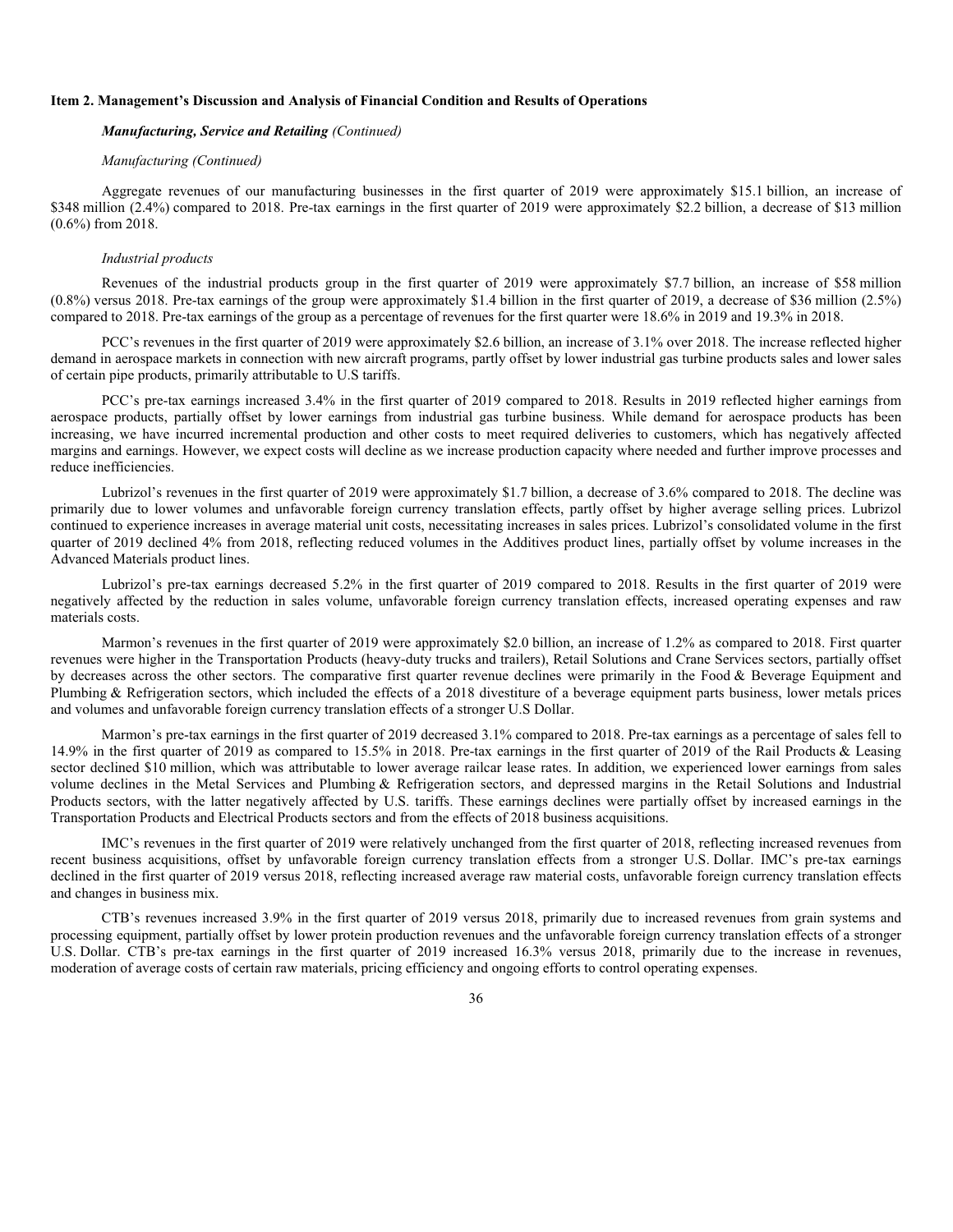**Item 2. Management's Discussion and Analysis of Financial Condition and Results of Operations**

***Manufacturing, Service and Retailing*** *(Continued)*

*Manufacturing (Continued)*

Aggregate revenues of our manufacturing businesses in the first quarter of 2019 were approximately $15.1 billion, an increase of $348 million (2.4%) compared to 2018. Pre-tax earnings in the first quarter of 2019 were approximately $2.2 billion, a decrease of $13 million (0.6%) from 2018.

*Industrial products*

Revenues of the industrial products group in the first quarter of 2019 were approximately $7.7 billion, an increase of $58 million (0.8%) versus 2018. Pre-tax earnings of the group were approximately $1.4 billion in the first quarter of 2019, a decrease of $36 million (2.5%) compared to 2018. Pre-tax earnings of the group as a percentage of revenues for the first quarter were 18.6% in 2019 and 19.3% in 2018.

PCC's revenues in the first quarter of 2019 were approximately $2.6 billion, an increase of 3.1% over 2018. The increase reflected higher demand in aerospace markets in connection with new aircraft programs, partly offset by lower industrial gas turbine products sales and lower sales of certain pipe products, primarily attributable to U.S tariffs.

PCC's pre-tax earnings increased 3.4% in the first quarter of 2019 compared to 2018. Results in 2019 reflected higher earnings from aerospace products, partially offset by lower earnings from industrial gas turbine business. While demand for aerospace products has been increasing, we have incurred incremental production and other costs to meet required deliveries to customers, which has negatively affected margins and earnings. However, we expect costs will decline as we increase production capacity where needed and further improve processes and reduce inefficiencies.

Lubrizol's revenues in the first quarter of 2019 were approximately $1.7 billion, a decrease of 3.6% compared to 2018. The decline was primarily due to lower volumes and unfavorable foreign currency translation effects, partly offset by higher average selling prices. Lubrizol continued to experience increases in average material unit costs, necessitating increases in sales prices. Lubrizol's consolidated volume in the first quarter of 2019 declined 4% from 2018, reflecting reduced volumes in the Additives product lines, partially offset by volume increases in the Advanced Materials product lines.

Lubrizol's pre-tax earnings decreased 5.2% in the first quarter of 2019 compared to 2018. Results in the first quarter of 2019 were negatively affected by the reduction in sales volume, unfavorable foreign currency translation effects, increased operating expenses and raw materials costs.

Marmon's revenues in the first quarter of 2019 were approximately $2.0 billion, an increase of 1.2% as compared to 2018. First quarter revenues were higher in the Transportation Products (heavy-duty trucks and trailers), Retail Solutions and Crane Services sectors, partially offset by decreases across the other sectors. The comparative first quarter revenue declines were primarily in the Food & Beverage Equipment and Plumbing & Refrigeration sectors, which included the effects of a 2018 divestiture of a beverage equipment parts business, lower metals prices and volumes and unfavorable foreign currency translation effects of a stronger U.S Dollar.

Marmon's pre-tax earnings in the first quarter of 2019 decreased 3.1% compared to 2018. Pre-tax earnings as a percentage of sales fell to 14.9% in the first quarter of 2019 as compared to 15.5% in 2018. Pre-tax earnings in the first quarter of 2019 of the Rail Products & Leasing sector declined $10 million, which was attributable to lower average railcar lease rates. In addition, we experienced lower earnings from sales volume declines in the Metal Services and Plumbing & Refrigeration sectors, and depressed margins in the Retail Solutions and Industrial Products sectors, with the latter negatively affected by U.S. tariffs. These earnings declines were partially offset by increased earnings in the Transportation Products and Electrical Products sectors and from the effects of 2018 business acquisitions.

IMC's revenues in the first quarter of 2019 were relatively unchanged from the first quarter of 2018, reflecting increased revenues from recent business acquisitions, offset by unfavorable foreign currency translation effects from a stronger U.S. Dollar. IMC's pre-tax earnings declined in the first quarter of 2019 versus 2018, reflecting increased average raw material costs, unfavorable foreign currency translation effects and changes in business mix.

CTB's revenues increased 3.9% in the first quarter of 2019 versus 2018, primarily due to increased revenues from grain systems and processing equipment, partially offset by lower protein production revenues and the unfavorable foreign currency translation effects of a stronger U.S. Dollar. CTB's pre-tax earnings in the first quarter of 2019 increased 16.3% versus 2018, primarily due to the increase in revenues, moderation of average costs of certain raw materials, pricing efficiency and ongoing efforts to control operating expenses.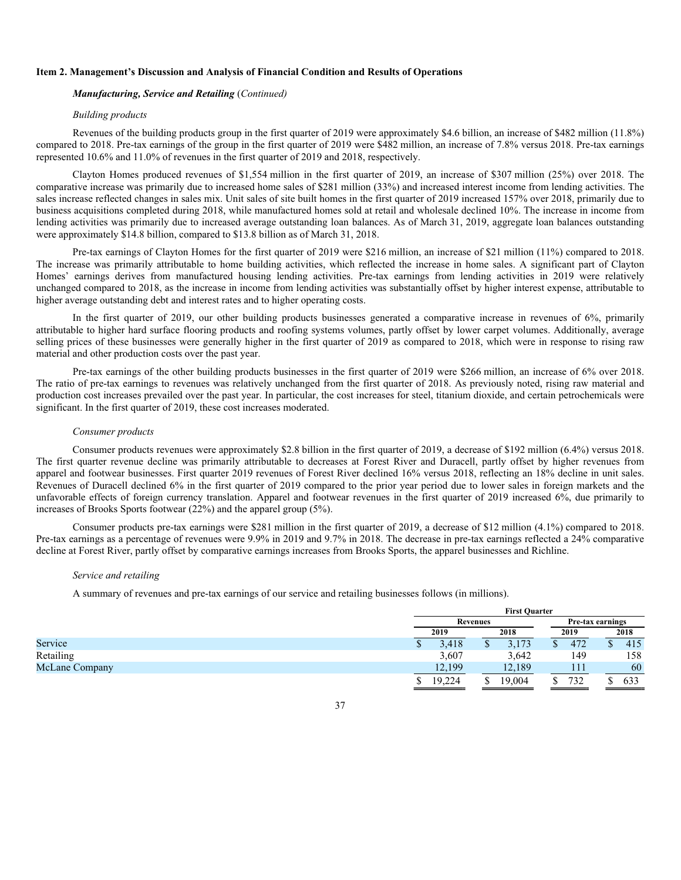**Item 2. Management's Discussion and Analysis of Financial Condition and Results of Operations**

***Manufacturing, Service and Retailing*** (*Continued)*

*Building products*

Revenues of the building products group in the first quarter of 2019 were approximately \$4.6 billion, an increase of \$482 million (11.8%) compared to 2018. Pre-tax earnings of the group in the first quarter of 2019 were \$482 million, an increase of 7.8% versus 2018. Pre-tax earnings represented 10.6% and 11.0% of revenues in the first quarter of 2019 and 2018, respectively.

Clayton Homes produced revenues of \$1,554 million in the first quarter of 2019, an increase of \$307 million (25%) over 2018. The comparative increase was primarily due to increased home sales of \$281 million (33%) and increased interest income from lending activities. The sales increase reflected changes in sales mix. Unit sales of site built homes in the first quarter of 2019 increased 157% over 2018, primarily due to business acquisitions completed during 2018, while manufactured homes sold at retail and wholesale declined 10%. The increase in income from lending activities was primarily due to increased average outstanding loan balances. As of March 31, 2019, aggregate loan balances outstanding were approximately \$14.8 billion, compared to \$13.8 billion as of March 31, 2018.

Pre-tax earnings of Clayton Homes for the first quarter of 2019 were \$216 million, an increase of \$21 million (11%) compared to 2018. The increase was primarily attributable to home building activities, which reflected the increase in home sales. A significant part of Clayton Homes' earnings derives from manufactured housing lending activities. Pre-tax earnings from lending activities in 2019 were relatively unchanged compared to 2018, as the increase in income from lending activities was substantially offset by higher interest expense, attributable to higher average outstanding debt and interest rates and to higher operating costs.

In the first quarter of 2019, our other building products businesses generated a comparative increase in revenues of 6%, primarily attributable to higher hard surface flooring products and roofing systems volumes, partly offset by lower carpet volumes. Additionally, average selling prices of these businesses were generally higher in the first quarter of 2019 as compared to 2018, which were in response to rising raw material and other production costs over the past year.

Pre-tax earnings of the other building products businesses in the first quarter of 2019 were \$266 million, an increase of 6% over 2018. The ratio of pre-tax earnings to revenues was relatively unchanged from the first quarter of 2018. As previously noted, rising raw material and production cost increases prevailed over the past year. In particular, the cost increases for steel, titanium dioxide, and certain petrochemicals were significant. In the first quarter of 2019, these cost increases moderated.

*Consumer products*

Consumer products revenues were approximately \$2.8 billion in the first quarter of 2019, a decrease of \$192 million (6.4%) versus 2018. The first quarter revenue decline was primarily attributable to decreases at Forest River and Duracell, partly offset by higher revenues from apparel and footwear businesses. First quarter 2019 revenues of Forest River declined 16% versus 2018, reflecting an 18% decline in unit sales. Revenues of Duracell declined 6% in the first quarter of 2019 compared to the prior year period due to lower sales in foreign markets and the unfavorable effects of foreign currency translation. Apparel and footwear revenues in the first quarter of 2019 increased 6%, due primarily to increases of Brooks Sports footwear (22%) and the apparel group (5%).

Consumer products pre-tax earnings were \$281 million in the first quarter of 2019, a decrease of \$12 million (4.1%) compared to 2018. Pre-tax earnings as a percentage of revenues were 9.9% in 2019 and 9.7% in 2018. The decrease in pre-tax earnings reflected a 24% comparative decline at Forest River, partly offset by comparative earnings increases from Brooks Sports, the apparel businesses and Richline.

*Service and retailing*

A summary of revenues and pre-tax earnings of our service and retailing businesses follows (in millions).

| | First Quarter | | | |
|---|---|---|---|---|
| | Revenues | | Pre-tax earnings | |
| | 2019 | 2018 | 2019 | 2018 |
| Service | \$ 3,418 | \$ 3,173 | \$ 472 | \$ 415 |
| Retailing | 3,607 | 3,642 | 149 | 158 |
| McLane Company | 12,199 | 12,189 | 111 | 60 |
| | \$ 19,224 | \$ 19,004 | \$ 732 | \$ 633 |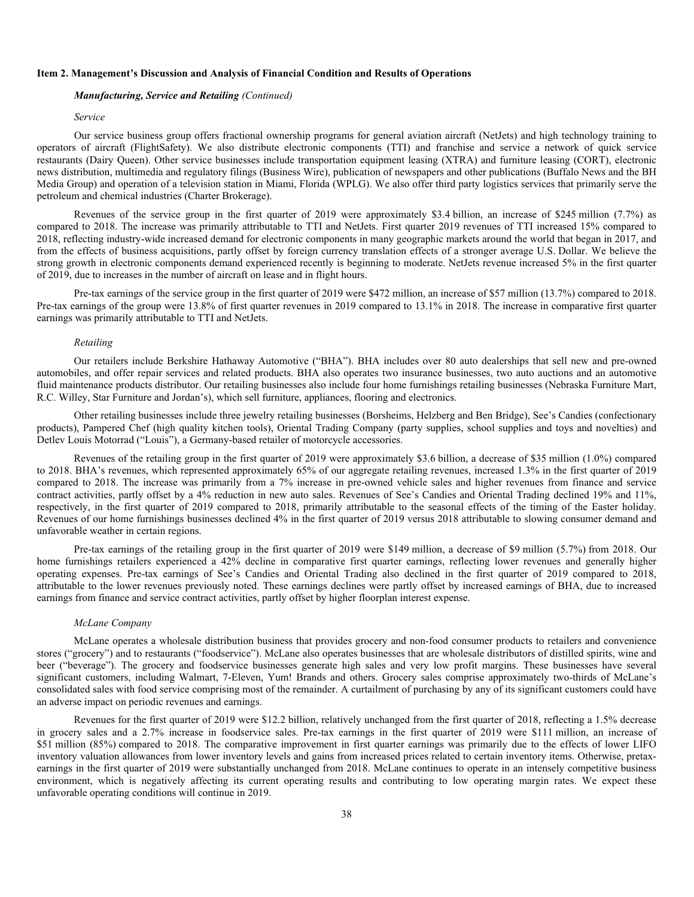**Item 2. Management's Discussion and Analysis of Financial Condition and Results of Operations**

***Manufacturing, Service and Retailing** (Continued)*

*Service*

Our service business group offers fractional ownership programs for general aviation aircraft (NetJets) and high technology training to operators of aircraft (FlightSafety). We also distribute electronic components (TTI) and franchise and service a network of quick service restaurants (Dairy Queen). Other service businesses include transportation equipment leasing (XTRA) and furniture leasing (CORT), electronic news distribution, multimedia and regulatory filings (Business Wire), publication of newspapers and other publications (Buffalo News and the BH Media Group) and operation of a television station in Miami, Florida (WPLG). We also offer third party logistics services that primarily serve the petroleum and chemical industries (Charter Brokerage).

Revenues of the service group in the first quarter of 2019 were approximately $3.4 billion, an increase of $245 million (7.7%) as compared to 2018. The increase was primarily attributable to TTI and NetJets. First quarter 2019 revenues of TTI increased 15% compared to 2018, reflecting industry-wide increased demand for electronic components in many geographic markets around the world that began in 2017, and from the effects of business acquisitions, partly offset by foreign currency translation effects of a stronger average U.S. Dollar. We believe the strong growth in electronic components demand experienced recently is beginning to moderate. NetJets revenue increased 5% in the first quarter of 2019, due to increases in the number of aircraft on lease and in flight hours.

Pre-tax earnings of the service group in the first quarter of 2019 were $472 million, an increase of $57 million (13.7%) compared to 2018. Pre-tax earnings of the group were 13.8% of first quarter revenues in 2019 compared to 13.1% in 2018. The increase in comparative first quarter earnings was primarily attributable to TTI and NetJets.

*Retailing*

Our retailers include Berkshire Hathaway Automotive ("BHA"). BHA includes over 80 auto dealerships that sell new and pre-owned automobiles, and offer repair services and related products. BHA also operates two insurance businesses, two auto auctions and an automotive fluid maintenance products distributor. Our retailing businesses also include four home furnishings retailing businesses (Nebraska Furniture Mart, R.C. Willey, Star Furniture and Jordan's), which sell furniture, appliances, flooring and electronics.

Other retailing businesses include three jewelry retailing businesses (Borsheims, Helzberg and Ben Bridge), See's Candies (confectionary products), Pampered Chef (high quality kitchen tools), Oriental Trading Company (party supplies, school supplies and toys and novelties) and Detlev Louis Motorrad ("Louis"), a Germany-based retailer of motorcycle accessories.

Revenues of the retailing group in the first quarter of 2019 were approximately $3.6 billion, a decrease of $35 million (1.0%) compared to 2018. BHA's revenues, which represented approximately 65% of our aggregate retailing revenues, increased 1.3% in the first quarter of 2019 compared to 2018. The increase was primarily from a 7% increase in pre-owned vehicle sales and higher revenues from finance and service contract activities, partly offset by a 4% reduction in new auto sales. Revenues of See's Candies and Oriental Trading declined 19% and 11%, respectively, in the first quarter of 2019 compared to 2018, primarily attributable to the seasonal effects of the timing of the Easter holiday. Revenues of our home furnishings businesses declined 4% in the first quarter of 2019 versus 2018 attributable to slowing consumer demand and unfavorable weather in certain regions.

Pre-tax earnings of the retailing group in the first quarter of 2019 were $149 million, a decrease of $9 million (5.7%) from 2018. Our home furnishings retailers experienced a 42% decline in comparative first quarter earnings, reflecting lower revenues and generally higher operating expenses. Pre-tax earnings of See's Candies and Oriental Trading also declined in the first quarter of 2019 compared to 2018, attributable to the lower revenues previously noted. These earnings declines were partly offset by increased earnings of BHA, due to increased earnings from finance and service contract activities, partly offset by higher floorplan interest expense.

*McLane Company*

McLane operates a wholesale distribution business that provides grocery and non-food consumer products to retailers and convenience stores ("grocery") and to restaurants ("foodservice"). McLane also operates businesses that are wholesale distributors of distilled spirits, wine and beer ("beverage"). The grocery and foodservice businesses generate high sales and very low profit margins. These businesses have several significant customers, including Walmart, 7-Eleven, Yum! Brands and others. Grocery sales comprise approximately two-thirds of McLane's consolidated sales with food service comprising most of the remainder. A curtailment of purchasing by any of its significant customers could have an adverse impact on periodic revenues and earnings.

Revenues for the first quarter of 2019 were $12.2 billion, relatively unchanged from the first quarter of 2018, reflecting a 1.5% decrease in grocery sales and a 2.7% increase in foodservice sales. Pre-tax earnings in the first quarter of 2019 were $111 million, an increase of $51 million (85%) compared to 2018. The comparative improvement in first quarter earnings was primarily due to the effects of lower LIFO inventory valuation allowances from lower inventory levels and gains from increased prices related to certain inventory items. Otherwise, pretax-earnings in the first quarter of 2019 were substantially unchanged from 2018. McLane continues to operate in an intensely competitive business environment, which is negatively affecting its current operating results and contributing to low operating margin rates. We expect these unfavorable operating conditions will continue in 2019.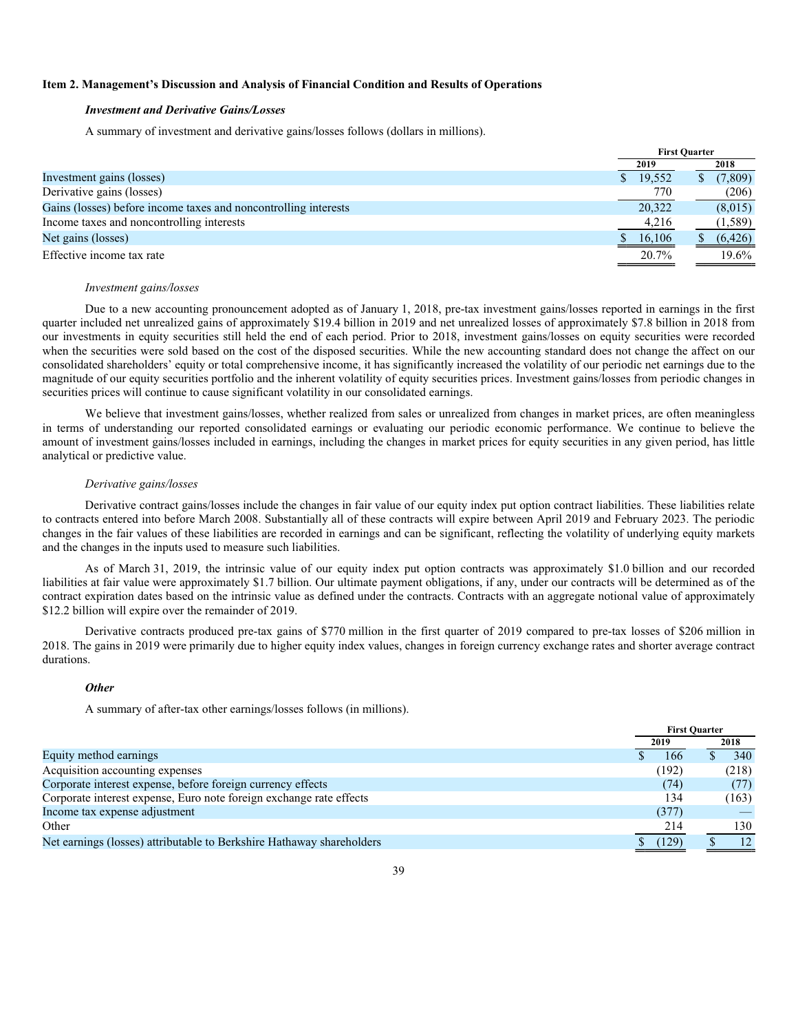### Item 2. Management's Discussion and Analysis of Financial Condition and Results of Operations

***Investment and Derivative Gains/Losses***

A summary of investment and derivative gains/losses follows (dollars in millions).

| | First Quarter | |
|---|---|---|
| | 2019 | 2018 |
| Investment gains (losses) | $ 19,552 | $ (7,809) |
| Derivative gains (losses) | 770 | (206) |
| Gains (losses) before income taxes and noncontrolling interests | 20,322 | (8,015) |
| Income taxes and noncontrolling interests | 4,216 | (1,589) |
| Net gains (losses) | $ 16,106 | $ (6,426) |
| Effective income tax rate | 20.7% | 19.6% |

*Investment gains/losses*

Due to a new accounting pronouncement adopted as of January 1, 2018, pre-tax investment gains/losses reported in earnings in the first quarter included net unrealized gains of approximately $19.4 billion in 2019 and net unrealized losses of approximately $7.8 billion in 2018 from our investments in equity securities still held the end of each period. Prior to 2018, investment gains/losses on equity securities were recorded when the securities were sold based on the cost of the disposed securities. While the new accounting standard does not change the affect on our consolidated shareholders' equity or total comprehensive income, it has significantly increased the volatility of our periodic net earnings due to the magnitude of our equity securities portfolio and the inherent volatility of equity securities prices. Investment gains/losses from periodic changes in securities prices will continue to cause significant volatility in our consolidated earnings.

We believe that investment gains/losses, whether realized from sales or unrealized from changes in market prices, are often meaningless in terms of understanding our reported consolidated earnings or evaluating our periodic economic performance. We continue to believe the amount of investment gains/losses included in earnings, including the changes in market prices for equity securities in any given period, has little analytical or predictive value.

*Derivative gains/losses*

Derivative contract gains/losses include the changes in fair value of our equity index put option contract liabilities. These liabilities relate to contracts entered into before March 2008. Substantially all of these contracts will expire between April 2019 and February 2023. The periodic changes in the fair values of these liabilities are recorded in earnings and can be significant, reflecting the volatility of underlying equity markets and the changes in the inputs used to measure such liabilities.

As of March 31, 2019, the intrinsic value of our equity index put option contracts was approximately $1.0 billion and our recorded liabilities at fair value were approximately $1.7 billion. Our ultimate payment obligations, if any, under our contracts will be determined as of the contract expiration dates based on the intrinsic value as defined under the contracts. Contracts with an aggregate notional value of approximately $12.2 billion will expire over the remainder of 2019.

Derivative contracts produced pre-tax gains of $770 million in the first quarter of 2019 compared to pre-tax losses of $206 million in 2018. The gains in 2019 were primarily due to higher equity index values, changes in foreign currency exchange rates and shorter average contract durations.

***Other***

A summary of after-tax other earnings/losses follows (in millions).

| | First Quarter | |
|---|---|---|
| | 2019 | 2018 |
| Equity method earnings | $ 166 | $ 340 |
| Acquisition accounting expenses | (192) | (218) |
| Corporate interest expense, before foreign currency effects | (74) | (77) |
| Corporate interest expense, Euro note foreign exchange rate effects | 134 | (163) |
| Income tax expense adjustment | (377) | — |
| Other | 214 | 130 |
| Net earnings (losses) attributable to Berkshire Hathaway shareholders | $ (129) | $ 12 |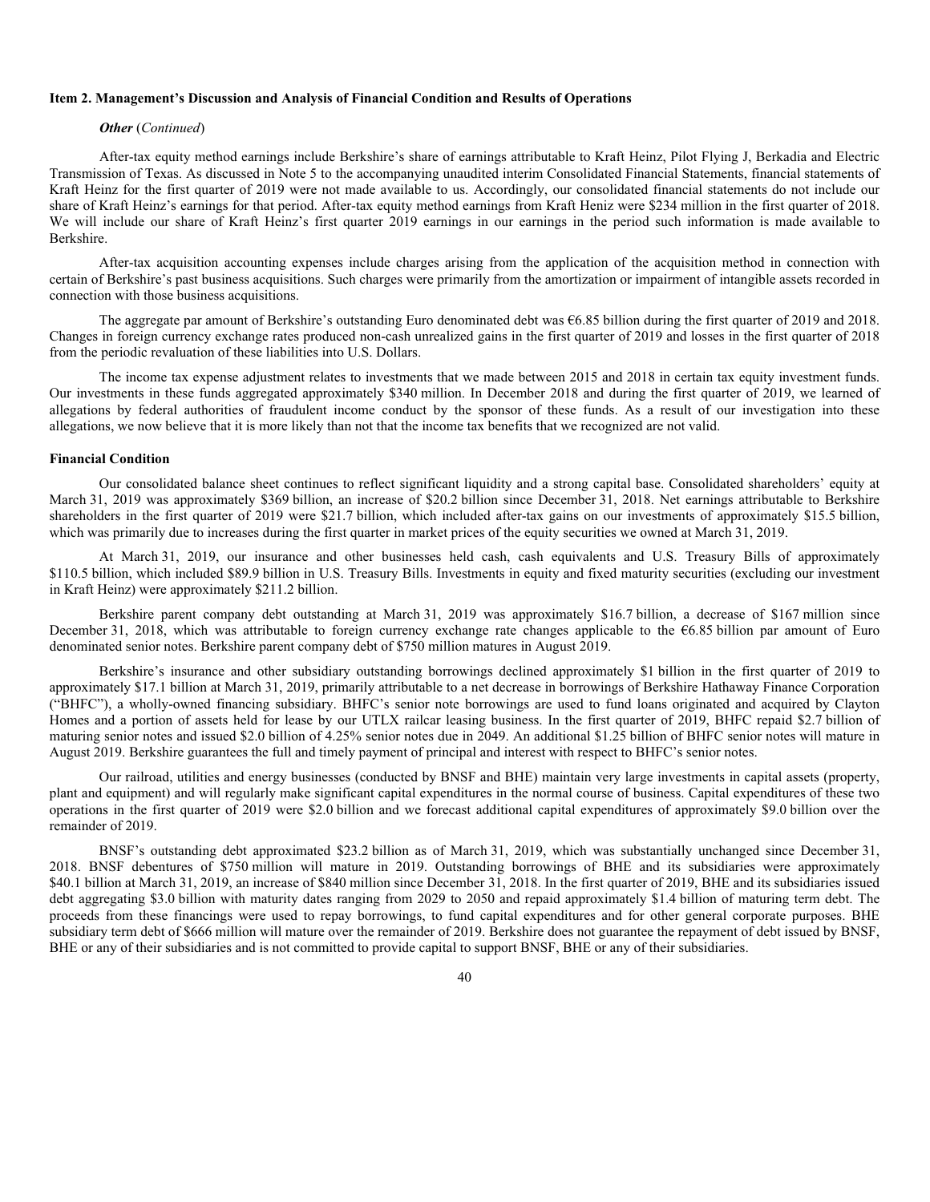### Item 2. Management's Discussion and Analysis of Financial Condition and Results of Operations

***Other*** (*Continued*)

After-tax equity method earnings include Berkshire's share of earnings attributable to Kraft Heinz, Pilot Flying J, Berkadia and Electric Transmission of Texas. As discussed in Note 5 to the accompanying unaudited interim Consolidated Financial Statements, financial statements of Kraft Heinz for the first quarter of 2019 were not made available to us. Accordingly, our consolidated financial statements do not include our share of Kraft Heinz's earnings for that period. After-tax equity method earnings from Kraft Heniz were $234 million in the first quarter of 2018. We will include our share of Kraft Heinz's first quarter 2019 earnings in our earnings in the period such information is made available to Berkshire.

After-tax acquisition accounting expenses include charges arising from the application of the acquisition method in connection with certain of Berkshire's past business acquisitions. Such charges were primarily from the amortization or impairment of intangible assets recorded in connection with those business acquisitions.

The aggregate par amount of Berkshire's outstanding Euro denominated debt was €6.85 billion during the first quarter of 2019 and 2018. Changes in foreign currency exchange rates produced non-cash unrealized gains in the first quarter of 2019 and losses in the first quarter of 2018 from the periodic revaluation of these liabilities into U.S. Dollars.

The income tax expense adjustment relates to investments that we made between 2015 and 2018 in certain tax equity investment funds. Our investments in these funds aggregated approximately $340 million. In December 2018 and during the first quarter of 2019, we learned of allegations by federal authorities of fraudulent income conduct by the sponsor of these funds. As a result of our investigation into these allegations, we now believe that it is more likely than not that the income tax benefits that we recognized are not valid.

### Financial Condition

Our consolidated balance sheet continues to reflect significant liquidity and a strong capital base. Consolidated shareholders' equity at March 31, 2019 was approximately $369 billion, an increase of $20.2 billion since December 31, 2018. Net earnings attributable to Berkshire shareholders in the first quarter of 2019 were $21.7 billion, which included after-tax gains on our investments of approximately $15.5 billion, which was primarily due to increases during the first quarter in market prices of the equity securities we owned at March 31, 2019.

At March 31, 2019, our insurance and other businesses held cash, cash equivalents and U.S. Treasury Bills of approximately $110.5 billion, which included $89.9 billion in U.S. Treasury Bills. Investments in equity and fixed maturity securities (excluding our investment in Kraft Heinz) were approximately $211.2 billion.

Berkshire parent company debt outstanding at March 31, 2019 was approximately $16.7 billion, a decrease of $167 million since December 31, 2018, which was attributable to foreign currency exchange rate changes applicable to the €6.85 billion par amount of Euro denominated senior notes. Berkshire parent company debt of $750 million matures in August 2019.

Berkshire's insurance and other subsidiary outstanding borrowings declined approximately $1 billion in the first quarter of 2019 to approximately $17.1 billion at March 31, 2019, primarily attributable to a net decrease in borrowings of Berkshire Hathaway Finance Corporation ("BHFC"), a wholly-owned financing subsidiary. BHFC's senior note borrowings are used to fund loans originated and acquired by Clayton Homes and a portion of assets held for lease by our UTLX railcar leasing business. In the first quarter of 2019, BHFC repaid $2.7 billion of maturing senior notes and issued $2.0 billion of 4.25% senior notes due in 2049. An additional $1.25 billion of BHFC senior notes will mature in August 2019. Berkshire guarantees the full and timely payment of principal and interest with respect to BHFC's senior notes.

Our railroad, utilities and energy businesses (conducted by BNSF and BHE) maintain very large investments in capital assets (property, plant and equipment) and will regularly make significant capital expenditures in the normal course of business. Capital expenditures of these two operations in the first quarter of 2019 were $2.0 billion and we forecast additional capital expenditures of approximately $9.0 billion over the remainder of 2019.

BNSF's outstanding debt approximated $23.2 billion as of March 31, 2019, which was substantially unchanged since December 31, 2018. BNSF debentures of $750 million will mature in 2019. Outstanding borrowings of BHE and its subsidiaries were approximately $40.1 billion at March 31, 2019, an increase of $840 million since December 31, 2018. In the first quarter of 2019, BHE and its subsidiaries issued debt aggregating $3.0 billion with maturity dates ranging from 2029 to 2050 and repaid approximately $1.4 billion of maturing term debt. The proceeds from these financings were used to repay borrowings, to fund capital expenditures and for other general corporate purposes. BHE subsidiary term debt of $666 million will mature over the remainder of 2019. Berkshire does not guarantee the repayment of debt issued by BNSF, BHE or any of their subsidiaries and is not committed to provide capital to support BNSF, BHE or any of their subsidiaries.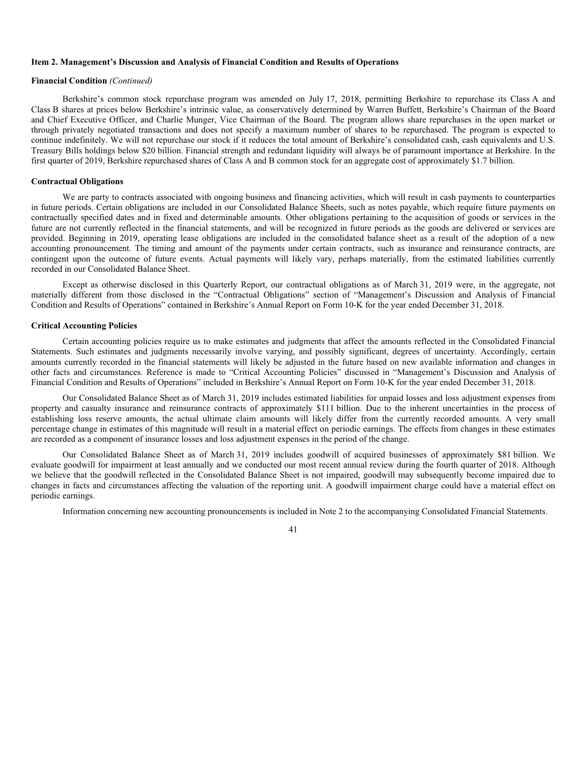**Item 2. Management's Discussion and Analysis of Financial Condition and Results of Operations**

**Financial Condition** *(Continued)*

Berkshire's common stock repurchase program was amended on July 17, 2018, permitting Berkshire to repurchase its Class A and Class B shares at prices below Berkshire's intrinsic value, as conservatively determined by Warren Buffett, Berkshire's Chairman of the Board and Chief Executive Officer, and Charlie Munger, Vice Chairman of the Board. The program allows share repurchases in the open market or through privately negotiated transactions and does not specify a maximum number of shares to be repurchased. The program is expected to continue indefinitely. We will not repurchase our stock if it reduces the total amount of Berkshire's consolidated cash, cash equivalents and U.S. Treasury Bills holdings below $20 billion. Financial strength and redundant liquidity will always be of paramount importance at Berkshire. In the first quarter of 2019, Berkshire repurchased shares of Class A and B common stock for an aggregate cost of approximately $1.7 billion.

**Contractual Obligations**

We are party to contracts associated with ongoing business and financing activities, which will result in cash payments to counterparties in future periods. Certain obligations are included in our Consolidated Balance Sheets, such as notes payable, which require future payments on contractually specified dates and in fixed and determinable amounts. Other obligations pertaining to the acquisition of goods or services in the future are not currently reflected in the financial statements, and will be recognized in future periods as the goods are delivered or services are provided. Beginning in 2019, operating lease obligations are included in the consolidated balance sheet as a result of the adoption of a new accounting pronouncement. The timing and amount of the payments under certain contracts, such as insurance and reinsurance contracts, are contingent upon the outcome of future events. Actual payments will likely vary, perhaps materially, from the estimated liabilities currently recorded in our Consolidated Balance Sheet.

Except as otherwise disclosed in this Quarterly Report, our contractual obligations as of March 31, 2019 were, in the aggregate, not materially different from those disclosed in the "Contractual Obligations" section of "Management's Discussion and Analysis of Financial Condition and Results of Operations" contained in Berkshire's Annual Report on Form 10-K for the year ended December 31, 2018.

**Critical Accounting Policies**

Certain accounting policies require us to make estimates and judgments that affect the amounts reflected in the Consolidated Financial Statements. Such estimates and judgments necessarily involve varying, and possibly significant, degrees of uncertainty. Accordingly, certain amounts currently recorded in the financial statements will likely be adjusted in the future based on new available information and changes in other facts and circumstances. Reference is made to "Critical Accounting Policies" discussed in "Management's Discussion and Analysis of Financial Condition and Results of Operations" included in Berkshire's Annual Report on Form 10-K for the year ended December 31, 2018.

Our Consolidated Balance Sheet as of March 31, 2019 includes estimated liabilities for unpaid losses and loss adjustment expenses from property and casualty insurance and reinsurance contracts of approximately $111 billion. Due to the inherent uncertainties in the process of establishing loss reserve amounts, the actual ultimate claim amounts will likely differ from the currently recorded amounts. A very small percentage change in estimates of this magnitude will result in a material effect on periodic earnings. The effects from changes in these estimates are recorded as a component of insurance losses and loss adjustment expenses in the period of the change.

Our Consolidated Balance Sheet as of March 31, 2019 includes goodwill of acquired businesses of approximately $81 billion. We evaluate goodwill for impairment at least annually and we conducted our most recent annual review during the fourth quarter of 2018. Although we believe that the goodwill reflected in the Consolidated Balance Sheet is not impaired, goodwill may subsequently become impaired due to changes in facts and circumstances affecting the valuation of the reporting unit. A goodwill impairment charge could have a material effect on periodic earnings.

Information concerning new accounting pronouncements is included in Note 2 to the accompanying Consolidated Financial Statements.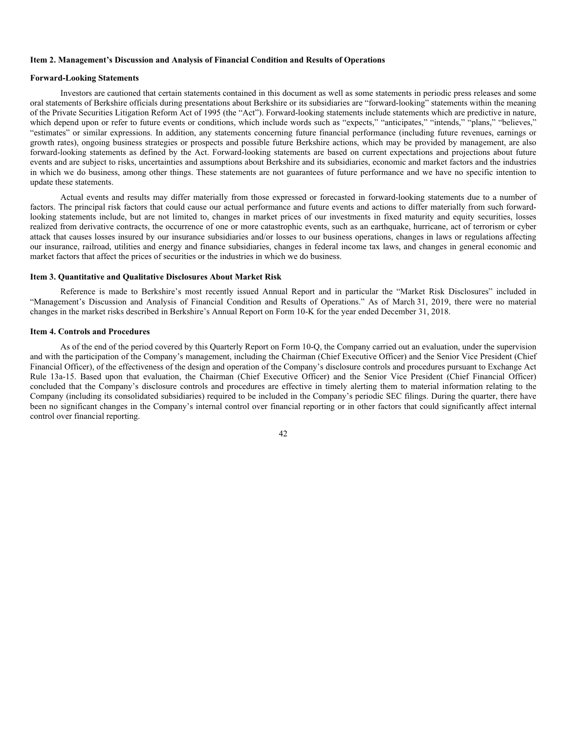## Item 2. Management's Discussion and Analysis of Financial Condition and Results of Operations

### Forward-Looking Statements

Investors are cautioned that certain statements contained in this document as well as some statements in periodic press releases and some oral statements of Berkshire officials during presentations about Berkshire or its subsidiaries are "forward-looking" statements within the meaning of the Private Securities Litigation Reform Act of 1995 (the "Act"). Forward-looking statements include statements which are predictive in nature, which depend upon or refer to future events or conditions, which include words such as "expects," "anticipates," "intends," "plans," "believes," "estimates" or similar expressions. In addition, any statements concerning future financial performance (including future revenues, earnings or growth rates), ongoing business strategies or prospects and possible future Berkshire actions, which may be provided by management, are also forward-looking statements as defined by the Act. Forward-looking statements are based on current expectations and projections about future events and are subject to risks, uncertainties and assumptions about Berkshire and its subsidiaries, economic and market factors and the industries in which we do business, among other things. These statements are not guarantees of future performance and we have no specific intention to update these statements.

Actual events and results may differ materially from those expressed or forecasted in forward-looking statements due to a number of factors. The principal risk factors that could cause our actual performance and future events and actions to differ materially from such forward-looking statements include, but are not limited to, changes in market prices of our investments in fixed maturity and equity securities, losses realized from derivative contracts, the occurrence of one or more catastrophic events, such as an earthquake, hurricane, act of terrorism or cyber attack that causes losses insured by our insurance subsidiaries and/or losses to our business operations, changes in laws or regulations affecting our insurance, railroad, utilities and energy and finance subsidiaries, changes in federal income tax laws, and changes in general economic and market factors that affect the prices of securities or the industries in which we do business.

## Item 3. Quantitative and Qualitative Disclosures About Market Risk

Reference is made to Berkshire's most recently issued Annual Report and in particular the "Market Risk Disclosures" included in "Management's Discussion and Analysis of Financial Condition and Results of Operations." As of March 31, 2019, there were no material changes in the market risks described in Berkshire's Annual Report on Form 10-K for the year ended December 31, 2018.

## Item 4. Controls and Procedures

As of the end of the period covered by this Quarterly Report on Form 10-Q, the Company carried out an evaluation, under the supervision and with the participation of the Company's management, including the Chairman (Chief Executive Officer) and the Senior Vice President (Chief Financial Officer), of the effectiveness of the design and operation of the Company's disclosure controls and procedures pursuant to Exchange Act Rule 13a-15. Based upon that evaluation, the Chairman (Chief Executive Officer) and the Senior Vice President (Chief Financial Officer) concluded that the Company's disclosure controls and procedures are effective in timely alerting them to material information relating to the Company (including its consolidated subsidiaries) required to be included in the Company's periodic SEC filings. During the quarter, there have been no significant changes in the Company's internal control over financial reporting or in other factors that could significantly affect internal control over financial reporting.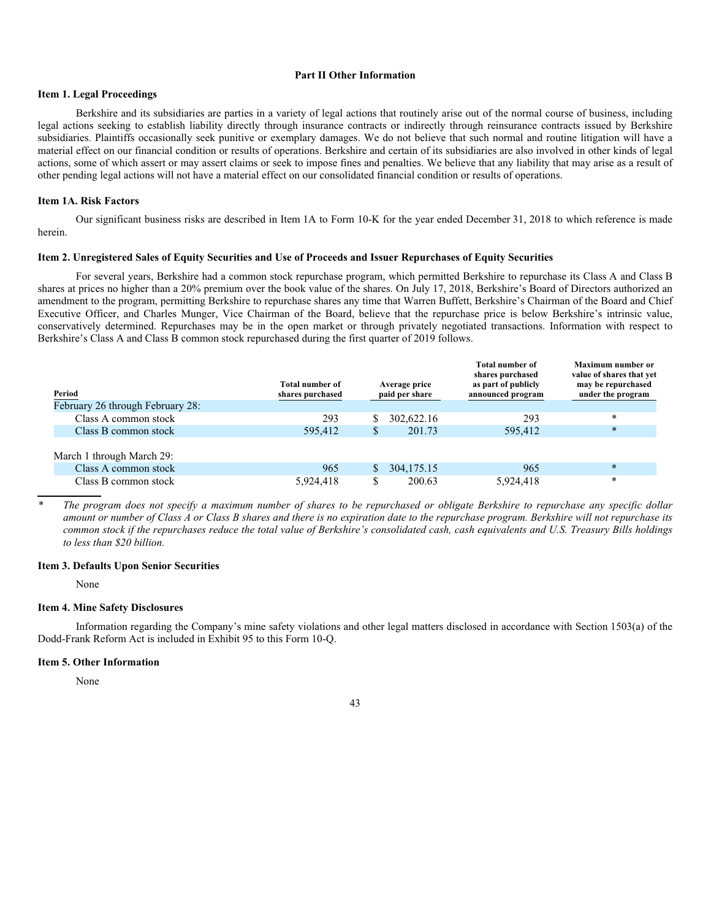# Part II Other Information

## Item 1. Legal Proceedings

Berkshire and its subsidiaries are parties in a variety of legal actions that routinely arise out of the normal course of business, including legal actions seeking to establish liability directly through insurance contracts or indirectly through reinsurance contracts issued by Berkshire subsidiaries. Plaintiffs occasionally seek punitive or exemplary damages. We do not believe that such normal and routine litigation will have a material effect on our financial condition or results of operations. Berkshire and certain of its subsidiaries are also involved in other kinds of legal actions, some of which assert or may assert claims or seek to impose fines and penalties. We believe that any liability that may arise as a result of other pending legal actions will not have a material effect on our consolidated financial condition or results of operations.

## Item 1A. Risk Factors

Our significant business risks are described in Item 1A to Form 10-K for the year ended December 31, 2018 to which reference is made herein.

## Item 2. Unregistered Sales of Equity Securities and Use of Proceeds and Issuer Repurchases of Equity Securities

For several years, Berkshire had a common stock repurchase program, which permitted Berkshire to repurchase its Class A and Class B shares at prices no higher than a 20% premium over the book value of the shares. On July 17, 2018, Berkshire's Board of Directors authorized an amendment to the program, permitting Berkshire to repurchase shares any time that Warren Buffett, Berkshire's Chairman of the Board and Chief Executive Officer, and Charles Munger, Vice Chairman of the Board, believe that the repurchase price is below Berkshire's intrinsic value, conservatively determined. Repurchases may be in the open market or through privately negotiated transactions. Information with respect to Berkshire's Class A and Class B common stock repurchased during the first quarter of 2019 follows.

| Period | Total number of shares purchased | Average price paid per share | Total number of shares purchased as part of publicly announced program | Maximum number or value of shares that yet may be repurchased under the program |
|---|---|---|---|---|
| February 26 through February 28: | | | | |
| Class A common stock | 293 | $ 302,622.16 | 293 | * |
| Class B common stock | 595,412 | $ 201.73 | 595,412 | * |
| March 1 through March 29: | | | | |
| Class A common stock | 965 | $ 304,175.15 | 965 | * |
| Class B common stock | 5,924,418 | $ 200.63 | 5,924,418 | * |

\* *The program does not specify a maximum number of shares to be repurchased or obligate Berkshire to repurchase any specific dollar amount or number of Class A or Class B shares and there is no expiration date to the repurchase program. Berkshire will not repurchase its common stock if the repurchases reduce the total value of Berkshire's consolidated cash, cash equivalents and U.S. Treasury Bills holdings to less than $20 billion.*

## Item 3. Defaults Upon Senior Securities

None

## Item 4. Mine Safety Disclosures

Information regarding the Company's mine safety violations and other legal matters disclosed in accordance with Section 1503(a) of the Dodd-Frank Reform Act is included in Exhibit 95 to this Form 10-Q.

## Item 5. Other Information

None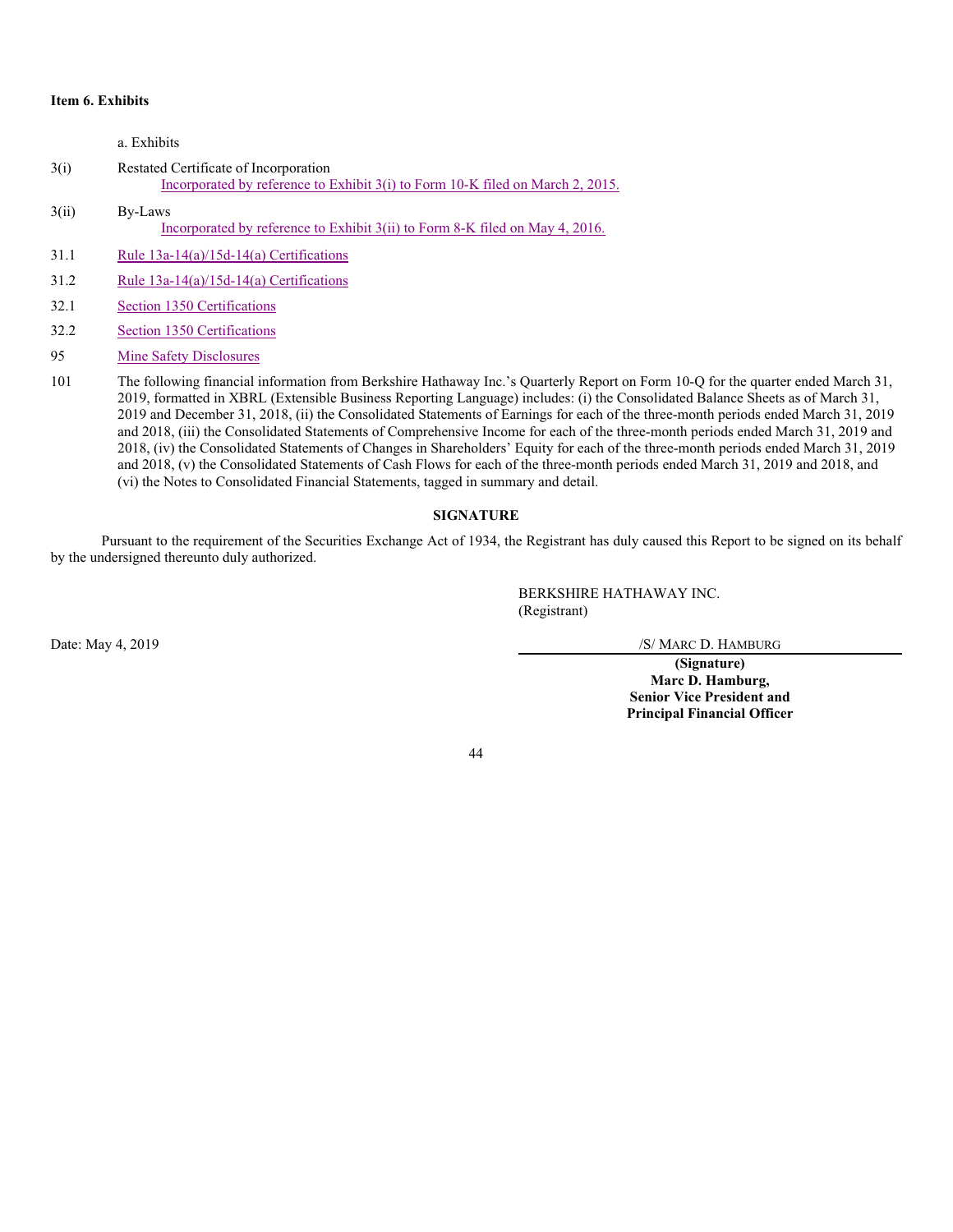**Item 6. Exhibits**

a. Exhibits

3(i) Restated Certificate of Incorporation
Incorporated by reference to Exhibit 3(i) to Form 10-K filed on March 2, 2015.

3(ii) By-Laws
Incorporated by reference to Exhibit 3(ii) to Form 8-K filed on May 4, 2016.

31.1 Rule 13a-14(a)/15d-14(a) Certifications

31.2 Rule 13a-14(a)/15d-14(a) Certifications

32.1 Section 1350 Certifications

32.2 Section 1350 Certifications

95 Mine Safety Disclosures

101 The following financial information from Berkshire Hathaway Inc.'s Quarterly Report on Form 10-Q for the quarter ended March 31, 2019, formatted in XBRL (Extensible Business Reporting Language) includes: (i) the Consolidated Balance Sheets as of March 31, 2019 and December 31, 2018, (ii) the Consolidated Statements of Earnings for each of the three-month periods ended March 31, 2019 and 2018, (iii) the Consolidated Statements of Comprehensive Income for each of the three-month periods ended March 31, 2019 and 2018, (iv) the Consolidated Statements of Changes in Shareholders' Equity for each of the three-month periods ended March 31, 2019 and 2018, (v) the Consolidated Statements of Cash Flows for each of the three-month periods ended March 31, 2019 and 2018, and (vi) the Notes to Consolidated Financial Statements, tagged in summary and detail.

**SIGNATURE**

Pursuant to the requirement of the Securities Exchange Act of 1934, the Registrant has duly caused this Report to be signed on its behalf by the undersigned thereunto duly authorized.

BERKSHIRE HATHAWAY INC.
(Registrant)

Date: May 4, 2019

/S/ MARC D. HAMBURG

**(Signature)**
**Marc D. Hamburg,**
**Senior Vice President and**
**Principal Financial Officer**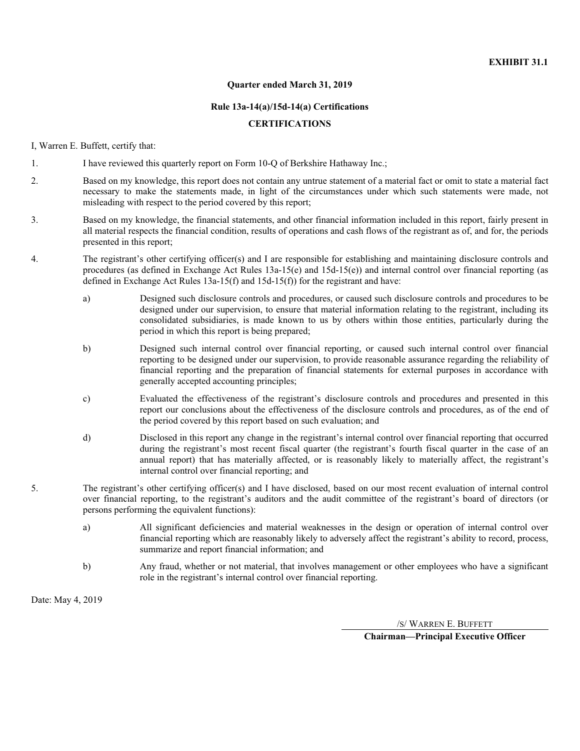**EXHIBIT 31.1**

**Quarter ended March 31, 2019**

**Rule 13a-14(a)/15d-14(a) Certifications**

**CERTIFICATIONS**

I, Warren E. Buffett, certify that:

1. I have reviewed this quarterly report on Form 10-Q of Berkshire Hathaway Inc.;

2. Based on my knowledge, this report does not contain any untrue statement of a material fact or omit to state a material fact necessary to make the statements made, in light of the circumstances under which such statements were made, not misleading with respect to the period covered by this report;

3. Based on my knowledge, the financial statements, and other financial information included in this report, fairly present in all material respects the financial condition, results of operations and cash flows of the registrant as of, and for, the periods presented in this report;

4. The registrant's other certifying officer(s) and I are responsible for establishing and maintaining disclosure controls and procedures (as defined in Exchange Act Rules 13a-15(e) and 15d-15(e)) and internal control over financial reporting (as defined in Exchange Act Rules 13a-15(f) and 15d-15(f)) for the registrant and have:

   a) Designed such disclosure controls and procedures, or caused such disclosure controls and procedures to be designed under our supervision, to ensure that material information relating to the registrant, including its consolidated subsidiaries, is made known to us by others within those entities, particularly during the period in which this report is being prepared;

   b) Designed such internal control over financial reporting, or caused such internal control over financial reporting to be designed under our supervision, to provide reasonable assurance regarding the reliability of financial reporting and the preparation of financial statements for external purposes in accordance with generally accepted accounting principles;

   c) Evaluated the effectiveness of the registrant's disclosure controls and procedures and presented in this report our conclusions about the effectiveness of the disclosure controls and procedures, as of the end of the period covered by this report based on such evaluation; and

   d) Disclosed in this report any change in the registrant's internal control over financial reporting that occurred during the registrant's most recent fiscal quarter (the registrant's fourth fiscal quarter in the case of an annual report) that has materially affected, or is reasonably likely to materially affect, the registrant's internal control over financial reporting; and

5. The registrant's other certifying officer(s) and I have disclosed, based on our most recent evaluation of internal control over financial reporting, to the registrant's auditors and the audit committee of the registrant's board of directors (or persons performing the equivalent functions):

   a) All significant deficiencies and material weaknesses in the design or operation of internal control over financial reporting which are reasonably likely to adversely affect the registrant's ability to record, process, summarize and report financial information; and

   b) Any fraud, whether or not material, that involves management or other employees who have a significant role in the registrant's internal control over financial reporting.

Date: May 4, 2019

/S/ WARREN E. BUFFETT

**Chairman—Principal Executive Officer**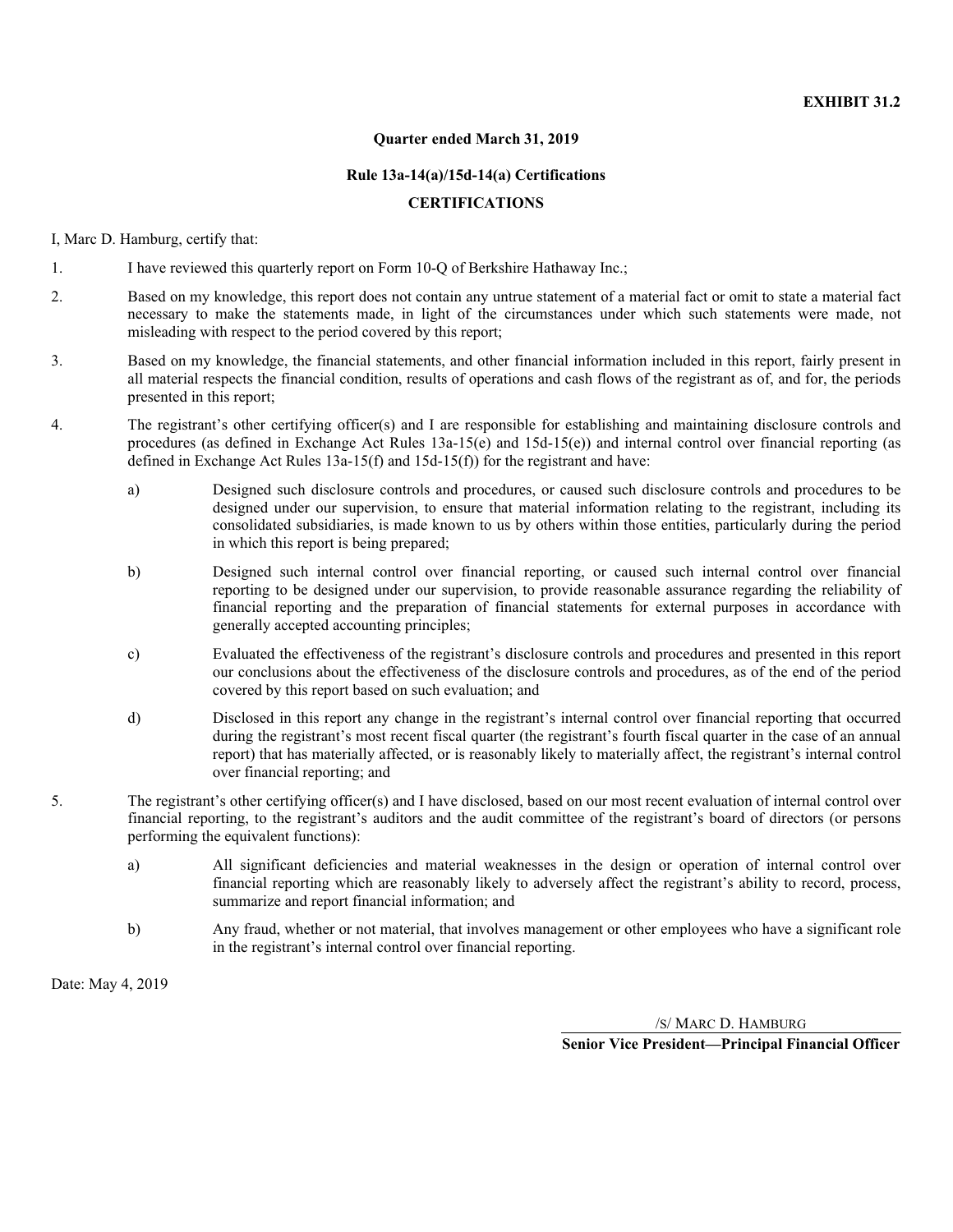**EXHIBIT 31.2**

**Quarter ended March 31, 2019**

**Rule 13a-14(a)/15d-14(a) Certifications**

**CERTIFICATIONS**

I, Marc D. Hamburg, certify that:

1. I have reviewed this quarterly report on Form 10-Q of Berkshire Hathaway Inc.;

2. Based on my knowledge, this report does not contain any untrue statement of a material fact or omit to state a material fact necessary to make the statements made, in light of the circumstances under which such statements were made, not misleading with respect to the period covered by this report;

3. Based on my knowledge, the financial statements, and other financial information included in this report, fairly present in all material respects the financial condition, results of operations and cash flows of the registrant as of, and for, the periods presented in this report;

4. The registrant's other certifying officer(s) and I are responsible for establishing and maintaining disclosure controls and procedures (as defined in Exchange Act Rules 13a-15(e) and 15d-15(e)) and internal control over financial reporting (as defined in Exchange Act Rules 13a-15(f) and 15d-15(f)) for the registrant and have:

   a) Designed such disclosure controls and procedures, or caused such disclosure controls and procedures to be designed under our supervision, to ensure that material information relating to the registrant, including its consolidated subsidiaries, is made known to us by others within those entities, particularly during the period in which this report is being prepared;

   b) Designed such internal control over financial reporting, or caused such internal control over financial reporting to be designed under our supervision, to provide reasonable assurance regarding the reliability of financial reporting and the preparation of financial statements for external purposes in accordance with generally accepted accounting principles;

   c) Evaluated the effectiveness of the registrant's disclosure controls and procedures and presented in this report our conclusions about the effectiveness of the disclosure controls and procedures, as of the end of the period covered by this report based on such evaluation; and

   d) Disclosed in this report any change in the registrant's internal control over financial reporting that occurred during the registrant's most recent fiscal quarter (the registrant's fourth fiscal quarter in the case of an annual report) that has materially affected, or is reasonably likely to materially affect, the registrant's internal control over financial reporting; and

5. The registrant's other certifying officer(s) and I have disclosed, based on our most recent evaluation of internal control over financial reporting, to the registrant's auditors and the audit committee of the registrant's board of directors (or persons performing the equivalent functions):

   a) All significant deficiencies and material weaknesses in the design or operation of internal control over financial reporting which are reasonably likely to adversely affect the registrant's ability to record, process, summarize and report financial information; and

   b) Any fraud, whether or not material, that involves management or other employees who have a significant role in the registrant's internal control over financial reporting.

Date: May 4, 2019

/S/ MARC D. HAMBURG

**Senior Vice President—Principal Financial Officer**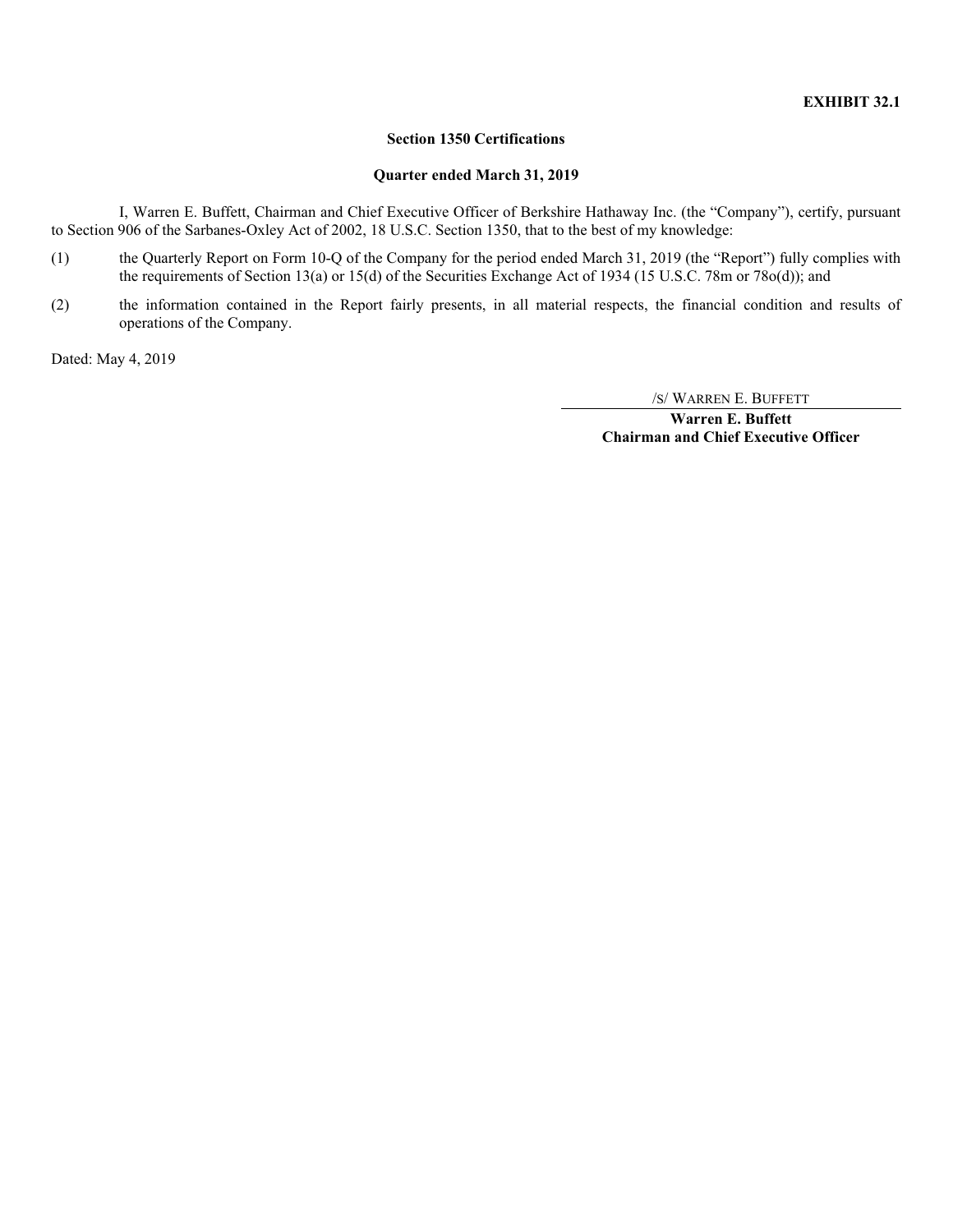**EXHIBIT 32.1**

**Section 1350 Certifications**

**Quarter ended March 31, 2019**

I, Warren E. Buffett, Chairman and Chief Executive Officer of Berkshire Hathaway Inc. (the "Company"), certify, pursuant to Section 906 of the Sarbanes-Oxley Act of 2002, 18 U.S.C. Section 1350, that to the best of my knowledge:

(1) the Quarterly Report on Form 10-Q of the Company for the period ended March 31, 2019 (the "Report") fully complies with the requirements of Section 13(a) or 15(d) of the Securities Exchange Act of 1934 (15 U.S.C. 78m or 78o(d)); and

(2) the information contained in the Report fairly presents, in all material respects, the financial condition and results of operations of the Company.

Dated: May 4, 2019

/S/ WARREN E. BUFFETT

**Warren E. Buffett**
**Chairman and Chief Executive Officer**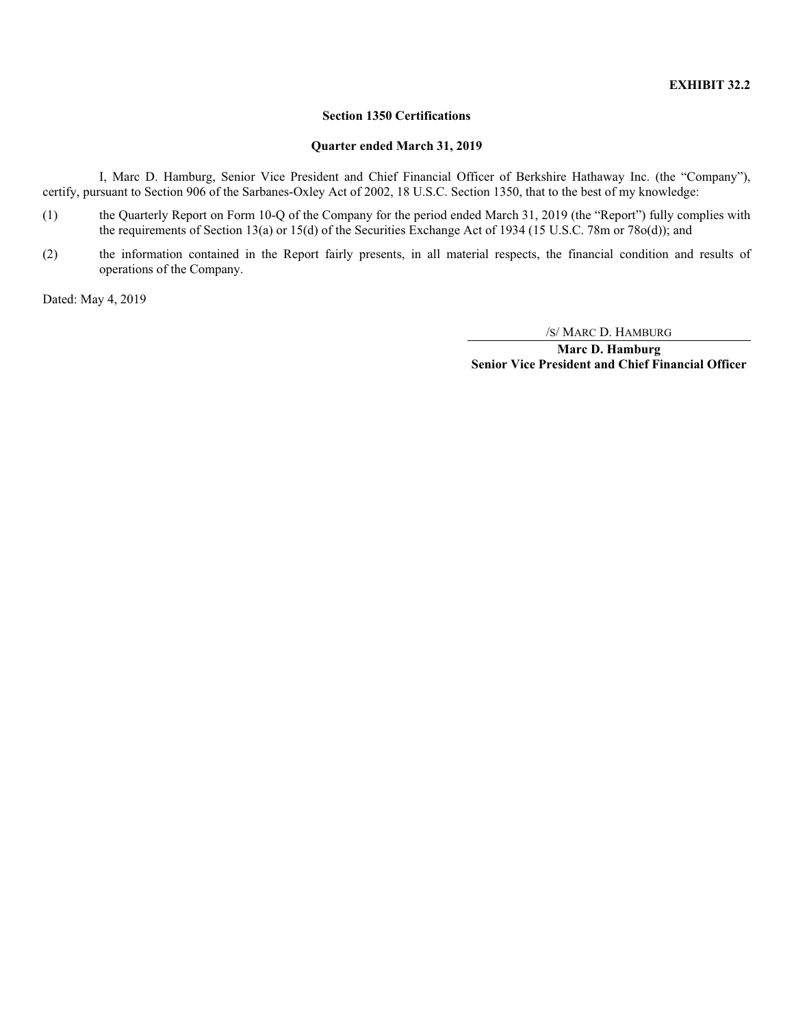**EXHIBIT 32.2**

**Section 1350 Certifications**

**Quarter ended March 31, 2019**

I, Marc D. Hamburg, Senior Vice President and Chief Financial Officer of Berkshire Hathaway Inc. (the "Company"), certify, pursuant to Section 906 of the Sarbanes-Oxley Act of 2002, 18 U.S.C. Section 1350, that to the best of my knowledge:

(1) the Quarterly Report on Form 10-Q of the Company for the period ended March 31, 2019 (the "Report") fully complies with the requirements of Section 13(a) or 15(d) of the Securities Exchange Act of 1934 (15 U.S.C. 78m or 78o(d)); and

(2) the information contained in the Report fairly presents, in all material respects, the financial condition and results of operations of the Company.

Dated: May 4, 2019

/S/ MARC D. HAMBURG

**Marc D. Hamburg**
**Senior Vice President and Chief Financial Officer**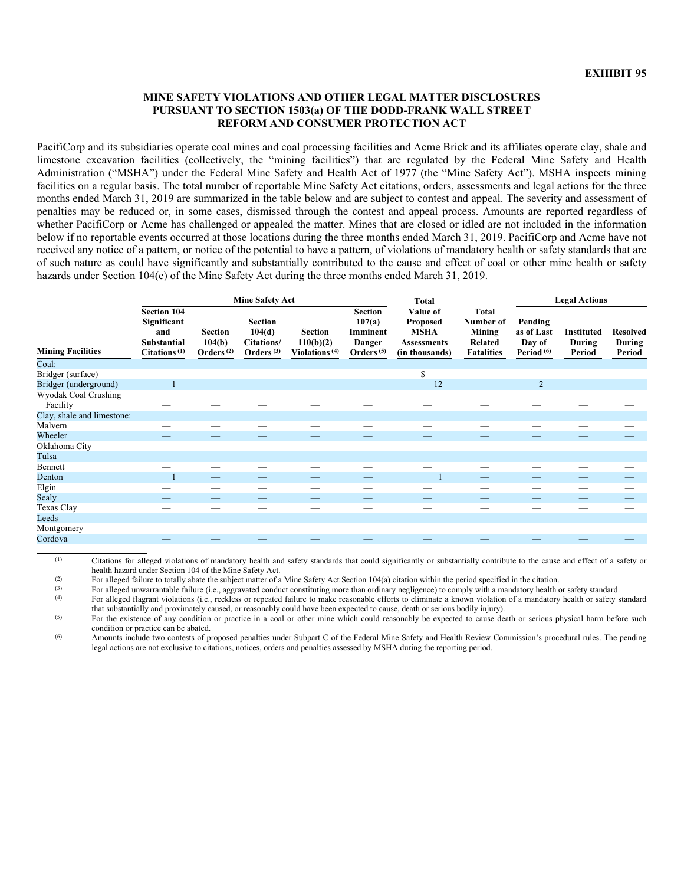**EXHIBIT 95**

# MINE SAFETY VIOLATIONS AND OTHER LEGAL MATTER DISCLOSURES PURSUANT TO SECTION 1503(a) OF THE DODD-FRANK WALL STREET REFORM AND CONSUMER PROTECTION ACT

PacifiCorp and its subsidiaries operate coal mines and coal processing facilities and Acme Brick and its affiliates operate clay, shale and limestone excavation facilities (collectively, the "mining facilities") that are regulated by the Federal Mine Safety and Health Administration ("MSHA") under the Federal Mine Safety and Health Act of 1977 (the "Mine Safety Act"). MSHA inspects mining facilities on a regular basis. The total number of reportable Mine Safety Act citations, orders, assessments and legal actions for the three months ended March 31, 2019 are summarized in the table below and are subject to contest and appeal. The severity and assessment of penalties may be reduced or, in some cases, dismissed through the contest and appeal process. Amounts are reported regardless of whether PacifiCorp or Acme has challenged or appealed the matter. Mines that are closed or idled are not included in the information below if no reportable events occurred at those locations during the three months ended March 31, 2019. PacifiCorp and Acme have not received any notice of a pattern, or notice of the potential to have a pattern, of violations of mandatory health or safety standards that are of such nature as could have significantly and substantially contributed to the cause and effect of coal or other mine health or safety hazards under Section 104(e) of the Mine Safety Act during the three months ended March 31, 2019.

| | Mine Safety Act | | | | | | | Legal Actions | | |
|---|---|---|---|---|---|---|---|---|---|---|
| Mining Facilities | Section 104 Significant and Substantial Citations (1) | Section 104(b) Orders (2) | Section 104(d) Citations/ Orders (3) | Section 110(b)(2) Violations (4) | Section 107(a) Imminent Danger Orders (5) | Total Value of Proposed MSHA Assessments (in thousands) | Total Number of Mining Related Fatalities | Pending as of Last Day of Period (6) | Instituted During Period | Resolved During Period |
| Coal: | | | | | | | | | | |
| Bridger (surface) | — | — | — | — | — | $— | — | — | — | — |
| Bridger (underground) | 1 | — | — | — | — | 12 | — | 2 | — | — |
| Wyodak Coal Crushing Facility | — | — | — | — | — | — | — | — | — | — |
| Clay, shale and limestone: | | | | | | | | | | |
| Malvern | — | — | — | — | — | — | — | — | — | — |
| Wheeler | — | — | — | — | — | — | — | — | — | — |
| Oklahoma City | — | — | — | — | — | — | — | — | — | — |
| Tulsa | — | — | — | — | — | — | — | — | — | — |
| Bennett | — | — | — | — | — | — | — | — | — | — |
| Denton | 1 | — | — | — | — | 1 | — | — | — | — |
| Elgin | — | — | — | — | — | — | — | — | — | — |
| Sealy | — | — | — | — | — | — | — | — | — | — |
| Texas Clay | — | — | — | — | — | — | — | — | — | — |
| Leeds | — | — | — | — | — | — | — | — | — | — |
| Montgomery | — | — | — | — | — | — | — | — | — | — |
| Cordova | — | — | — | — | — | — | — | — | — | — |

(1) Citations for alleged violations of mandatory health and safety standards that could significantly or substantially contribute to the cause and effect of a safety or health hazard under Section 104 of the Mine Safety Act.

(2) For alleged failure to totally abate the subject matter of a Mine Safety Act Section 104(a) citation within the period specified in the citation.

(3) For alleged unwarrantable failure (i.e., aggravated conduct constituting more than ordinary negligence) to comply with a mandatory health or safety standard.

(4) For alleged flagrant violations (i.e., reckless or repeated failure to make reasonable efforts to eliminate a known violation of a mandatory health or safety standard that substantially and proximately caused, or reasonably could have been expected to cause, death or serious bodily injury).

(5) For the existence of any condition or practice in a coal or other mine which could reasonably be expected to cause death or serious physical harm before such condition or practice can be abated.

(6) Amounts include two contests of proposed penalties under Subpart C of the Federal Mine Safety and Health Review Commission's procedural rules. The pending legal actions are not exclusive to citations, notices, orders and penalties assessed by MSHA during the reporting period.